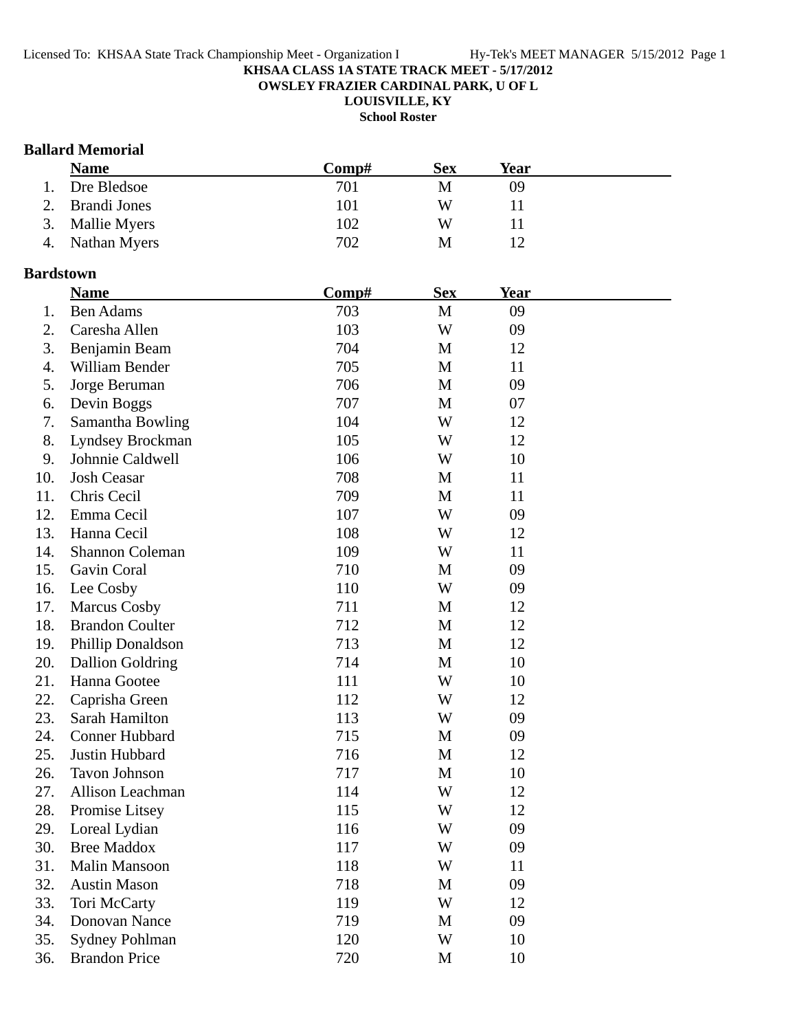Licensed To: KHSAA State Track Championship Meet - Organization I Hy-Tek's MEET MANAGER 5/15/2012 Page 1

**KHSAA CLASS 1A STATE TRACK MEET - 5/17/2012**

**OWSLEY FRAZIER CARDINAL PARK, U OF L**

**LOUISVILLE, KY**

**School Roster**

### Ballard Memorial

| | Name | Comp# | Sex | Year |
|---|---|---|---|---|
| 1. | Dre Bledsoe | 701 | M | 09 |
| 2. | Brandi Jones | 101 | W | 11 |
| 3. | Mallie Myers | 102 | W | 11 |
| 4. | Nathan Myers | 702 | M | 12 |

### Bardstown

| | Name | Comp# | Sex | Year |
|---|---|---|---|---|
| 1. | Ben Adams | 703 | M | 09 |
| 2. | Caresha Allen | 103 | W | 09 |
| 3. | Benjamin Beam | 704 | M | 12 |
| 4. | William Bender | 705 | M | 11 |
| 5. | Jorge Beruman | 706 | M | 09 |
| 6. | Devin Boggs | 707 | M | 07 |
| 7. | Samantha Bowling | 104 | W | 12 |
| 8. | Lyndsey Brockman | 105 | W | 12 |
| 9. | Johnnie Caldwell | 106 | W | 10 |
| 10. | Josh Ceasar | 708 | M | 11 |
| 11. | Chris Cecil | 709 | M | 11 |
| 12. | Emma Cecil | 107 | W | 09 |
| 13. | Hanna Cecil | 108 | W | 12 |
| 14. | Shannon Coleman | 109 | W | 11 |
| 15. | Gavin Coral | 710 | M | 09 |
| 16. | Lee Cosby | 110 | W | 09 |
| 17. | Marcus Cosby | 711 | M | 12 |
| 18. | Brandon Coulter | 712 | M | 12 |
| 19. | Phillip Donaldson | 713 | M | 12 |
| 20. | Dallion Goldring | 714 | M | 10 |
| 21. | Hanna Gootee | 111 | W | 10 |
| 22. | Caprisha Green | 112 | W | 12 |
| 23. | Sarah Hamilton | 113 | W | 09 |
| 24. | Conner Hubbard | 715 | M | 09 |
| 25. | Justin Hubbard | 716 | M | 12 |
| 26. | Tavon Johnson | 717 | M | 10 |
| 27. | Allison Leachman | 114 | W | 12 |
| 28. | Promise Litsey | 115 | W | 12 |
| 29. | Loreal Lydian | 116 | W | 09 |
| 30. | Bree Maddox | 117 | W | 09 |
| 31. | Malin Mansoon | 118 | W | 11 |
| 32. | Austin Mason | 718 | M | 09 |
| 33. | Tori McCarty | 119 | W | 12 |
| 34. | Donovan Nance | 719 | M | 09 |
| 35. | Sydney Pohlman | 120 | W | 10 |
| 36. | Brandon Price | 720 | M | 10 |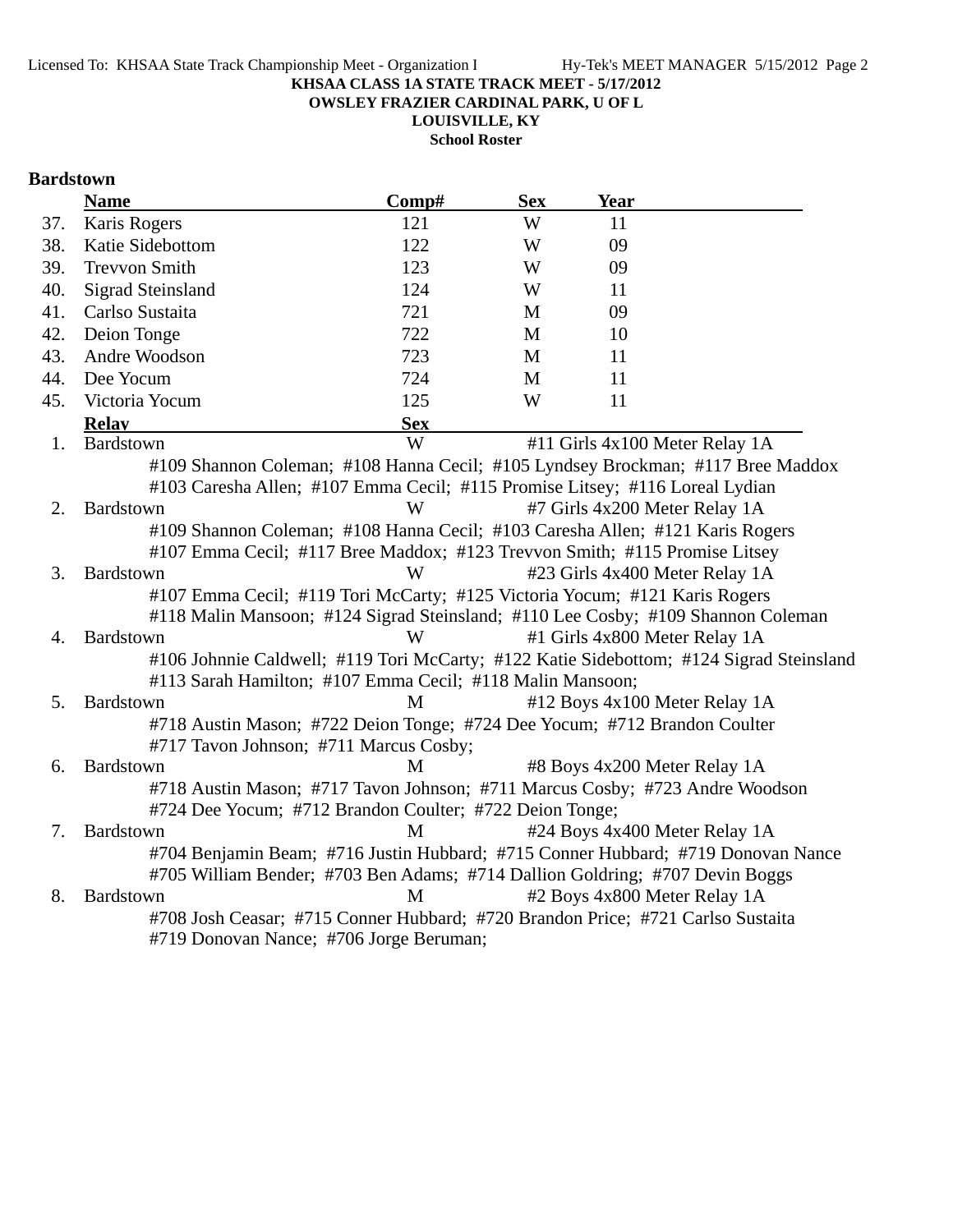**KHSAA CLASS 1A STATE TRACK MEET - 5/17/2012**
**OWSLEY FRAZIER CARDINAL PARK, U OF L**
**LOUISVILLE, KY**
**School Roster**

## Bardstown

| | Name | Comp# | Sex | Year |
|---|---|---|---|---|
| 37. | Karis Rogers | 121 | W | 11 |
| 38. | Katie Sidebottom | 122 | W | 09 |
| 39. | Trevvon Smith | 123 | W | 09 |
| 40. | Sigrad Steinsland | 124 | W | 11 |
| 41. | Carlso Sustaita | 721 | M | 09 |
| 42. | Deion Tonge | 722 | M | 10 |
| 43. | Andre Woodson | 723 | M | 11 |
| 44. | Dee Yocum | 724 | M | 11 |
| 45. | Victoria Yocum | 125 | W | 11 |

| | Relay | Sex | Event |
|---|---|---|---|
| 1. | Bardstown | W | #11 Girls 4x100 Meter Relay 1A |

#109 Shannon Coleman; #108 Hanna Cecil; #105 Lyndsey Brockman; #117 Bree Maddox
#103 Caresha Allen; #107 Emma Cecil; #115 Promise Litsey; #116 Loreal Lydian

| | Relay | Sex | Event |
|---|---|---|---|
| 2. | Bardstown | W | #7 Girls 4x200 Meter Relay 1A |

#109 Shannon Coleman; #108 Hanna Cecil; #103 Caresha Allen; #121 Karis Rogers
#107 Emma Cecil; #117 Bree Maddox; #123 Trevvon Smith; #115 Promise Litsey

| | Relay | Sex | Event |
|---|---|---|---|
| 3. | Bardstown | W | #23 Girls 4x400 Meter Relay 1A |

#107 Emma Cecil; #119 Tori McCarty; #125 Victoria Yocum; #121 Karis Rogers
#118 Malin Mansoon; #124 Sigrad Steinsland; #110 Lee Cosby; #109 Shannon Coleman

| | Relay | Sex | Event |
|---|---|---|---|
| 4. | Bardstown | W | #1 Girls 4x800 Meter Relay 1A |

#106 Johnnie Caldwell; #119 Tori McCarty; #122 Katie Sidebottom; #124 Sigrad Steinsland
#113 Sarah Hamilton; #107 Emma Cecil; #118 Malin Mansoon;

| | Relay | Sex | Event |
|---|---|---|---|
| 5. | Bardstown | M | #12 Boys 4x100 Meter Relay 1A |

#718 Austin Mason; #722 Deion Tonge; #724 Dee Yocum; #712 Brandon Coulter
#717 Tavon Johnson; #711 Marcus Cosby;

| | Relay | Sex | Event |
|---|---|---|---|
| 6. | Bardstown | M | #8 Boys 4x200 Meter Relay 1A |

#718 Austin Mason; #717 Tavon Johnson; #711 Marcus Cosby; #723 Andre Woodson
#724 Dee Yocum; #712 Brandon Coulter; #722 Deion Tonge;

| | Relay | Sex | Event |
|---|---|---|---|
| 7. | Bardstown | M | #24 Boys 4x400 Meter Relay 1A |

#704 Benjamin Beam; #716 Justin Hubbard; #715 Conner Hubbard; #719 Donovan Nance
#705 William Bender; #703 Ben Adams; #714 Dallion Goldring; #707 Devin Boggs

| | Relay | Sex | Event |
|---|---|---|---|
| 8. | Bardstown | M | #2 Boys 4x800 Meter Relay 1A |

#708 Josh Ceasar; #715 Conner Hubbard; #720 Brandon Price; #721 Carlso Sustaita
#719 Donovan Nance; #706 Jorge Beruman;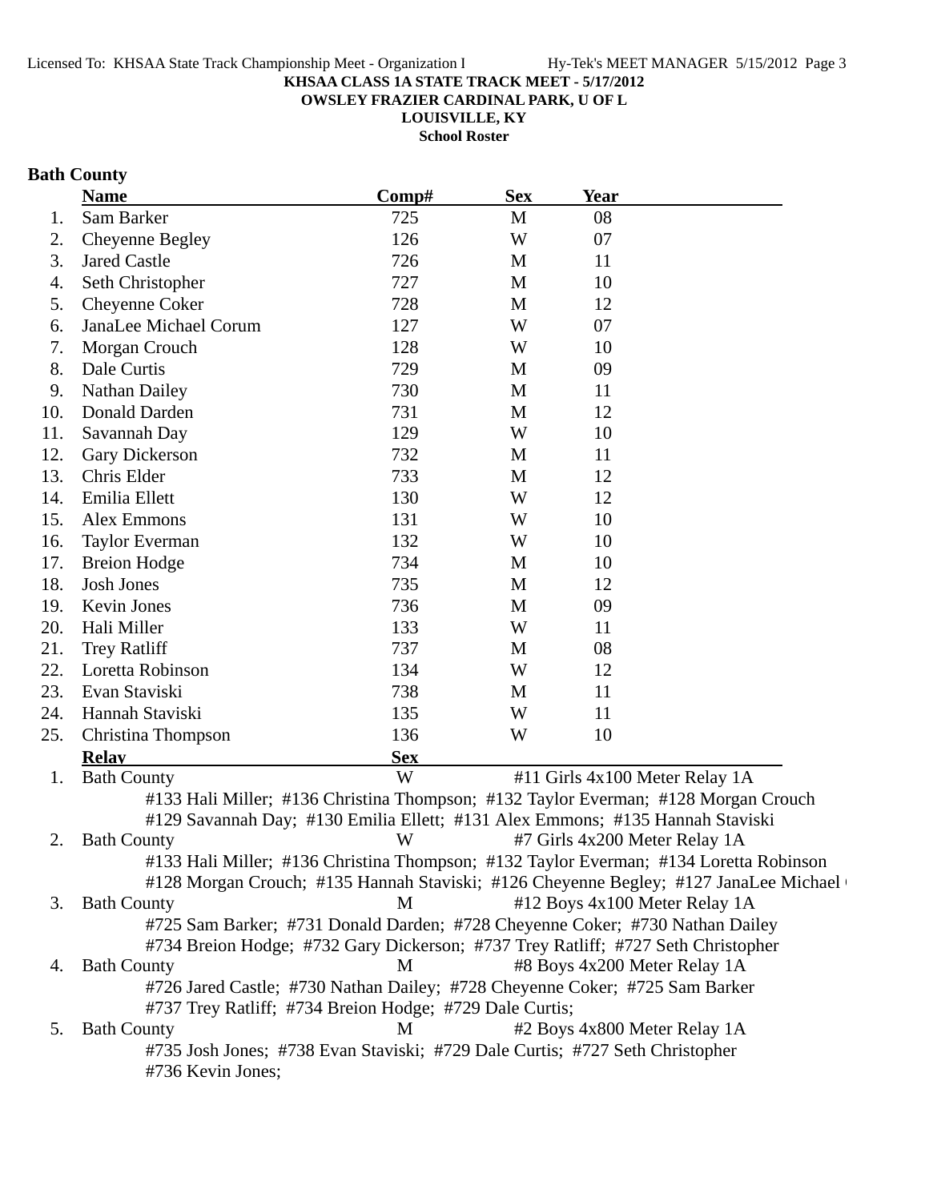**KHSAA CLASS 1A STATE TRACK MEET - 5/17/2012**
**OWSLEY FRAZIER CARDINAL PARK, U OF L**
**LOUISVILLE, KY**
**School Roster**

## Bath County

| | Name | Comp# | Sex | Year |
|---|---|---|---|---|
| 1. | Sam Barker | 725 | M | 08 |
| 2. | Cheyenne Begley | 126 | W | 07 |
| 3. | Jared Castle | 726 | M | 11 |
| 4. | Seth Christopher | 727 | M | 10 |
| 5. | Cheyenne Coker | 728 | M | 12 |
| 6. | JanaLee Michael Corum | 127 | W | 07 |
| 7. | Morgan Crouch | 128 | W | 10 |
| 8. | Dale Curtis | 729 | M | 09 |
| 9. | Nathan Dailey | 730 | M | 11 |
| 10. | Donald Darden | 731 | M | 12 |
| 11. | Savannah Day | 129 | W | 10 |
| 12. | Gary Dickerson | 732 | M | 11 |
| 13. | Chris Elder | 733 | M | 12 |
| 14. | Emilia Ellett | 130 | W | 12 |
| 15. | Alex Emmons | 131 | W | 10 |
| 16. | Taylor Everman | 132 | W | 10 |
| 17. | Breion Hodge | 734 | M | 10 |
| 18. | Josh Jones | 735 | M | 12 |
| 19. | Kevin Jones | 736 | M | 09 |
| 20. | Hali Miller | 133 | W | 11 |
| 21. | Trey Ratliff | 737 | M | 08 |
| 22. | Loretta Robinson | 134 | W | 12 |
| 23. | Evan Staviski | 738 | M | 11 |
| 24. | Hannah Staviski | 135 | W | 11 |
| 25. | Christina Thompson | 136 | W | 10 |

| | Relay | Sex | Event |
|---|---|---|---|
| 1. | Bath County | W | #11 Girls 4x100 Meter Relay 1A |
| | #133 Hali Miller; #136 Christina Thompson; #132 Taylor Everman; #128 Morgan Crouch<br>#129 Savannah Day; #130 Emilia Ellett; #131 Alex Emmons; #135 Hannah Staviski | | |
| 2. | Bath County | W | #7 Girls 4x200 Meter Relay 1A |
| | #133 Hali Miller; #136 Christina Thompson; #132 Taylor Everman; #134 Loretta Robinson<br>#128 Morgan Crouch; #135 Hannah Staviski; #126 Cheyenne Begley; #127 JanaLee Michael | | |
| 3. | Bath County | M | #12 Boys 4x100 Meter Relay 1A |
| | #725 Sam Barker; #731 Donald Darden; #728 Cheyenne Coker; #730 Nathan Dailey<br>#734 Breion Hodge; #732 Gary Dickerson; #737 Trey Ratliff; #727 Seth Christopher | | |
| 4. | Bath County | M | #8 Boys 4x200 Meter Relay 1A |
| | #726 Jared Castle; #730 Nathan Dailey; #728 Cheyenne Coker; #725 Sam Barker<br>#737 Trey Ratliff; #734 Breion Hodge; #729 Dale Curtis; | | |
| 5. | Bath County | M | #2 Boys 4x800 Meter Relay 1A |
| | #735 Josh Jones; #738 Evan Staviski; #729 Dale Curtis; #727 Seth Christopher<br>#736 Kevin Jones; | | |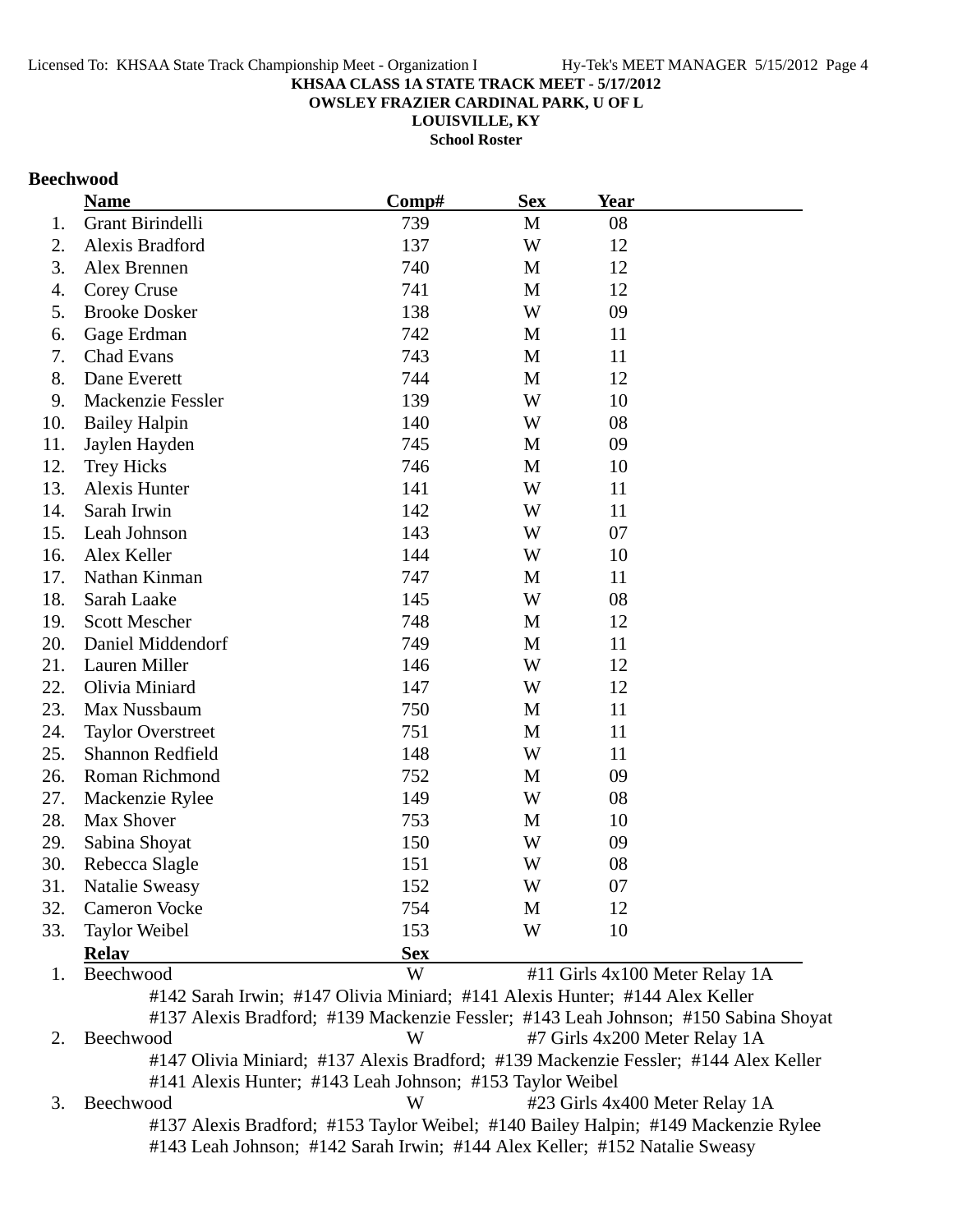**KHSAA CLASS 1A STATE TRACK MEET - 5/17/2012**
**OWSLEY FRAZIER CARDINAL PARK, U OF L**
**LOUISVILLE, KY**
**School Roster**

## Beechwood

| | Name | Comp# | Sex | Year |
|---|---|---|---|---|
| 1. | Grant Birindelli | 739 | M | 08 |
| 2. | Alexis Bradford | 137 | W | 12 |
| 3. | Alex Brennen | 740 | M | 12 |
| 4. | Corey Cruse | 741 | M | 12 |
| 5. | Brooke Dosker | 138 | W | 09 |
| 6. | Gage Erdman | 742 | M | 11 |
| 7. | Chad Evans | 743 | M | 11 |
| 8. | Dane Everett | 744 | M | 12 |
| 9. | Mackenzie Fessler | 139 | W | 10 |
| 10. | Bailey Halpin | 140 | W | 08 |
| 11. | Jaylen Hayden | 745 | M | 09 |
| 12. | Trey Hicks | 746 | M | 10 |
| 13. | Alexis Hunter | 141 | W | 11 |
| 14. | Sarah Irwin | 142 | W | 11 |
| 15. | Leah Johnson | 143 | W | 07 |
| 16. | Alex Keller | 144 | W | 10 |
| 17. | Nathan Kinman | 747 | M | 11 |
| 18. | Sarah Laake | 145 | W | 08 |
| 19. | Scott Mescher | 748 | M | 12 |
| 20. | Daniel Middendorf | 749 | M | 11 |
| 21. | Lauren Miller | 146 | W | 12 |
| 22. | Olivia Miniard | 147 | W | 12 |
| 23. | Max Nussbaum | 750 | M | 11 |
| 24. | Taylor Overstreet | 751 | M | 11 |
| 25. | Shannon Redfield | 148 | W | 11 |
| 26. | Roman Richmond | 752 | M | 09 |
| 27. | Mackenzie Rylee | 149 | W | 08 |
| 28. | Max Shover | 753 | M | 10 |
| 29. | Sabina Shoyat | 150 | W | 09 |
| 30. | Rebecca Slagle | 151 | W | 08 |
| 31. | Natalie Sweasy | 152 | W | 07 |
| 32. | Cameron Vocke | 754 | M | 12 |
| 33. | Taylor Weibel | 153 | W | 10 |

| | Relay | Sex | Event |
|---|---|---|---|
| 1. | Beechwood | W | #11 Girls 4x100 Meter Relay 1A |
| | #142 Sarah Irwin; #147 Olivia Miniard; #141 Alexis Hunter; #144 Alex Keller; #137 Alexis Bradford; #139 Mackenzie Fessler; #143 Leah Johnson; #150 Sabina Shoyat | | |
| 2. | Beechwood | W | #7 Girls 4x200 Meter Relay 1A |
| | #147 Olivia Miniard; #137 Alexis Bradford; #139 Mackenzie Fessler; #144 Alex Keller; #141 Alexis Hunter; #143 Leah Johnson; #153 Taylor Weibel | | |
| 3. | Beechwood | W | #23 Girls 4x400 Meter Relay 1A |
| | #137 Alexis Bradford; #153 Taylor Weibel; #140 Bailey Halpin; #149 Mackenzie Rylee; #143 Leah Johnson; #142 Sarah Irwin; #144 Alex Keller; #152 Natalie Sweasy | | |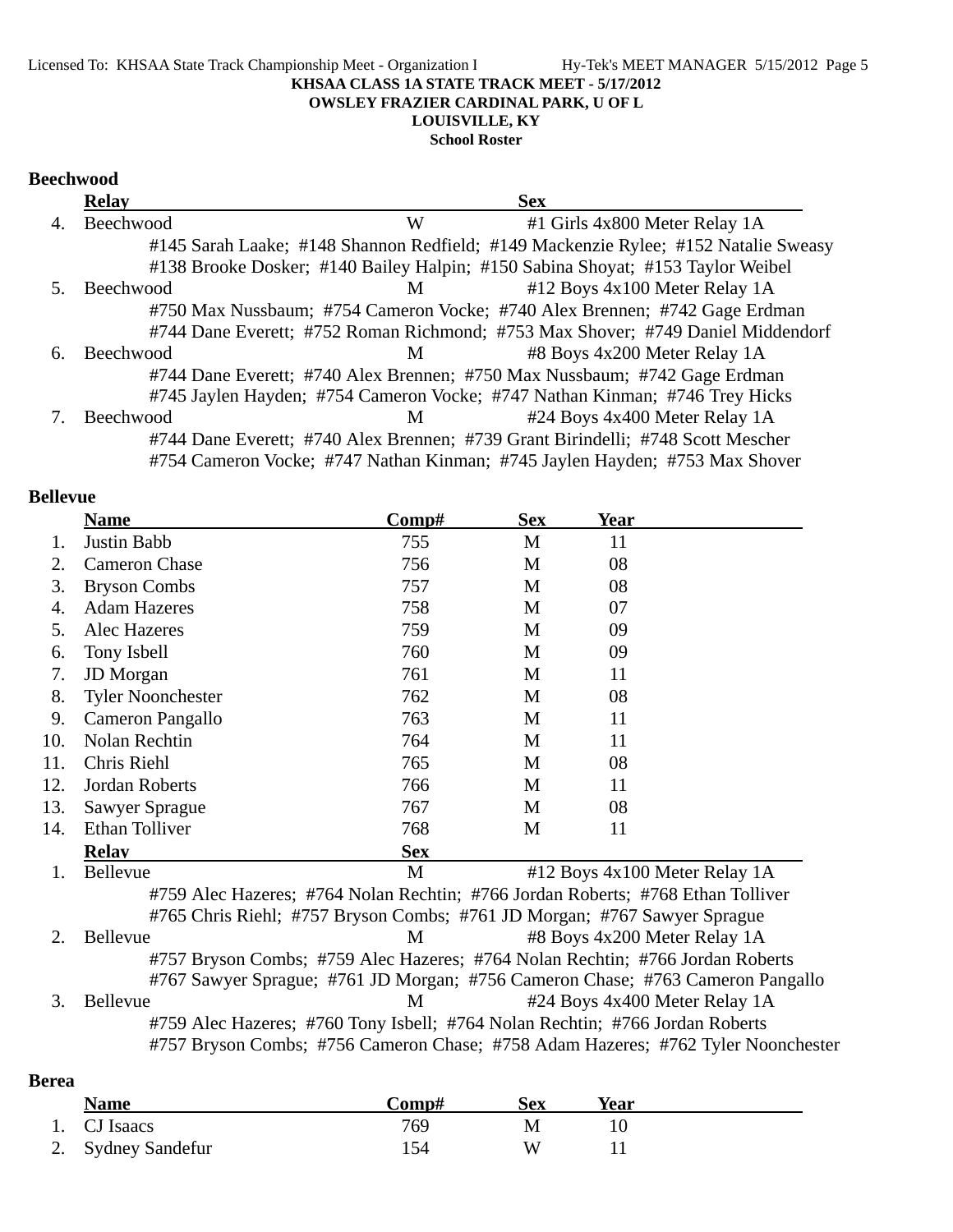**KHSAA CLASS 1A STATE TRACK MEET - 5/17/2012**
**OWSLEY FRAZIER CARDINAL PARK, U OF L**
**LOUISVILLE, KY**
**School Roster**

## Beechwood

| | Relay | Sex | |
|---|---|---|---|
| 4. | Beechwood | W | #1 Girls 4x800 Meter Relay 1A |
| | #145 Sarah Laake; #148 Shannon Redfield; #149 Mackenzie Rylee; #152 Natalie Sweasy | | |
| | #138 Brooke Dosker; #140 Bailey Halpin; #150 Sabina Shoyat; #153 Taylor Weibel | | |
| 5. | Beechwood | M | #12 Boys 4x100 Meter Relay 1A |
| | #750 Max Nussbaum; #754 Cameron Vocke; #740 Alex Brennen; #742 Gage Erdman | | |
| | #744 Dane Everett; #752 Roman Richmond; #753 Max Shover; #749 Daniel Middendorf | | |
| 6. | Beechwood | M | #8 Boys 4x200 Meter Relay 1A |
| | #744 Dane Everett; #740 Alex Brennen; #750 Max Nussbaum; #742 Gage Erdman | | |
| | #745 Jaylen Hayden; #754 Cameron Vocke; #747 Nathan Kinman; #746 Trey Hicks | | |
| 7. | Beechwood | M | #24 Boys 4x400 Meter Relay 1A |
| | #744 Dane Everett; #740 Alex Brennen; #739 Grant Birindelli; #748 Scott Mescher | | |
| | #754 Cameron Vocke; #747 Nathan Kinman; #745 Jaylen Hayden; #753 Max Shover | | |

## Bellevue

| | Name | Comp# | Sex | Year |
|---|---|---|---|---|
| 1. | Justin Babb | 755 | M | 11 |
| 2. | Cameron Chase | 756 | M | 08 |
| 3. | Bryson Combs | 757 | M | 08 |
| 4. | Adam Hazeres | 758 | M | 07 |
| 5. | Alec Hazeres | 759 | M | 09 |
| 6. | Tony Isbell | 760 | M | 09 |
| 7. | JD Morgan | 761 | M | 11 |
| 8. | Tyler Noonchester | 762 | M | 08 |
| 9. | Cameron Pangallo | 763 | M | 11 |
| 10. | Nolan Rechtin | 764 | M | 11 |
| 11. | Chris Riehl | 765 | M | 08 |
| 12. | Jordan Roberts | 766 | M | 11 |
| 13. | Sawyer Sprague | 767 | M | 08 |
| 14. | Ethan Tolliver | 768 | M | 11 |

| | Relay | Sex | |
|---|---|---|---|
| 1. | Bellevue | M | #12 Boys 4x100 Meter Relay 1A |
| | #759 Alec Hazeres; #764 Nolan Rechtin; #766 Jordan Roberts; #768 Ethan Tolliver | | |
| | #765 Chris Riehl; #757 Bryson Combs; #761 JD Morgan; #767 Sawyer Sprague | | |
| 2. | Bellevue | M | #8 Boys 4x200 Meter Relay 1A |
| | #757 Bryson Combs; #759 Alec Hazeres; #764 Nolan Rechtin; #766 Jordan Roberts | | |
| | #767 Sawyer Sprague; #761 JD Morgan; #756 Cameron Chase; #763 Cameron Pangallo | | |
| 3. | Bellevue | M | #24 Boys 4x400 Meter Relay 1A |
| | #759 Alec Hazeres; #760 Tony Isbell; #764 Nolan Rechtin; #766 Jordan Roberts | | |
| | #757 Bryson Combs; #756 Cameron Chase; #758 Adam Hazeres; #762 Tyler Noonchester | | |

## Berea

| | Name | Comp# | Sex | Year |
|---|---|---|---|---|
| 1. | CJ Isaacs | 769 | M | 10 |
| 2. | Sydney Sandefur | 154 | W | 11 |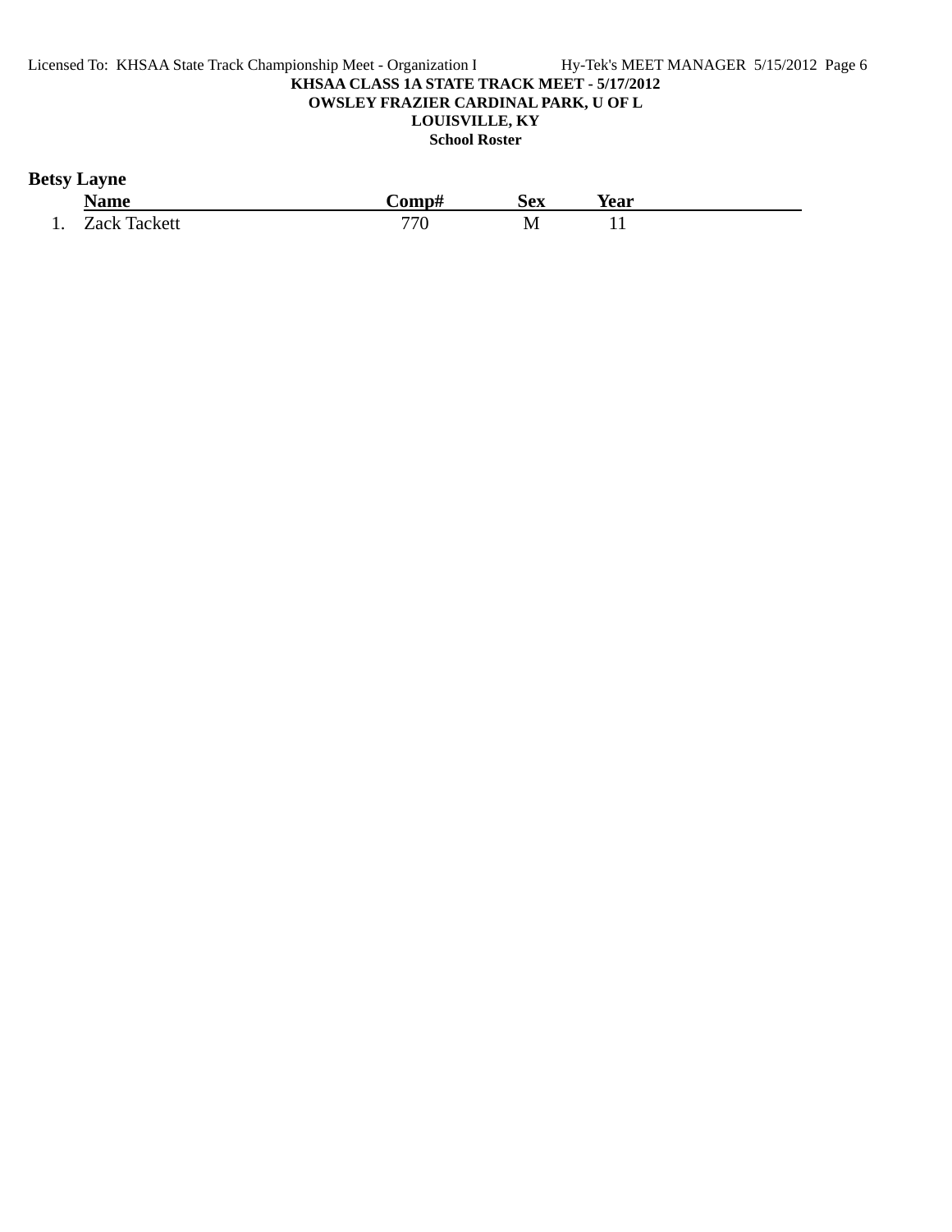**KHSAA CLASS 1A STATE TRACK MEET - 5/17/2012**
**OWSLEY FRAZIER CARDINAL PARK, U OF L**
**LOUISVILLE, KY**
**School Roster**

## Betsy Layne

| | Name | Comp# | Sex | Year |
|---|---|---|---|---|
| 1. | Zack Tackett | 770 | M | 11 |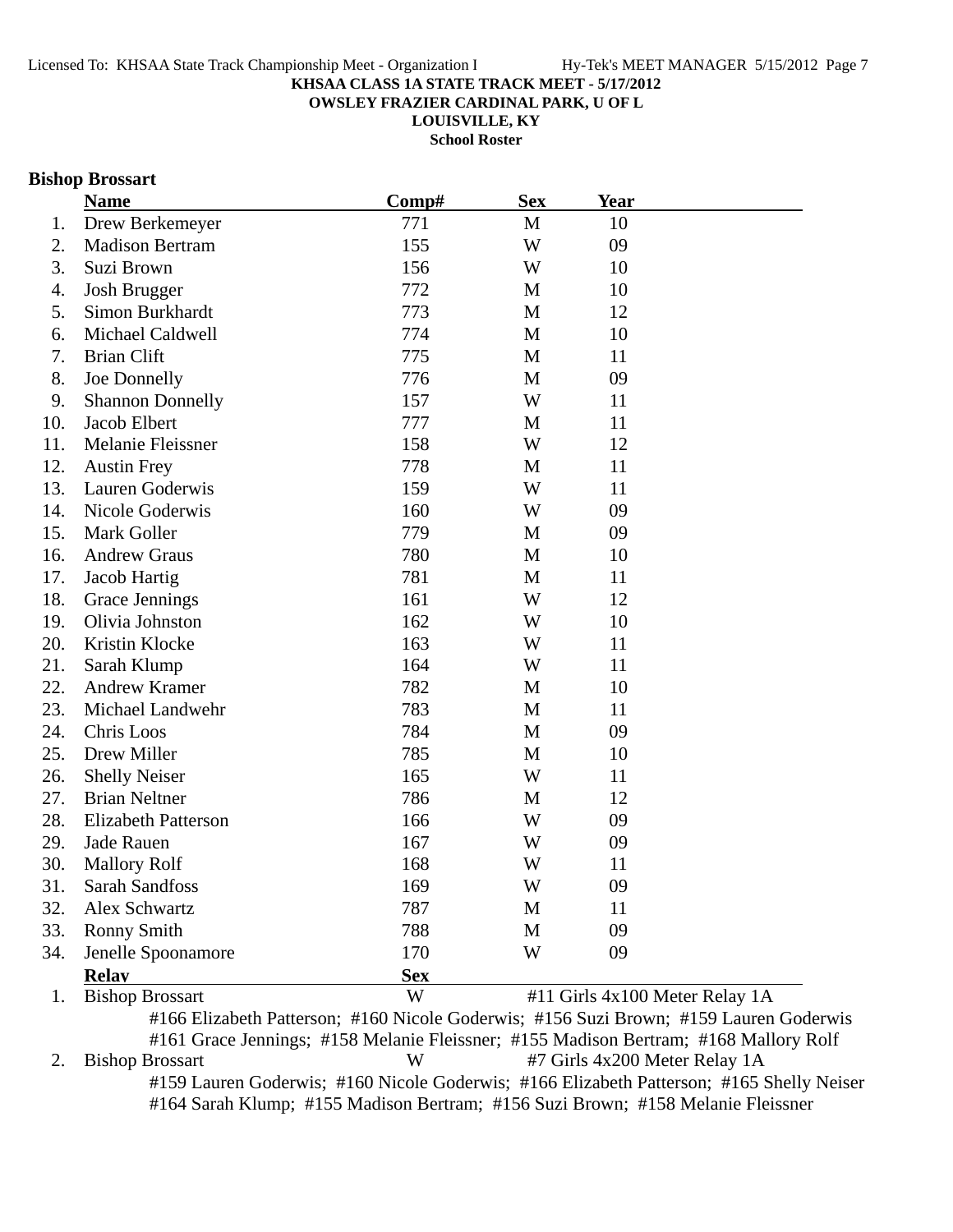**KHSAA CLASS 1A STATE TRACK MEET - 5/17/2012**
**OWSLEY FRAZIER CARDINAL PARK, U OF L**
**LOUISVILLE, KY**
**School Roster**

## Bishop Brossart

| | Name | Comp# | Sex | Year |
|---|---|---|---|---|
| 1. | Drew Berkemeyer | 771 | M | 10 |
| 2. | Madison Bertram | 155 | W | 09 |
| 3. | Suzi Brown | 156 | W | 10 |
| 4. | Josh Brugger | 772 | M | 10 |
| 5. | Simon Burkhardt | 773 | M | 12 |
| 6. | Michael Caldwell | 774 | M | 10 |
| 7. | Brian Clift | 775 | M | 11 |
| 8. | Joe Donnelly | 776 | M | 09 |
| 9. | Shannon Donnelly | 157 | W | 11 |
| 10. | Jacob Elbert | 777 | M | 11 |
| 11. | Melanie Fleissner | 158 | W | 12 |
| 12. | Austin Frey | 778 | M | 11 |
| 13. | Lauren Goderwis | 159 | W | 11 |
| 14. | Nicole Goderwis | 160 | W | 09 |
| 15. | Mark Goller | 779 | M | 09 |
| 16. | Andrew Graus | 780 | M | 10 |
| 17. | Jacob Hartig | 781 | M | 11 |
| 18. | Grace Jennings | 161 | W | 12 |
| 19. | Olivia Johnston | 162 | W | 10 |
| 20. | Kristin Klocke | 163 | W | 11 |
| 21. | Sarah Klump | 164 | W | 11 |
| 22. | Andrew Kramer | 782 | M | 10 |
| 23. | Michael Landwehr | 783 | M | 11 |
| 24. | Chris Loos | 784 | M | 09 |
| 25. | Drew Miller | 785 | M | 10 |
| 26. | Shelly Neiser | 165 | W | 11 |
| 27. | Brian Neltner | 786 | M | 12 |
| 28. | Elizabeth Patterson | 166 | W | 09 |
| 29. | Jade Rauen | 167 | W | 09 |
| 30. | Mallory Rolf | 168 | W | 11 |
| 31. | Sarah Sandfoss | 169 | W | 09 |
| 32. | Alex Schwartz | 787 | M | 11 |
| 33. | Ronny Smith | 788 | M | 09 |
| 34. | Jenelle Spoonamore | 170 | W | 09 |

| | Relay | Sex | Event |
|---|---|---|---|
| 1. | Bishop Brossart | W | #11 Girls 4x100 Meter Relay 1A |
| | #166 Elizabeth Patterson; #160 Nicole Goderwis; #156 Suzi Brown; #159 Lauren Goderwis; #161 Grace Jennings; #158 Melanie Fleissner; #155 Madison Bertram; #168 Mallory Rolf | | |
| 2. | Bishop Brossart | W | #7 Girls 4x200 Meter Relay 1A |
| | #159 Lauren Goderwis; #160 Nicole Goderwis; #166 Elizabeth Patterson; #165 Shelly Neiser; #164 Sarah Klump; #155 Madison Bertram; #156 Suzi Brown; #158 Melanie Fleissner | | |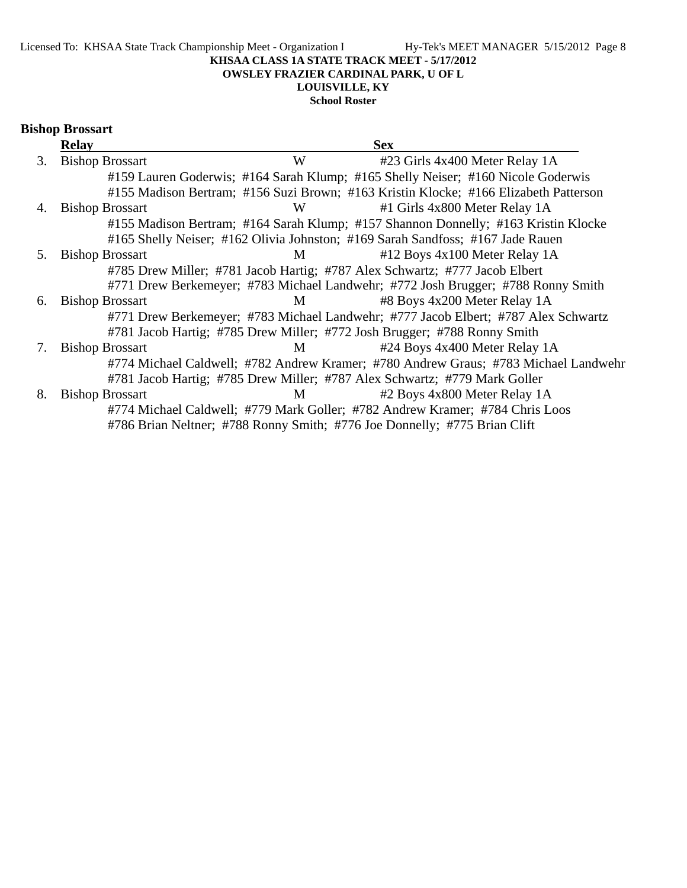**KHSAA CLASS 1A STATE TRACK MEET - 5/17/2012**
**OWSLEY FRAZIER CARDINAL PARK, U OF L**
**LOUISVILLE, KY**
**School Roster**

## Bishop Brossart

| | Relay | Sex | |
|---|---|---|---|
| 3. | Bishop Brossart | W | #23 Girls 4x400 Meter Relay 1A |
| | #159 Lauren Goderwis; #164 Sarah Klump; #165 Shelly Neiser; #160 Nicole Goderwis<br>#155 Madison Bertram; #156 Suzi Brown; #163 Kristin Klocke; #166 Elizabeth Patterson | | |
| 4. | Bishop Brossart | W | #1 Girls 4x800 Meter Relay 1A |
| | #155 Madison Bertram; #164 Sarah Klump; #157 Shannon Donnelly; #163 Kristin Klocke<br>#165 Shelly Neiser; #162 Olivia Johnston; #169 Sarah Sandfoss; #167 Jade Rauen | | |
| 5. | Bishop Brossart | M | #12 Boys 4x100 Meter Relay 1A |
| | #785 Drew Miller; #781 Jacob Hartig; #787 Alex Schwartz; #777 Jacob Elbert<br>#771 Drew Berkemeyer; #783 Michael Landwehr; #772 Josh Brugger; #788 Ronny Smith | | |
| 6. | Bishop Brossart | M | #8 Boys 4x200 Meter Relay 1A |
| | #771 Drew Berkemeyer; #783 Michael Landwehr; #777 Jacob Elbert; #787 Alex Schwartz<br>#781 Jacob Hartig; #785 Drew Miller; #772 Josh Brugger; #788 Ronny Smith | | |
| 7. | Bishop Brossart | M | #24 Boys 4x400 Meter Relay 1A |
| | #774 Michael Caldwell; #782 Andrew Kramer; #780 Andrew Graus; #783 Michael Landwehr<br>#781 Jacob Hartig; #785 Drew Miller; #787 Alex Schwartz; #779 Mark Goller | | |
| 8. | Bishop Brossart | M | #2 Boys 4x800 Meter Relay 1A |
| | #774 Michael Caldwell; #779 Mark Goller; #782 Andrew Kramer; #784 Chris Loos<br>#786 Brian Neltner; #788 Ronny Smith; #776 Joe Donnelly; #775 Brian Clift | | |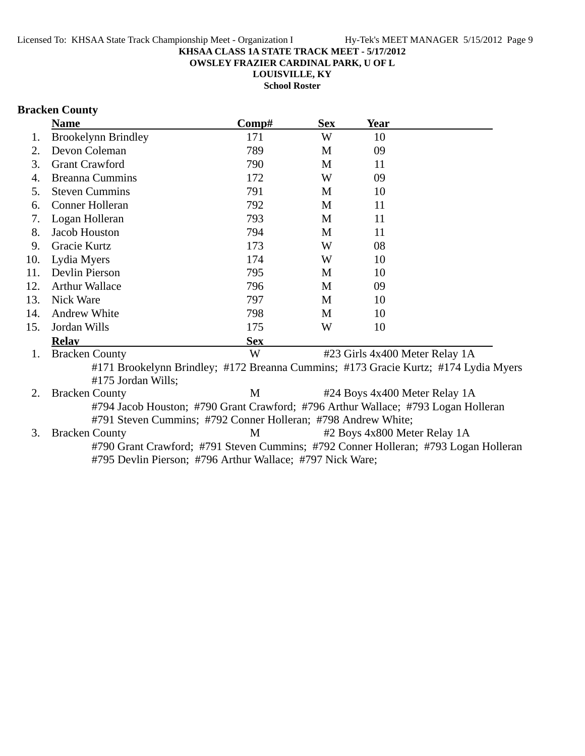**KHSAA CLASS 1A STATE TRACK MEET - 5/17/2012**
**OWSLEY FRAZIER CARDINAL PARK, U OF L**
**LOUISVILLE, KY**
**School Roster**

## Bracken County

| | Name | Comp# | Sex | Year |
|---|---|---|---|---|
| 1. | Brookelynn Brindley | 171 | W | 10 |
| 2. | Devon Coleman | 789 | M | 09 |
| 3. | Grant Crawford | 790 | M | 11 |
| 4. | Breanna Cummins | 172 | W | 09 |
| 5. | Steven Cummins | 791 | M | 10 |
| 6. | Conner Holleran | 792 | M | 11 |
| 7. | Logan Holleran | 793 | M | 11 |
| 8. | Jacob Houston | 794 | M | 11 |
| 9. | Gracie Kurtz | 173 | W | 08 |
| 10. | Lydia Myers | 174 | W | 10 |
| 11. | Devlin Pierson | 795 | M | 10 |
| 12. | Arthur Wallace | 796 | M | 09 |
| 13. | Nick Ware | 797 | M | 10 |
| 14. | Andrew White | 798 | M | 10 |
| 15. | Jordan Wills | 175 | W | 10 |

| | Relay | Sex | Event |
|---|---|---|---|
| 1. | Bracken County | W | #23 Girls 4x400 Meter Relay 1A |
| | #171 Brookelynn Brindley; #172 Breanna Cummins; #173 Gracie Kurtz; #174 Lydia Myers #175 Jordan Wills; | | |
| 2. | Bracken County | M | #24 Boys 4x400 Meter Relay 1A |
| | #794 Jacob Houston; #790 Grant Crawford; #796 Arthur Wallace; #793 Logan Holleran #791 Steven Cummins; #792 Conner Holleran; #798 Andrew White; | | |
| 3. | Bracken County | M | #2 Boys 4x800 Meter Relay 1A |
| | #790 Grant Crawford; #791 Steven Cummins; #792 Conner Holleran; #793 Logan Holleran #795 Devlin Pierson; #796 Arthur Wallace; #797 Nick Ware; | | |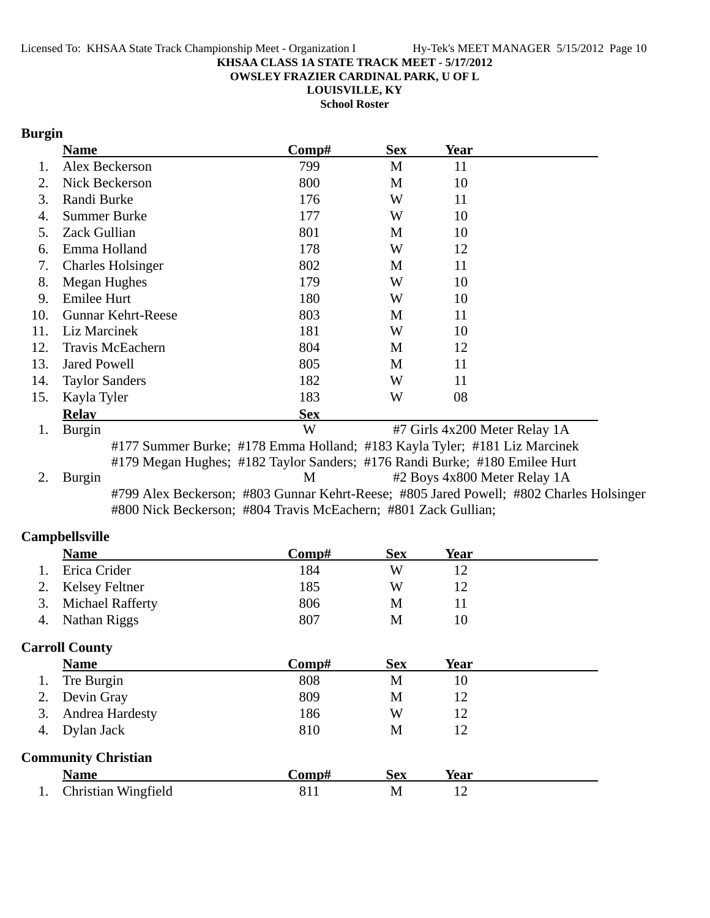**KHSAA CLASS 1A STATE TRACK MEET - 5/17/2012**
**OWSLEY FRAZIER CARDINAL PARK, U OF L**
**LOUISVILLE, KY**
**School Roster**

## Burgin

| | Name | Comp# | Sex | Year |
|---|---|---|---|---|
| 1. | Alex Beckerson | 799 | M | 11 |
| 2. | Nick Beckerson | 800 | M | 10 |
| 3. | Randi Burke | 176 | W | 11 |
| 4. | Summer Burke | 177 | W | 10 |
| 5. | Zack Gullian | 801 | M | 10 |
| 6. | Emma Holland | 178 | W | 12 |
| 7. | Charles Holsinger | 802 | M | 11 |
| 8. | Megan Hughes | 179 | W | 10 |
| 9. | Emilee Hurt | 180 | W | 10 |
| 10. | Gunnar Kehrt-Reese | 803 | M | 11 |
| 11. | Liz Marcinek | 181 | W | 10 |
| 12. | Travis McEachern | 804 | M | 12 |
| 13. | Jared Powell | 805 | M | 11 |
| 14. | Taylor Sanders | 182 | W | 11 |
| 15. | Kayla Tyler | 183 | W | 08 |

| | Relay | Sex | |
|---|---|---|---|
| 1. | Burgin | W | #7 Girls 4x200 Meter Relay 1A |
| 2. | Burgin | M | #2 Boys 4x800 Meter Relay 1A |

Relay 1: #177 Summer Burke; #178 Emma Holland; #183 Kayla Tyler; #181 Liz Marcinek; #179 Megan Hughes; #182 Taylor Sanders; #176 Randi Burke; #180 Emilee Hurt

Relay 2: #799 Alex Beckerson; #803 Gunnar Kehrt-Reese; #805 Jared Powell; #802 Charles Holsinger; #800 Nick Beckerson; #804 Travis McEachern; #801 Zack Gullian;

## Campbellsville

| | Name | Comp# | Sex | Year |
|---|---|---|---|---|
| 1. | Erica Crider | 184 | W | 12 |
| 2. | Kelsey Feltner | 185 | W | 12 |
| 3. | Michael Rafferty | 806 | M | 11 |
| 4. | Nathan Riggs | 807 | M | 10 |

## Carroll County

| | Name | Comp# | Sex | Year |
|---|---|---|---|---|
| 1. | Tre Burgin | 808 | M | 10 |
| 2. | Devin Gray | 809 | M | 12 |
| 3. | Andrea Hardesty | 186 | W | 12 |
| 4. | Dylan Jack | 810 | M | 12 |

## Community Christian

| | Name | Comp# | Sex | Year |
|---|---|---|---|---|
| 1. | Christian Wingfield | 811 | M | 12 |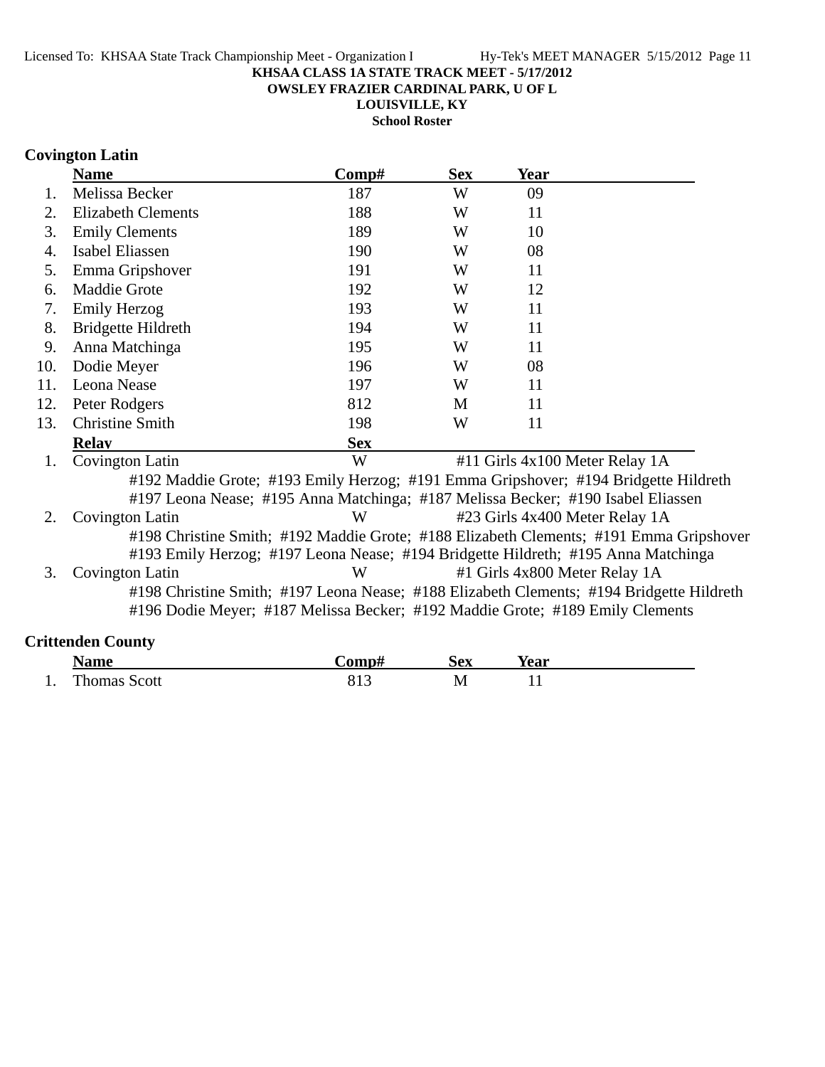**KHSAA CLASS 1A STATE TRACK MEET - 5/17/2012**

**OWSLEY FRAZIER CARDINAL PARK, U OF L**

**LOUISVILLE, KY**

**School Roster**

## Covington Latin

| | Name | Comp# | Sex | Year |
|---|---|---|---|---|
| 1. | Melissa Becker | 187 | W | 09 |
| 2. | Elizabeth Clements | 188 | W | 11 |
| 3. | Emily Clements | 189 | W | 10 |
| 4. | Isabel Eliassen | 190 | W | 08 |
| 5. | Emma Gripshover | 191 | W | 11 |
| 6. | Maddie Grote | 192 | W | 12 |
| 7. | Emily Herzog | 193 | W | 11 |
| 8. | Bridgette Hildreth | 194 | W | 11 |
| 9. | Anna Matchinga | 195 | W | 11 |
| 10. | Dodie Meyer | 196 | W | 08 |
| 11. | Leona Nease | 197 | W | 11 |
| 12. | Peter Rodgers | 812 | M | 11 |
| 13. | Christine Smith | 198 | W | 11 |

| | Relay | Sex | Event |
|---|---|---|---|
| 1. | Covington Latin | W | #11 Girls 4x100 Meter Relay 1A |
| | #192 Maddie Grote; #193 Emily Herzog; #191 Emma Gripshover; #194 Bridgette Hildreth; #197 Leona Nease; #195 Anna Matchinga; #187 Melissa Becker; #190 Isabel Eliassen | | |
| 2. | Covington Latin | W | #23 Girls 4x400 Meter Relay 1A |
| | #198 Christine Smith; #192 Maddie Grote; #188 Elizabeth Clements; #191 Emma Gripshover; #193 Emily Herzog; #197 Leona Nease; #194 Bridgette Hildreth; #195 Anna Matchinga | | |
| 3. | Covington Latin | W | #1 Girls 4x800 Meter Relay 1A |
| | #198 Christine Smith; #197 Leona Nease; #188 Elizabeth Clements; #194 Bridgette Hildreth; #196 Dodie Meyer; #187 Melissa Becker; #192 Maddie Grote; #189 Emily Clements | | |

## Crittenden County

| | Name | Comp# | Sex | Year |
|---|---|---|---|---|
| 1. | Thomas Scott | 813 | M | 11 |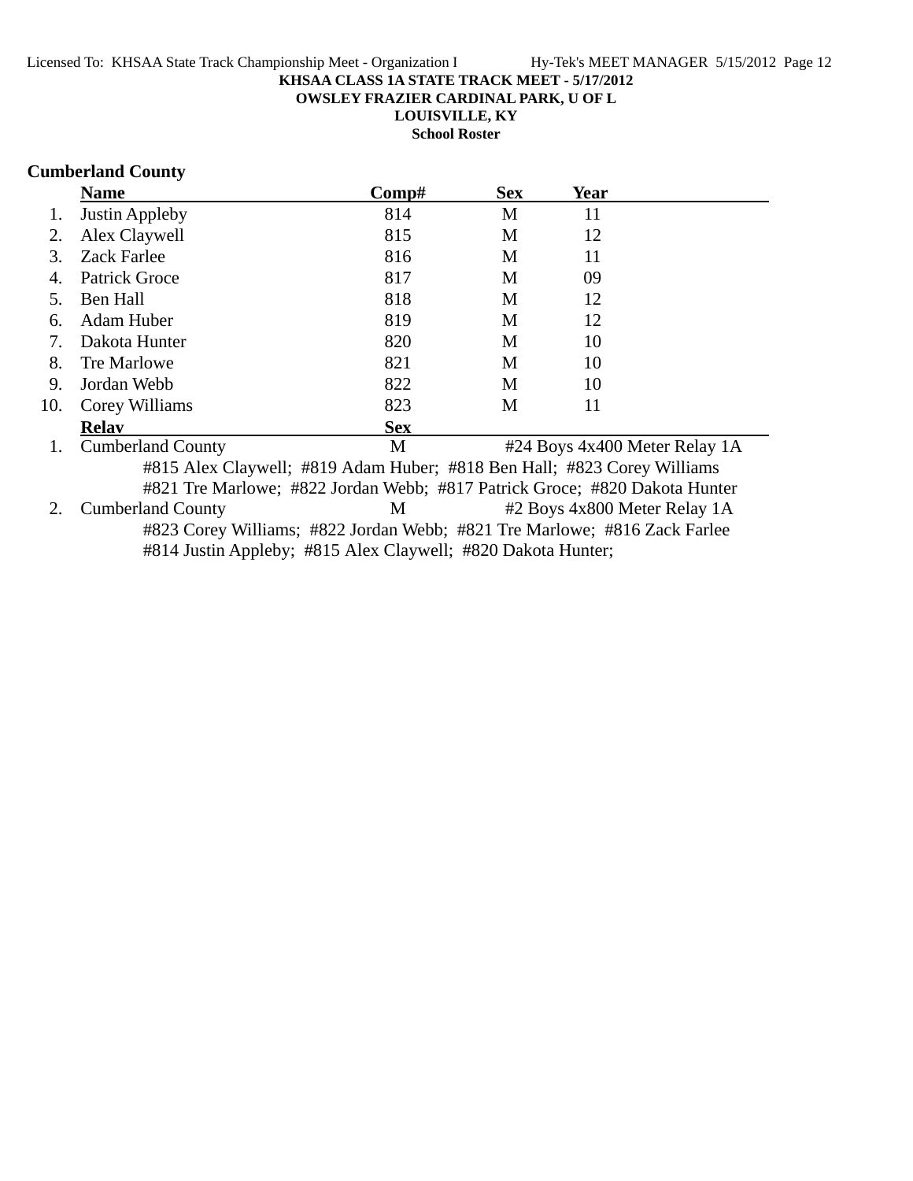**KHSAA CLASS 1A STATE TRACK MEET - 5/17/2012**

**OWSLEY FRAZIER CARDINAL PARK, U OF L**

**LOUISVILLE, KY**

**School Roster**

## Cumberland County

| | Name | Comp# | Sex | Year |
|---|---|---|---|---|
| 1. | Justin Appleby | 814 | M | 11 |
| 2. | Alex Claywell | 815 | M | 12 |
| 3. | Zack Farlee | 816 | M | 11 |
| 4. | Patrick Groce | 817 | M | 09 |
| 5. | Ben Hall | 818 | M | 12 |
| 6. | Adam Huber | 819 | M | 12 |
| 7. | Dakota Hunter | 820 | M | 10 |
| 8. | Tre Marlowe | 821 | M | 10 |
| 9. | Jordan Webb | 822 | M | 10 |
| 10. | Corey Williams | 823 | M | 11 |

| | Relay | Sex | Event |
|---|---|---|---|
| 1. | Cumberland County | M | #24 Boys 4x400 Meter Relay 1A |
| | #815 Alex Claywell; #819 Adam Huber; #818 Ben Hall; #823 Corey Williams; #821 Tre Marlowe; #822 Jordan Webb; #817 Patrick Groce; #820 Dakota Hunter | | |
| 2. | Cumberland County | M | #2 Boys 4x800 Meter Relay 1A |
| | #823 Corey Williams; #822 Jordan Webb; #821 Tre Marlowe; #816 Zack Farlee; #814 Justin Appleby; #815 Alex Claywell; #820 Dakota Hunter; | | |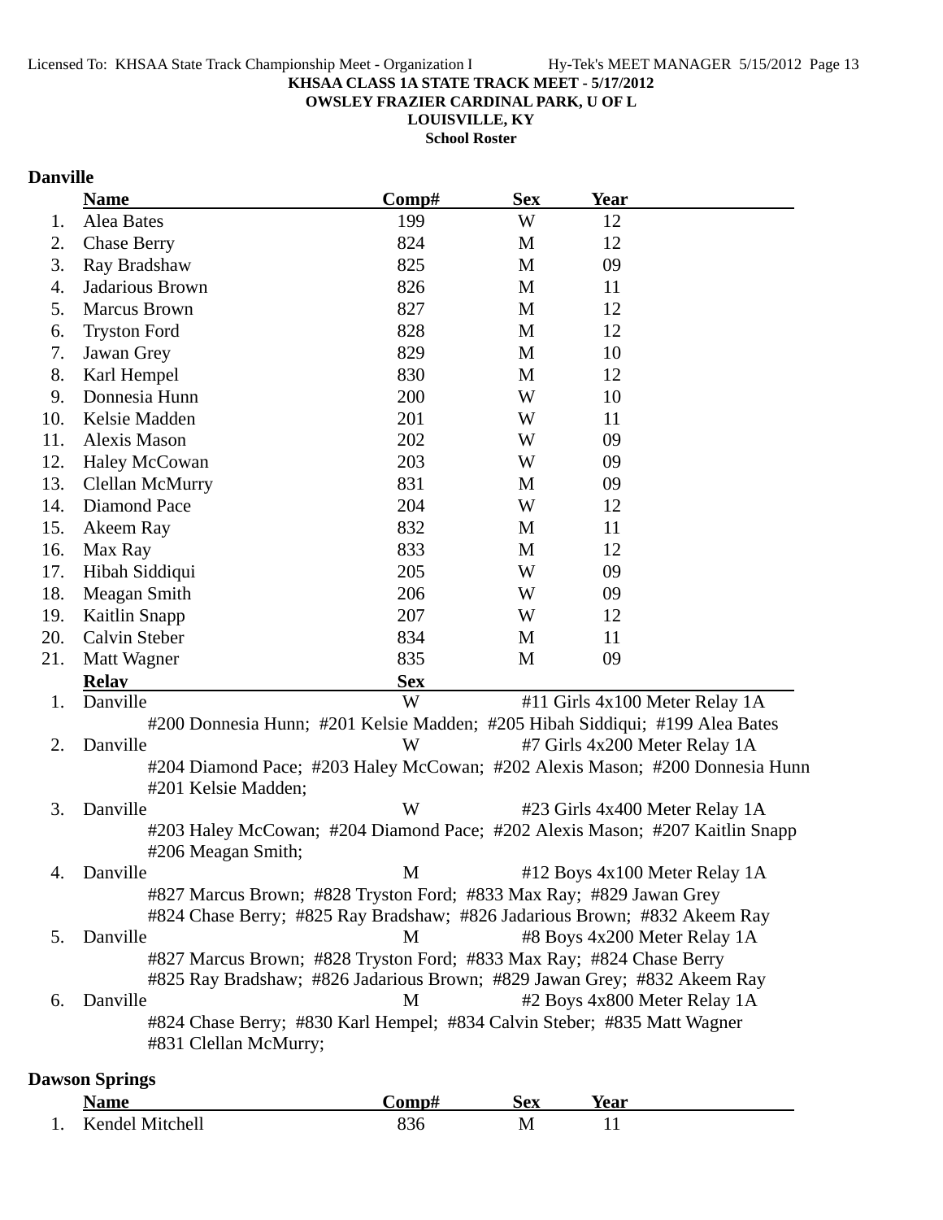**KHSAA CLASS 1A STATE TRACK MEET - 5/17/2012**
**OWSLEY FRAZIER CARDINAL PARK, U OF L**
**LOUISVILLE, KY**
**School Roster**

## Danville

| | Name | Comp# | Sex | Year |
|---|---|---|---|---|
| 1. | Alea Bates | 199 | W | 12 |
| 2. | Chase Berry | 824 | M | 12 |
| 3. | Ray Bradshaw | 825 | M | 09 |
| 4. | Jadarious Brown | 826 | M | 11 |
| 5. | Marcus Brown | 827 | M | 12 |
| 6. | Tryston Ford | 828 | M | 12 |
| 7. | Jawan Grey | 829 | M | 10 |
| 8. | Karl Hempel | 830 | M | 12 |
| 9. | Donnesia Hunn | 200 | W | 10 |
| 10. | Kelsie Madden | 201 | W | 11 |
| 11. | Alexis Mason | 202 | W | 09 |
| 12. | Haley McCowan | 203 | W | 09 |
| 13. | Clellan McMurry | 831 | M | 09 |
| 14. | Diamond Pace | 204 | W | 12 |
| 15. | Akeem Ray | 832 | M | 11 |
| 16. | Max Ray | 833 | M | 12 |
| 17. | Hibah Siddiqui | 205 | W | 09 |
| 18. | Meagan Smith | 206 | W | 09 |
| 19. | Kaitlin Snapp | 207 | W | 12 |
| 20. | Calvin Steber | 834 | M | 11 |
| 21. | Matt Wagner | 835 | M | 09 |

| | Relay | Sex | Event |
|---|---|---|---|
| 1. | Danville | W | #11 Girls 4x100 Meter Relay 1A |
| | #200 Donnesia Hunn; #201 Kelsie Madden; #205 Hibah Siddiqui; #199 Alea Bates | | |
| 2. | Danville | W | #7 Girls 4x200 Meter Relay 1A |
| | #204 Diamond Pace; #203 Haley McCowan; #202 Alexis Mason; #200 Donnesia Hunn #201 Kelsie Madden; | | |
| 3. | Danville | W | #23 Girls 4x400 Meter Relay 1A |
| | #203 Haley McCowan; #204 Diamond Pace; #202 Alexis Mason; #207 Kaitlin Snapp #206 Meagan Smith; | | |
| 4. | Danville | M | #12 Boys 4x100 Meter Relay 1A |
| | #827 Marcus Brown; #828 Tryston Ford; #833 Max Ray; #829 Jawan Grey #824 Chase Berry; #825 Ray Bradshaw; #826 Jadarious Brown; #832 Akeem Ray | | |
| 5. | Danville | M | #8 Boys 4x200 Meter Relay 1A |
| | #827 Marcus Brown; #828 Tryston Ford; #833 Max Ray; #824 Chase Berry #825 Ray Bradshaw; #826 Jadarious Brown; #829 Jawan Grey; #832 Akeem Ray | | |
| 6. | Danville | M | #2 Boys 4x800 Meter Relay 1A |
| | #824 Chase Berry; #830 Karl Hempel; #834 Calvin Steber; #835 Matt Wagner #831 Clellan McMurry; | | |

## Dawson Springs

| | Name | Comp# | Sex | Year |
|---|---|---|---|---|
| 1. | Kendel Mitchell | 836 | M | 11 |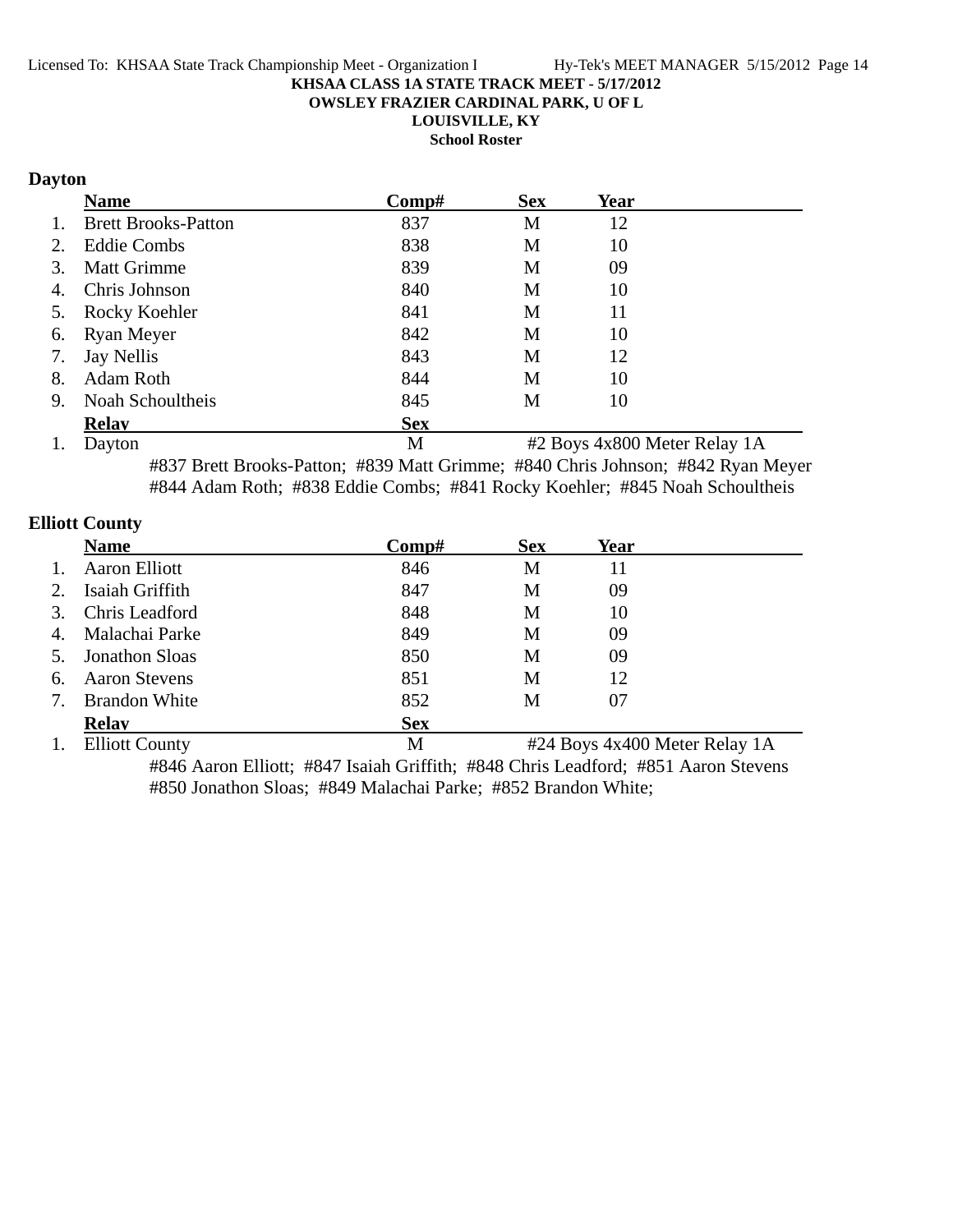KHSAA CLASS 1A STATE TRACK MEET - 5/17/2012
OWSLEY FRAZIER CARDINAL PARK, U OF L
LOUISVILLE, KY
School Roster

## Dayton

| | Name | Comp# | Sex | Year |
|---|---|---|---|---|
| 1. | Brett Brooks-Patton | 837 | M | 12 |
| 2. | Eddie Combs | 838 | M | 10 |
| 3. | Matt Grimme | 839 | M | 09 |
| 4. | Chris Johnson | 840 | M | 10 |
| 5. | Rocky Koehler | 841 | M | 11 |
| 6. | Ryan Meyer | 842 | M | 10 |
| 7. | Jay Nellis | 843 | M | 12 |
| 8. | Adam Roth | 844 | M | 10 |
| 9. | Noah Schoultheis | 845 | M | 10 |

| | Relay | Sex | |
|---|---|---|---|
| 1. | Dayton | M | #2 Boys 4x800 Meter Relay 1A |

#837 Brett Brooks-Patton; #839 Matt Grimme; #840 Chris Johnson; #842 Ryan Meyer
#844 Adam Roth; #838 Eddie Combs; #841 Rocky Koehler; #845 Noah Schoultheis

## Elliott County

| | Name | Comp# | Sex | Year |
|---|---|---|---|---|
| 1. | Aaron Elliott | 846 | M | 11 |
| 2. | Isaiah Griffith | 847 | M | 09 |
| 3. | Chris Leadford | 848 | M | 10 |
| 4. | Malachai Parke | 849 | M | 09 |
| 5. | Jonathon Sloas | 850 | M | 09 |
| 6. | Aaron Stevens | 851 | M | 12 |
| 7. | Brandon White | 852 | M | 07 |

| | Relay | Sex | |
|---|---|---|---|
| 1. | Elliott County | M | #24 Boys 4x400 Meter Relay 1A |

#846 Aaron Elliott; #847 Isaiah Griffith; #848 Chris Leadford; #851 Aaron Stevens
#850 Jonathon Sloas; #849 Malachai Parke; #852 Brandon White;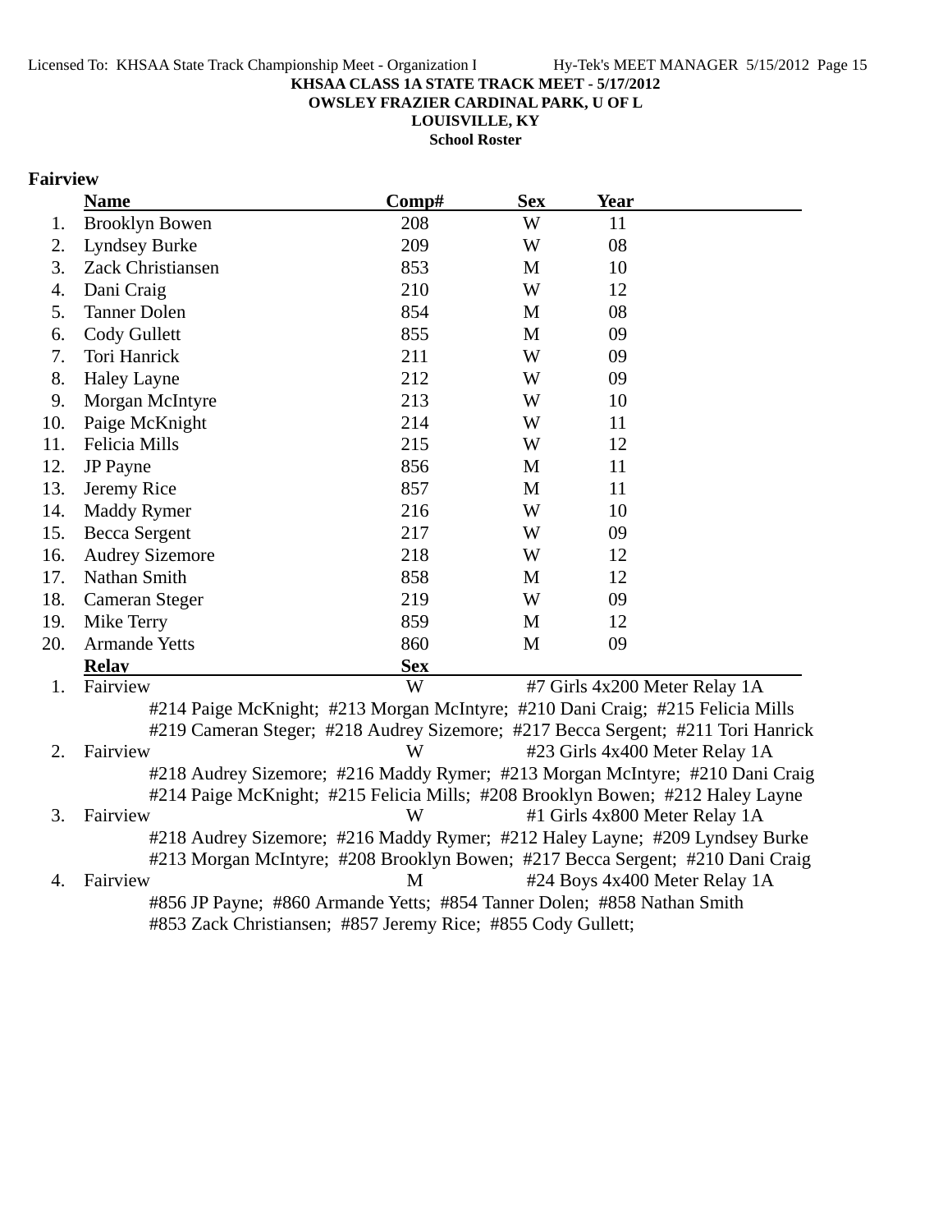**KHSAA CLASS 1A STATE TRACK MEET - 5/17/2012**

**OWSLEY FRAZIER CARDINAL PARK, U OF L**

**LOUISVILLE, KY**

**School Roster**

## Fairview

| | Name | Comp# | Sex | Year |
|---|---|---|---|---|
| 1. | Brooklyn Bowen | 208 | W | 11 |
| 2. | Lyndsey Burke | 209 | W | 08 |
| 3. | Zack Christiansen | 853 | M | 10 |
| 4. | Dani Craig | 210 | W | 12 |
| 5. | Tanner Dolen | 854 | M | 08 |
| 6. | Cody Gullett | 855 | M | 09 |
| 7. | Tori Hanrick | 211 | W | 09 |
| 8. | Haley Layne | 212 | W | 09 |
| 9. | Morgan McIntyre | 213 | W | 10 |
| 10. | Paige McKnight | 214 | W | 11 |
| 11. | Felicia Mills | 215 | W | 12 |
| 12. | JP Payne | 856 | M | 11 |
| 13. | Jeremy Rice | 857 | M | 11 |
| 14. | Maddy Rymer | 216 | W | 10 |
| 15. | Becca Sergent | 217 | W | 09 |
| 16. | Audrey Sizemore | 218 | W | 12 |
| 17. | Nathan Smith | 858 | M | 12 |
| 18. | Cameran Steger | 219 | W | 09 |
| 19. | Mike Terry | 859 | M | 12 |
| 20. | Armande Yetts | 860 | M | 09 |

| | Relay | Sex | Event |
|---|---|---|---|
| 1. | Fairview | W | #7 Girls 4x200 Meter Relay 1A |
| | #214 Paige McKnight; #213 Morgan McIntyre; #210 Dani Craig; #215 Felicia Mills<br>#219 Cameran Steger; #218 Audrey Sizemore; #217 Becca Sergent; #211 Tori Hanrick | | |
| 2. | Fairview | W | #23 Girls 4x400 Meter Relay 1A |
| | #218 Audrey Sizemore; #216 Maddy Rymer; #213 Morgan McIntyre; #210 Dani Craig<br>#214 Paige McKnight; #215 Felicia Mills; #208 Brooklyn Bowen; #212 Haley Layne | | |
| 3. | Fairview | W | #1 Girls 4x800 Meter Relay 1A |
| | #218 Audrey Sizemore; #216 Maddy Rymer; #212 Haley Layne; #209 Lyndsey Burke<br>#213 Morgan McIntyre; #208 Brooklyn Bowen; #217 Becca Sergent; #210 Dani Craig | | |
| 4. | Fairview | M | #24 Boys 4x400 Meter Relay 1A |
| | #856 JP Payne; #860 Armande Yetts; #854 Tanner Dolen; #858 Nathan Smith<br>#853 Zack Christiansen; #857 Jeremy Rice; #855 Cody Gullett; | | |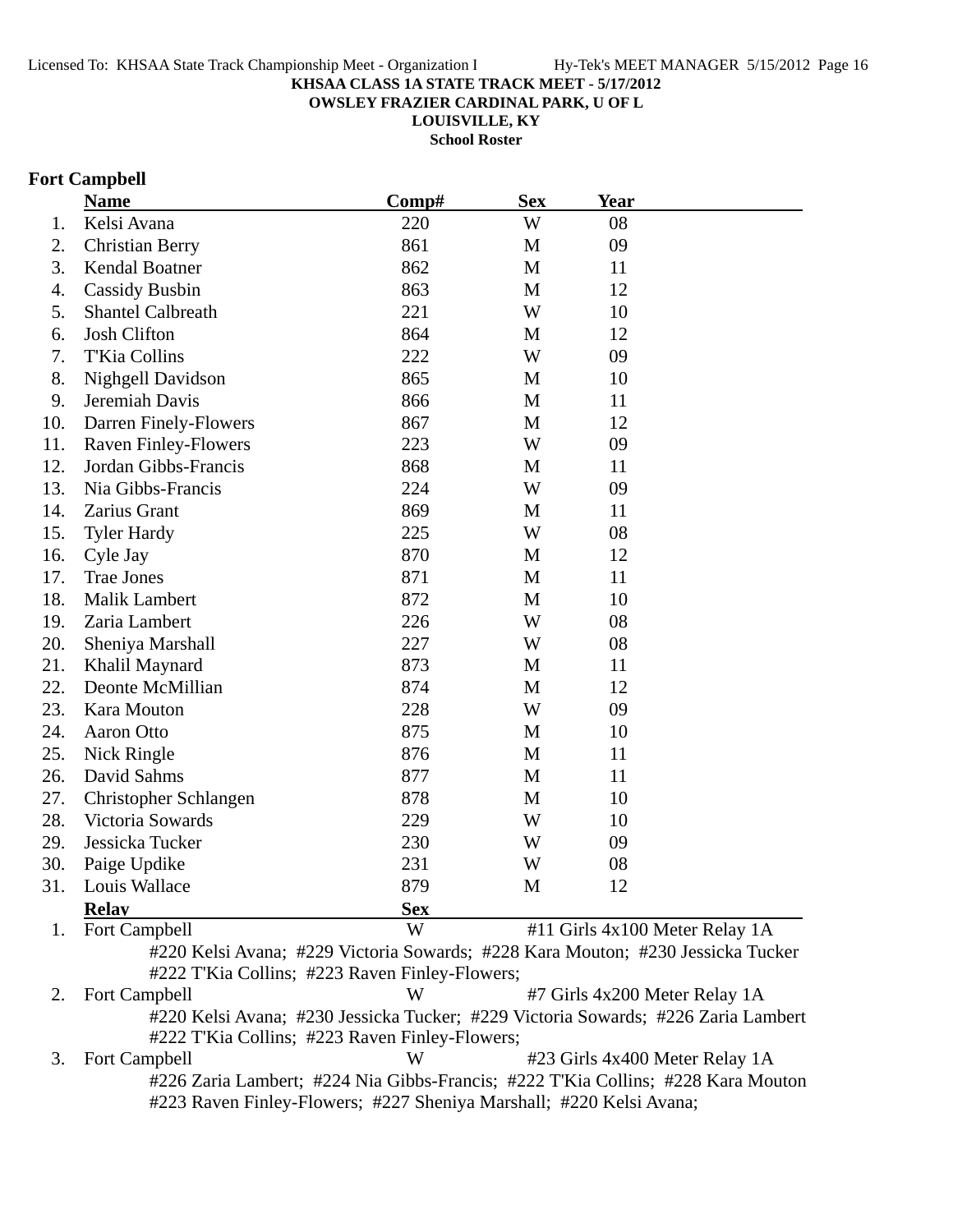**KHSAA CLASS 1A STATE TRACK MEET - 5/17/2012**
**OWSLEY FRAZIER CARDINAL PARK, U OF L**
**LOUISVILLE, KY**
**School Roster**

## Fort Campbell

| | Name | Comp# | Sex | Year |
|---|---|---|---|---|
| 1. | Kelsi Avana | 220 | W | 08 |
| 2. | Christian Berry | 861 | M | 09 |
| 3. | Kendal Boatner | 862 | M | 11 |
| 4. | Cassidy Busbin | 863 | M | 12 |
| 5. | Shantel Calbreath | 221 | W | 10 |
| 6. | Josh Clifton | 864 | M | 12 |
| 7. | T'Kia Collins | 222 | W | 09 |
| 8. | Nighgell Davidson | 865 | M | 10 |
| 9. | Jeremiah Davis | 866 | M | 11 |
| 10. | Darren Finely-Flowers | 867 | M | 12 |
| 11. | Raven Finley-Flowers | 223 | W | 09 |
| 12. | Jordan Gibbs-Francis | 868 | M | 11 |
| 13. | Nia Gibbs-Francis | 224 | W | 09 |
| 14. | Zarius Grant | 869 | M | 11 |
| 15. | Tyler Hardy | 225 | W | 08 |
| 16. | Cyle Jay | 870 | M | 12 |
| 17. | Trae Jones | 871 | M | 11 |
| 18. | Malik Lambert | 872 | M | 10 |
| 19. | Zaria Lambert | 226 | W | 08 |
| 20. | Sheniya Marshall | 227 | W | 08 |
| 21. | Khalil Maynard | 873 | M | 11 |
| 22. | Deonte McMillian | 874 | M | 12 |
| 23. | Kara Mouton | 228 | W | 09 |
| 24. | Aaron Otto | 875 | M | 10 |
| 25. | Nick Ringle | 876 | M | 11 |
| 26. | David Sahms | 877 | M | 11 |
| 27. | Christopher Schlangen | 878 | M | 10 |
| 28. | Victoria Sowards | 229 | W | 10 |
| 29. | Jessicka Tucker | 230 | W | 09 |
| 30. | Paige Updike | 231 | W | 08 |
| 31. | Louis Wallace | 879 | M | 12 |

| | Relay | Sex | |
|---|---|---|---|
| 1. | Fort Campbell | W | #11 Girls 4x100 Meter Relay 1A |
| | #220 Kelsi Avana; #229 Victoria Sowards; #228 Kara Mouton; #230 Jessicka Tucker #222 T'Kia Collins; #223 Raven Finley-Flowers; | | |
| 2. | Fort Campbell | W | #7 Girls 4x200 Meter Relay 1A |
| | #220 Kelsi Avana; #230 Jessicka Tucker; #229 Victoria Sowards; #226 Zaria Lambert #222 T'Kia Collins; #223 Raven Finley-Flowers; | | |
| 3. | Fort Campbell | W | #23 Girls 4x400 Meter Relay 1A |
| | #226 Zaria Lambert; #224 Nia Gibbs-Francis; #222 T'Kia Collins; #228 Kara Mouton #223 Raven Finley-Flowers; #227 Sheniya Marshall; #220 Kelsi Avana; | | |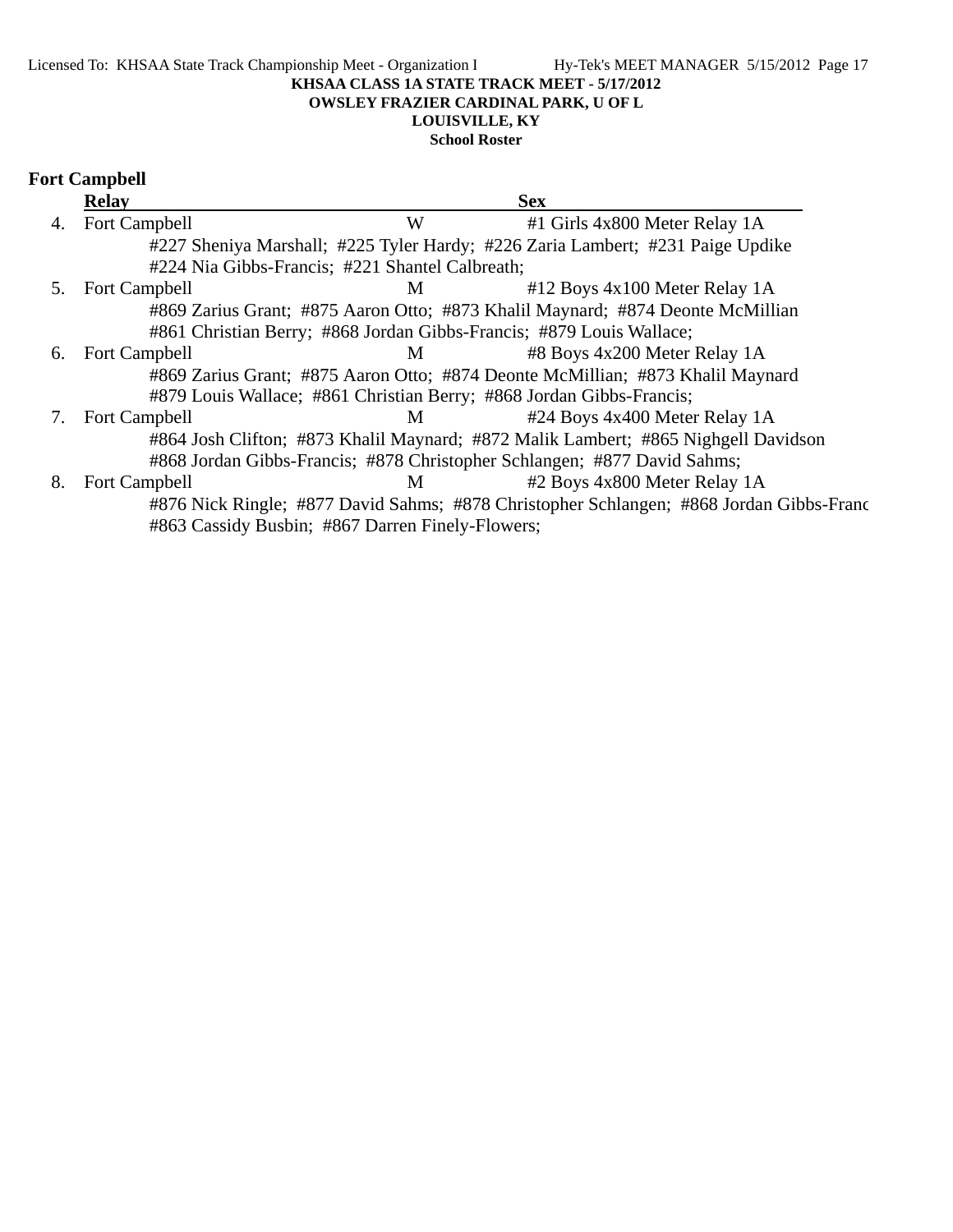KHSAA CLASS 1A STATE TRACK MEET - 5/17/2012
OWSLEY FRAZIER CARDINAL PARK, U OF L
LOUISVILLE, KY
School Roster

## Fort Campbell

| | Relay | Sex | |
|---|---|---|---|
| 4. | Fort Campbell | W | #1 Girls 4x800 Meter Relay 1A |
| | #227 Sheniya Marshall; #225 Tyler Hardy; #226 Zaria Lambert; #231 Paige Updike<br>#224 Nia Gibbs-Francis; #221 Shantel Calbreath; | | |
| 5. | Fort Campbell | M | #12 Boys 4x100 Meter Relay 1A |
| | #869 Zarius Grant; #875 Aaron Otto; #873 Khalil Maynard; #874 Deonte McMillian<br>#861 Christian Berry; #868 Jordan Gibbs-Francis; #879 Louis Wallace; | | |
| 6. | Fort Campbell | M | #8 Boys 4x200 Meter Relay 1A |
| | #869 Zarius Grant; #875 Aaron Otto; #874 Deonte McMillian; #873 Khalil Maynard<br>#879 Louis Wallace; #861 Christian Berry; #868 Jordan Gibbs-Francis; | | |
| 7. | Fort Campbell | M | #24 Boys 4x400 Meter Relay 1A |
| | #864 Josh Clifton; #873 Khalil Maynard; #872 Malik Lambert; #865 Nighgell Davidson<br>#868 Jordan Gibbs-Francis; #878 Christopher Schlangen; #877 David Sahms; | | |
| 8. | Fort Campbell | M | #2 Boys 4x800 Meter Relay 1A |
| | #876 Nick Ringle; #877 David Sahms; #878 Christopher Schlangen; #868 Jordan Gibbs-Franc<br>#863 Cassidy Busbin; #867 Darren Finely-Flowers; | | |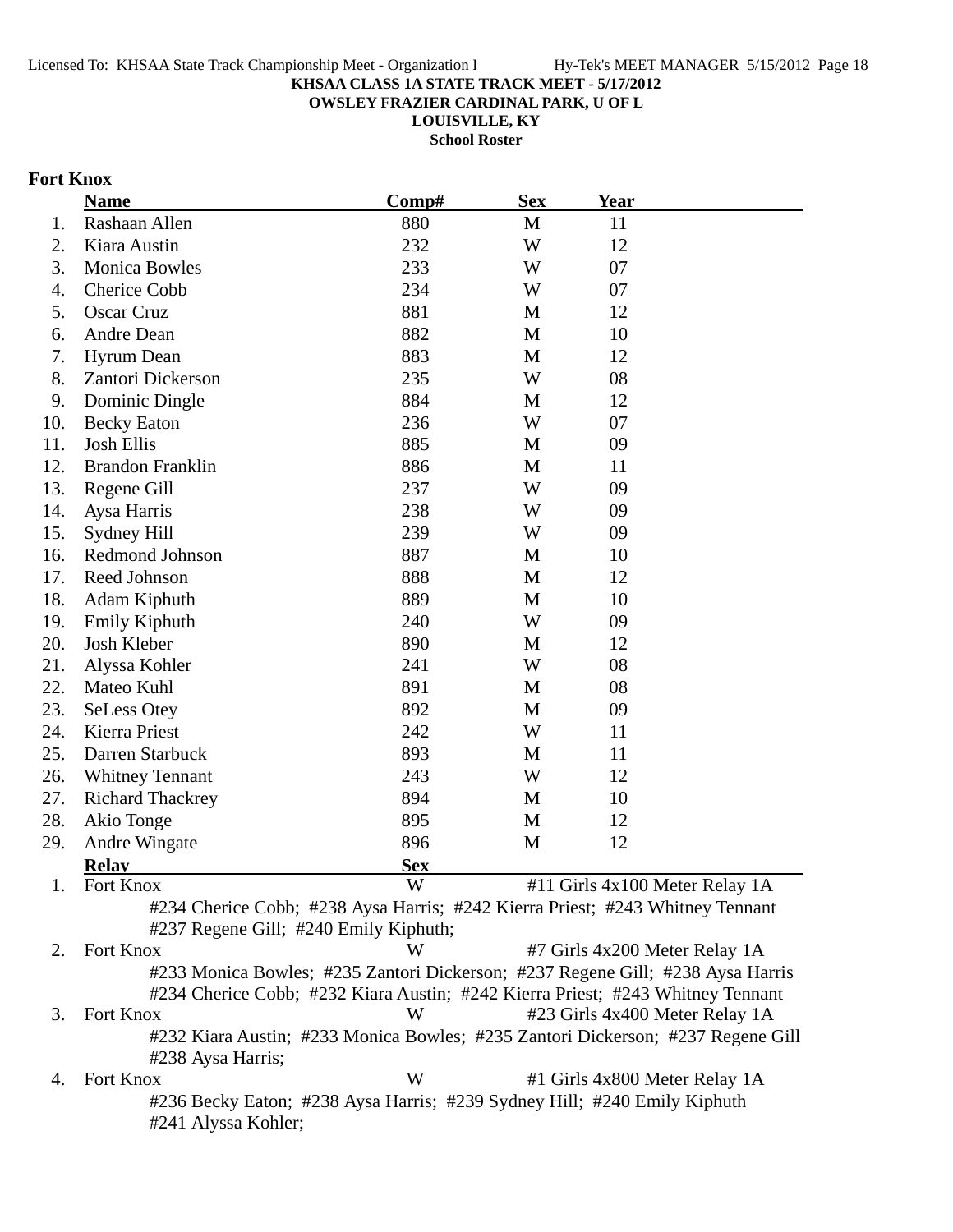**KHSAA CLASS 1A STATE TRACK MEET - 5/17/2012**
**OWSLEY FRAZIER CARDINAL PARK, U OF L**
**LOUISVILLE, KY**
**School Roster**

## Fort Knox

| | Name | Comp# | Sex | Year |
|---|---|---|---|---|
| 1. | Rashaan Allen | 880 | M | 11 |
| 2. | Kiara Austin | 232 | W | 12 |
| 3. | Monica Bowles | 233 | W | 07 |
| 4. | Cherice Cobb | 234 | W | 07 |
| 5. | Oscar Cruz | 881 | M | 12 |
| 6. | Andre Dean | 882 | M | 10 |
| 7. | Hyrum Dean | 883 | M | 12 |
| 8. | Zantori Dickerson | 235 | W | 08 |
| 9. | Dominic Dingle | 884 | M | 12 |
| 10. | Becky Eaton | 236 | W | 07 |
| 11. | Josh Ellis | 885 | M | 09 |
| 12. | Brandon Franklin | 886 | M | 11 |
| 13. | Regene Gill | 237 | W | 09 |
| 14. | Aysa Harris | 238 | W | 09 |
| 15. | Sydney Hill | 239 | W | 09 |
| 16. | Redmond Johnson | 887 | M | 10 |
| 17. | Reed Johnson | 888 | M | 12 |
| 18. | Adam Kiphuth | 889 | M | 10 |
| 19. | Emily Kiphuth | 240 | W | 09 |
| 20. | Josh Kleber | 890 | M | 12 |
| 21. | Alyssa Kohler | 241 | W | 08 |
| 22. | Mateo Kuhl | 891 | M | 08 |
| 23. | SeLess Otey | 892 | M | 09 |
| 24. | Kierra Priest | 242 | W | 11 |
| 25. | Darren Starbuck | 893 | M | 11 |
| 26. | Whitney Tennant | 243 | W | 12 |
| 27. | Richard Thackrey | 894 | M | 10 |
| 28. | Akio Tonge | 895 | M | 12 |
| 29. | Andre Wingate | 896 | M | 12 |

| | Relay | Sex | Event |
|---|---|---|---|
| 1. | Fort Knox | W | #11 Girls 4x100 Meter Relay 1A |
| | #234 Cherice Cobb; #238 Aysa Harris; #242 Kierra Priest; #243 Whitney Tennant #237 Regene Gill; #240 Emily Kiphuth; | | |
| 2. | Fort Knox | W | #7 Girls 4x200 Meter Relay 1A |
| | #233 Monica Bowles; #235 Zantori Dickerson; #237 Regene Gill; #238 Aysa Harris #234 Cherice Cobb; #232 Kiara Austin; #242 Kierra Priest; #243 Whitney Tennant | | |
| 3. | Fort Knox | W | #23 Girls 4x400 Meter Relay 1A |
| | #232 Kiara Austin; #233 Monica Bowles; #235 Zantori Dickerson; #237 Regene Gill #238 Aysa Harris; | | |
| 4. | Fort Knox | W | #1 Girls 4x800 Meter Relay 1A |
| | #236 Becky Eaton; #238 Aysa Harris; #239 Sydney Hill; #240 Emily Kiphuth #241 Alyssa Kohler; | | |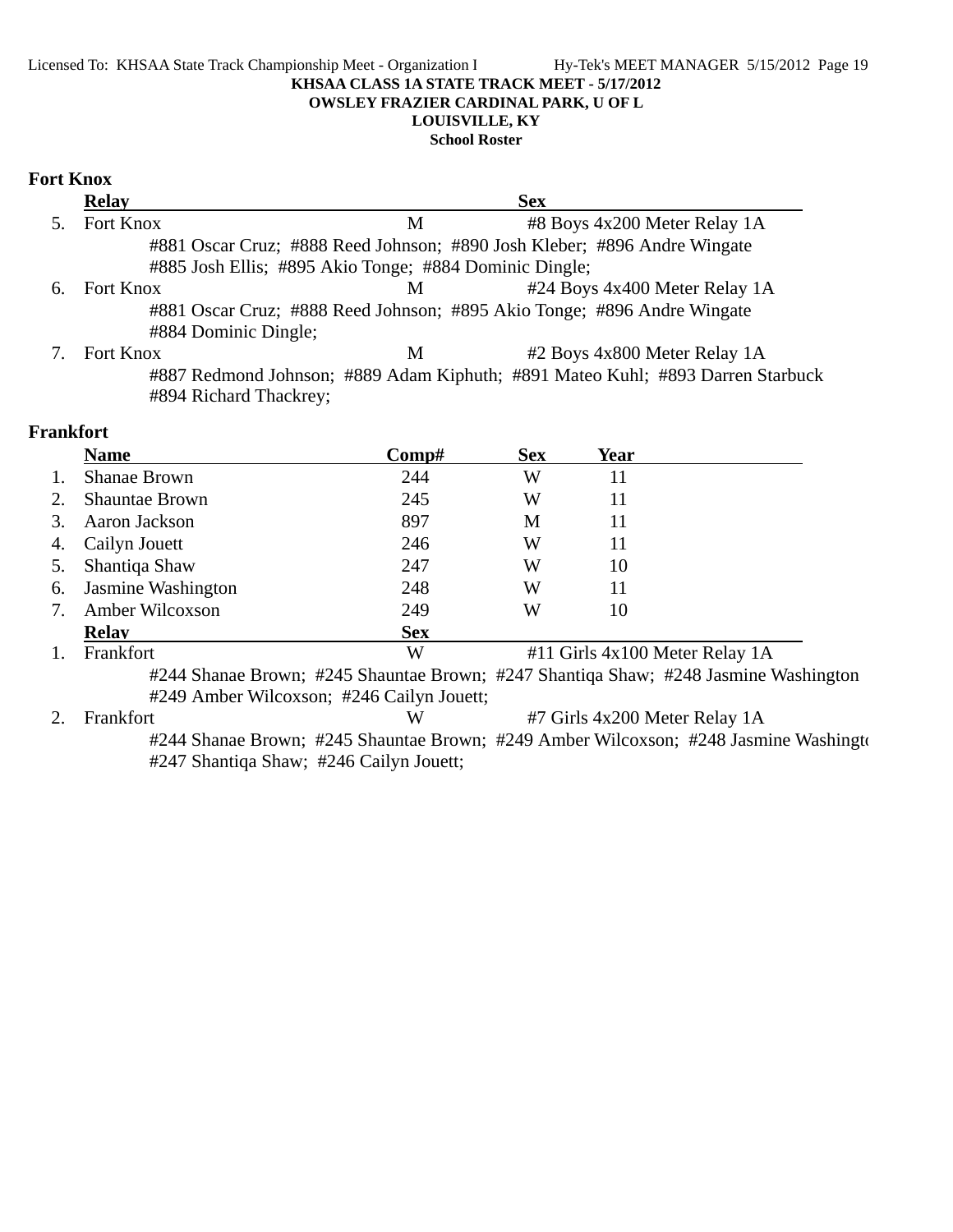**KHSAA CLASS 1A STATE TRACK MEET - 5/17/2012**
**OWSLEY FRAZIER CARDINAL PARK, U OF L**
**LOUISVILLE, KY**
**School Roster**

## Fort Knox

| | Relay | Sex | |
|---|---|---|---|
| 5. | Fort Knox | M | #8 Boys 4x200 Meter Relay 1A |

#881 Oscar Cruz; #888 Reed Johnson; #890 Josh Kleber; #896 Andre Wingate
#885 Josh Ellis; #895 Akio Tonge; #884 Dominic Dingle;

| | Relay | Sex | |
|---|---|---|---|
| 6. | Fort Knox | M | #24 Boys 4x400 Meter Relay 1A |

#881 Oscar Cruz; #888 Reed Johnson; #895 Akio Tonge; #896 Andre Wingate
#884 Dominic Dingle;

| | Relay | Sex | |
|---|---|---|---|
| 7. | Fort Knox | M | #2 Boys 4x800 Meter Relay 1A |

#887 Redmond Johnson; #889 Adam Kiphuth; #891 Mateo Kuhl; #893 Darren Starbuck
#894 Richard Thackrey;

## Frankfort

| | Name | Comp# | Sex | Year |
|---|---|---|---|---|
| 1. | Shanae Brown | 244 | W | 11 |
| 2. | Shauntae Brown | 245 | W | 11 |
| 3. | Aaron Jackson | 897 | M | 11 |
| 4. | Cailyn Jouett | 246 | W | 11 |
| 5. | Shantiqa Shaw | 247 | W | 10 |
| 6. | Jasmine Washington | 248 | W | 11 |
| 7. | Amber Wilcoxson | 249 | W | 10 |

| | Relay | Sex | |
|---|---|---|---|
| 1. | Frankfort | W | #11 Girls 4x100 Meter Relay 1A |

#244 Shanae Brown; #245 Shauntae Brown; #247 Shantiqa Shaw; #248 Jasmine Washington
#249 Amber Wilcoxson; #246 Cailyn Jouett;

| | Relay | Sex | |
|---|---|---|---|
| 2. | Frankfort | W | #7 Girls 4x200 Meter Relay 1A |

#244 Shanae Brown; #245 Shauntae Brown; #249 Amber Wilcoxson; #248 Jasmine Washingt
#247 Shantiqa Shaw; #246 Cailyn Jouett;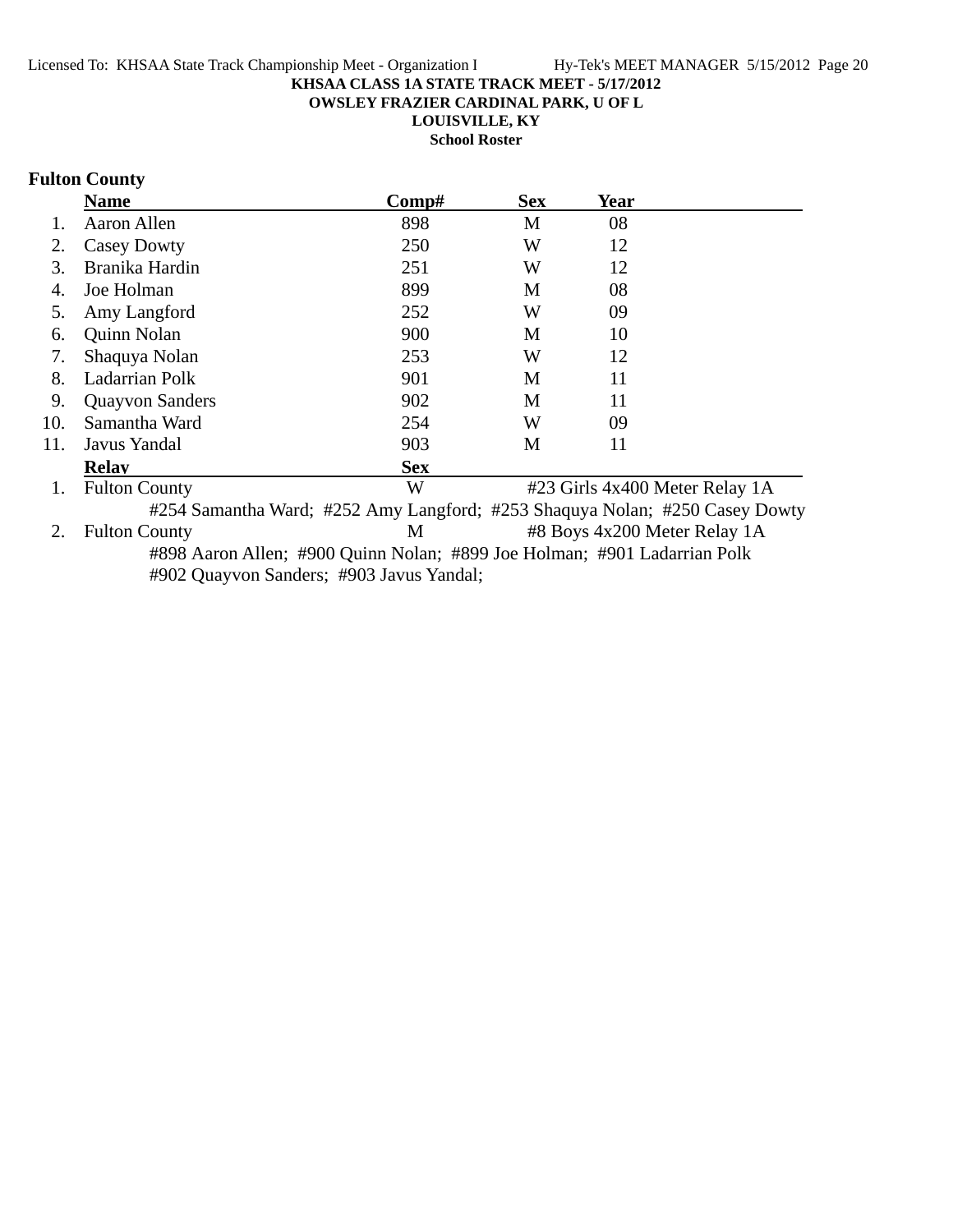**KHSAA CLASS 1A STATE TRACK MEET - 5/17/2012**
**OWSLEY FRAZIER CARDINAL PARK, U OF L**
**LOUISVILLE, KY**
**School Roster**

## Fulton County

| | Name | Comp# | Sex | Year |
|---|---|---|---|---|
| 1. | Aaron Allen | 898 | M | 08 |
| 2. | Casey Dowty | 250 | W | 12 |
| 3. | Branika Hardin | 251 | W | 12 |
| 4. | Joe Holman | 899 | M | 08 |
| 5. | Amy Langford | 252 | W | 09 |
| 6. | Quinn Nolan | 900 | M | 10 |
| 7. | Shaquya Nolan | 253 | W | 12 |
| 8. | Ladarrian Polk | 901 | M | 11 |
| 9. | Quayvon Sanders | 902 | M | 11 |
| 10. | Samantha Ward | 254 | W | 09 |
| 11. | Javus Yandal | 903 | M | 11 |

| | Relay | Sex | |
|---|---|---|---|
| 1. | Fulton County | W | #23 Girls 4x400 Meter Relay 1A |

#254 Samantha Ward; #252 Amy Langford; #253 Shaquya Nolan; #250 Casey Dowty

| | Relay | Sex | |
|---|---|---|---|
| 2. | Fulton County | M | #8 Boys 4x200 Meter Relay 1A |

#898 Aaron Allen; #900 Quinn Nolan; #899 Joe Holman; #901 Ladarrian Polk
#902 Quayvon Sanders; #903 Javus Yandal;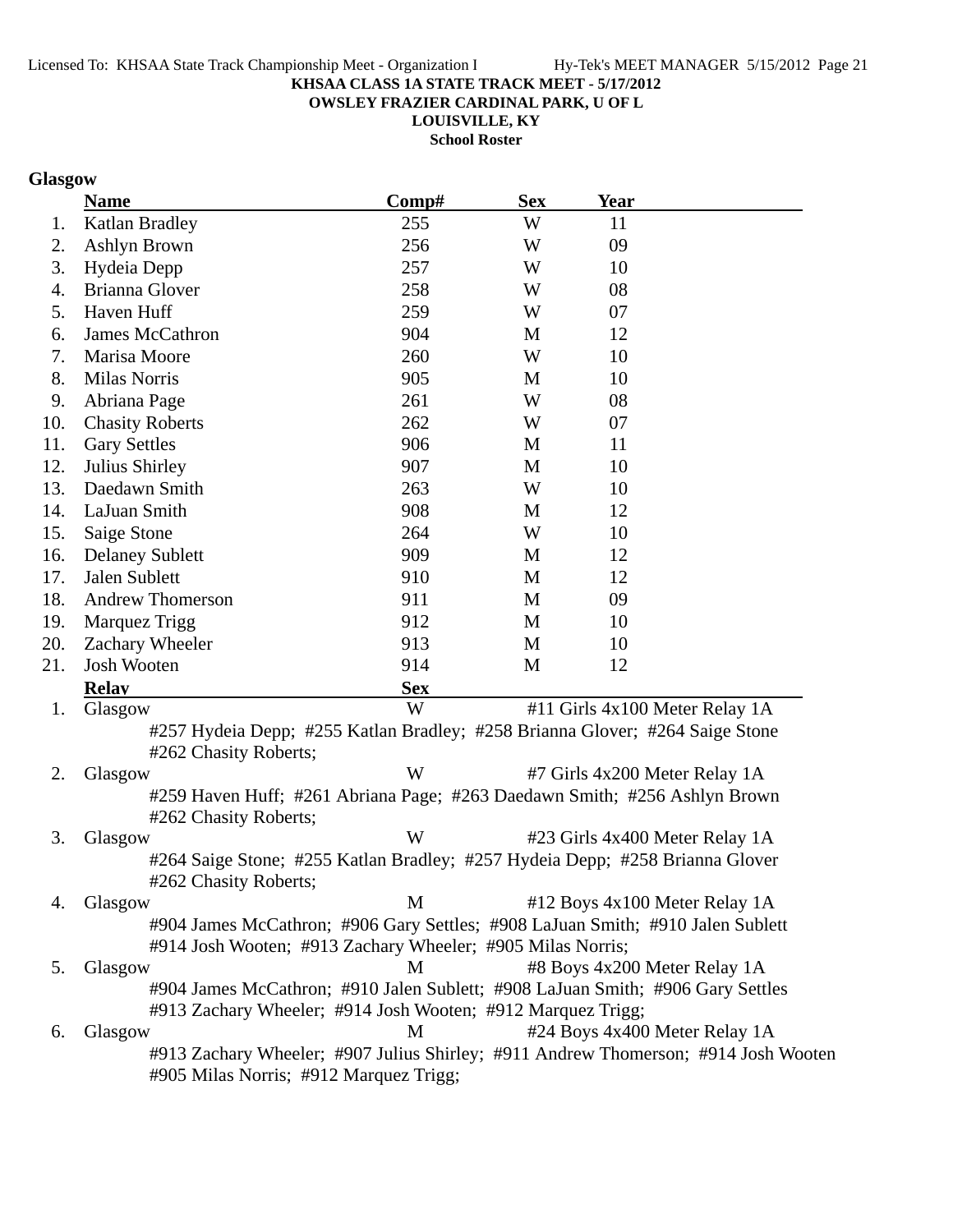**KHSAA CLASS 1A STATE TRACK MEET - 5/17/2012**
**OWSLEY FRAZIER CARDINAL PARK, U OF L**
**LOUISVILLE, KY**
**School Roster**

## Glasgow

| | Name | Comp# | Sex | Year |
|---|---|---|---|---|
| 1. | Katlan Bradley | 255 | W | 11 |
| 2. | Ashlyn Brown | 256 | W | 09 |
| 3. | Hydeia Depp | 257 | W | 10 |
| 4. | Brianna Glover | 258 | W | 08 |
| 5. | Haven Huff | 259 | W | 07 |
| 6. | James McCathron | 904 | M | 12 |
| 7. | Marisa Moore | 260 | W | 10 |
| 8. | Milas Norris | 905 | M | 10 |
| 9. | Abriana Page | 261 | W | 08 |
| 10. | Chasity Roberts | 262 | W | 07 |
| 11. | Gary Settles | 906 | M | 11 |
| 12. | Julius Shirley | 907 | M | 10 |
| 13. | Daedawn Smith | 263 | W | 10 |
| 14. | LaJuan Smith | 908 | M | 12 |
| 15. | Saige Stone | 264 | W | 10 |
| 16. | Delaney Sublett | 909 | M | 12 |
| 17. | Jalen Sublett | 910 | M | 12 |
| 18. | Andrew Thomerson | 911 | M | 09 |
| 19. | Marquez Trigg | 912 | M | 10 |
| 20. | Zachary Wheeler | 913 | M | 10 |
| 21. | Josh Wooten | 914 | M | 12 |

| | Relay | Sex | Event |
|---|---|---|---|
| 1. | Glasgow | W | #11 Girls 4x100 Meter Relay 1A |
| | #257 Hydeia Depp; #255 Katlan Bradley; #258 Brianna Glover; #264 Saige Stone #262 Chasity Roberts; | | |
| 2. | Glasgow | W | #7 Girls 4x200 Meter Relay 1A |
| | #259 Haven Huff; #261 Abriana Page; #263 Daedawn Smith; #256 Ashlyn Brown #262 Chasity Roberts; | | |
| 3. | Glasgow | W | #23 Girls 4x400 Meter Relay 1A |
| | #264 Saige Stone; #255 Katlan Bradley; #257 Hydeia Depp; #258 Brianna Glover #262 Chasity Roberts; | | |
| 4. | Glasgow | M | #12 Boys 4x100 Meter Relay 1A |
| | #904 James McCathron; #906 Gary Settles; #908 LaJuan Smith; #910 Jalen Sublett #914 Josh Wooten; #913 Zachary Wheeler; #905 Milas Norris; | | |
| 5. | Glasgow | M | #8 Boys 4x200 Meter Relay 1A |
| | #904 James McCathron; #910 Jalen Sublett; #908 LaJuan Smith; #906 Gary Settles #913 Zachary Wheeler; #914 Josh Wooten; #912 Marquez Trigg; | | |
| 6. | Glasgow | M | #24 Boys 4x400 Meter Relay 1A |
| | #913 Zachary Wheeler; #907 Julius Shirley; #911 Andrew Thomerson; #914 Josh Wooten #905 Milas Norris; #912 Marquez Trigg; | | |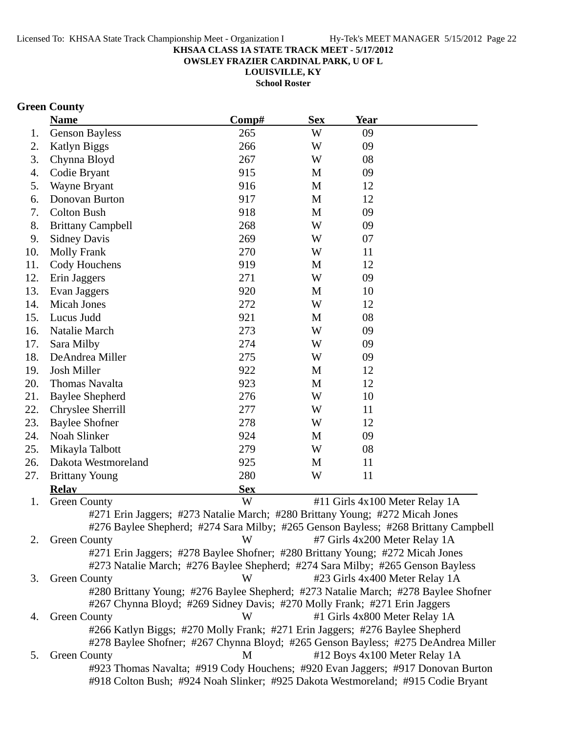**KHSAA CLASS 1A STATE TRACK MEET - 5/17/2012**

**OWSLEY FRAZIER CARDINAL PARK, U OF L**

**LOUISVILLE, KY**

**School Roster**

## Green County

| | Name | Comp# | Sex | Year |
|---|---|---|---|---|
| 1. | Genson Bayless | 265 | W | 09 |
| 2. | Katlyn Biggs | 266 | W | 09 |
| 3. | Chynna Bloyd | 267 | W | 08 |
| 4. | Codie Bryant | 915 | M | 09 |
| 5. | Wayne Bryant | 916 | M | 12 |
| 6. | Donovan Burton | 917 | M | 12 |
| 7. | Colton Bush | 918 | M | 09 |
| 8. | Brittany Campbell | 268 | W | 09 |
| 9. | Sidney Davis | 269 | W | 07 |
| 10. | Molly Frank | 270 | W | 11 |
| 11. | Cody Houchens | 919 | M | 12 |
| 12. | Erin Jaggers | 271 | W | 09 |
| 13. | Evan Jaggers | 920 | M | 10 |
| 14. | Micah Jones | 272 | W | 12 |
| 15. | Lucus Judd | 921 | M | 08 |
| 16. | Natalie March | 273 | W | 09 |
| 17. | Sara Milby | 274 | W | 09 |
| 18. | DeAndrea Miller | 275 | W | 09 |
| 19. | Josh Miller | 922 | M | 12 |
| 20. | Thomas Navalta | 923 | M | 12 |
| 21. | Baylee Shepherd | 276 | W | 10 |
| 22. | Chryslee Sherrill | 277 | W | 11 |
| 23. | Baylee Shofner | 278 | W | 12 |
| 24. | Noah Slinker | 924 | M | 09 |
| 25. | Mikayla Talbott | 279 | W | 08 |
| 26. | Dakota Westmoreland | 925 | M | 11 |
| 27. | Brittany Young | 280 | W | 11 |

| | Relay | Sex | |
|---|---|---|---|
| 1. | Green County | W | #11 Girls 4x100 Meter Relay 1A |
| | #271 Erin Jaggers; #273 Natalie March; #280 Brittany Young; #272 Micah Jones<br>#276 Baylee Shepherd; #274 Sara Milby; #265 Genson Bayless; #268 Brittany Campbell | | |
| 2. | Green County | W | #7 Girls 4x200 Meter Relay 1A |
| | #271 Erin Jaggers; #278 Baylee Shofner; #280 Brittany Young; #272 Micah Jones<br>#273 Natalie March; #276 Baylee Shepherd; #274 Sara Milby; #265 Genson Bayless | | |
| 3. | Green County | W | #23 Girls 4x400 Meter Relay 1A |
| | #280 Brittany Young; #276 Baylee Shepherd; #273 Natalie March; #278 Baylee Shofner<br>#267 Chynna Bloyd; #269 Sidney Davis; #270 Molly Frank; #271 Erin Jaggers | | |
| 4. | Green County | W | #1 Girls 4x800 Meter Relay 1A |
| | #266 Katlyn Biggs; #270 Molly Frank; #271 Erin Jaggers; #276 Baylee Shepherd<br>#278 Baylee Shofner; #267 Chynna Bloyd; #265 Genson Bayless; #275 DeAndrea Miller | | |
| 5. | Green County | M | #12 Boys 4x100 Meter Relay 1A |
| | #923 Thomas Navalta; #919 Cody Houchens; #920 Evan Jaggers; #917 Donovan Burton<br>#918 Colton Bush; #924 Noah Slinker; #925 Dakota Westmoreland; #915 Codie Bryant | | |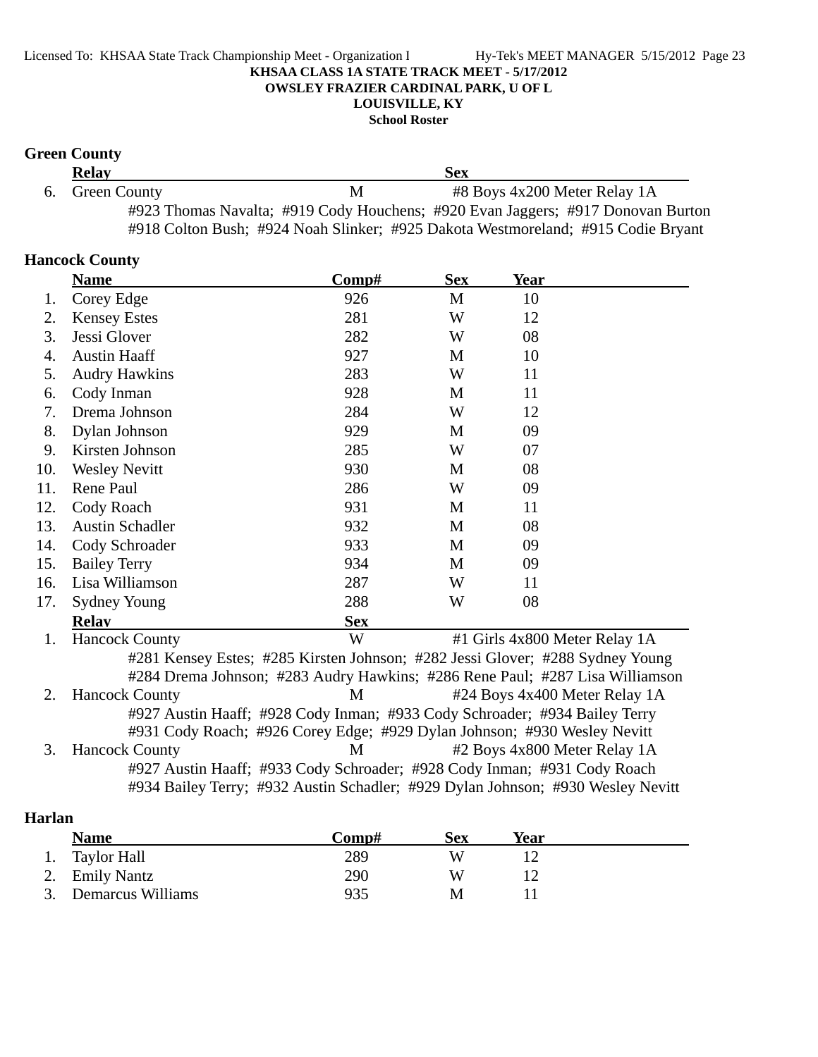**KHSAA CLASS 1A STATE TRACK MEET - 5/17/2012**
**OWSLEY FRAZIER CARDINAL PARK, U OF L**
**LOUISVILLE, KY**
**School Roster**

## Green County

| | Relay | Sex | |
|---|---|---|---|
| 6. | Green County | M | #8 Boys 4x200 Meter Relay 1A |

#923 Thomas Navalta; #919 Cody Houchens; #920 Evan Jaggers; #917 Donovan Burton
#918 Colton Bush; #924 Noah Slinker; #925 Dakota Westmoreland; #915 Codie Bryant

## Hancock County

| | Name | Comp# | Sex | Year |
|---|---|---|---|---|
| 1. | Corey Edge | 926 | M | 10 |
| 2. | Kensey Estes | 281 | W | 12 |
| 3. | Jessi Glover | 282 | W | 08 |
| 4. | Austin Haaff | 927 | M | 10 |
| 5. | Audry Hawkins | 283 | W | 11 |
| 6. | Cody Inman | 928 | M | 11 |
| 7. | Drema Johnson | 284 | W | 12 |
| 8. | Dylan Johnson | 929 | M | 09 |
| 9. | Kirsten Johnson | 285 | W | 07 |
| 10. | Wesley Nevitt | 930 | M | 08 |
| 11. | Rene Paul | 286 | W | 09 |
| 12. | Cody Roach | 931 | M | 11 |
| 13. | Austin Schadler | 932 | M | 08 |
| 14. | Cody Schroader | 933 | M | 09 |
| 15. | Bailey Terry | 934 | M | 09 |
| 16. | Lisa Williamson | 287 | W | 11 |
| 17. | Sydney Young | 288 | W | 08 |

| | Relay | Sex | |
|---|---|---|---|
| 1. | Hancock County | W | #1 Girls 4x800 Meter Relay 1A |

#281 Kensey Estes; #285 Kirsten Johnson; #282 Jessi Glover; #288 Sydney Young
#284 Drema Johnson; #283 Audry Hawkins; #286 Rene Paul; #287 Lisa Williamson

| | Relay | Sex | |
|---|---|---|---|
| 2. | Hancock County | M | #24 Boys 4x400 Meter Relay 1A |

#927 Austin Haaff; #928 Cody Inman; #933 Cody Schroader; #934 Bailey Terry
#931 Cody Roach; #926 Corey Edge; #929 Dylan Johnson; #930 Wesley Nevitt

| | Relay | Sex | |
|---|---|---|---|
| 3. | Hancock County | M | #2 Boys 4x800 Meter Relay 1A |

#927 Austin Haaff; #933 Cody Schroader; #928 Cody Inman; #931 Cody Roach
#934 Bailey Terry; #932 Austin Schadler; #929 Dylan Johnson; #930 Wesley Nevitt

## Harlan

| | Name | Comp# | Sex | Year |
|---|---|---|---|---|
| 1. | Taylor Hall | 289 | W | 12 |
| 2. | Emily Nantz | 290 | W | 12 |
| 3. | Demarcus Williams | 935 | M | 11 |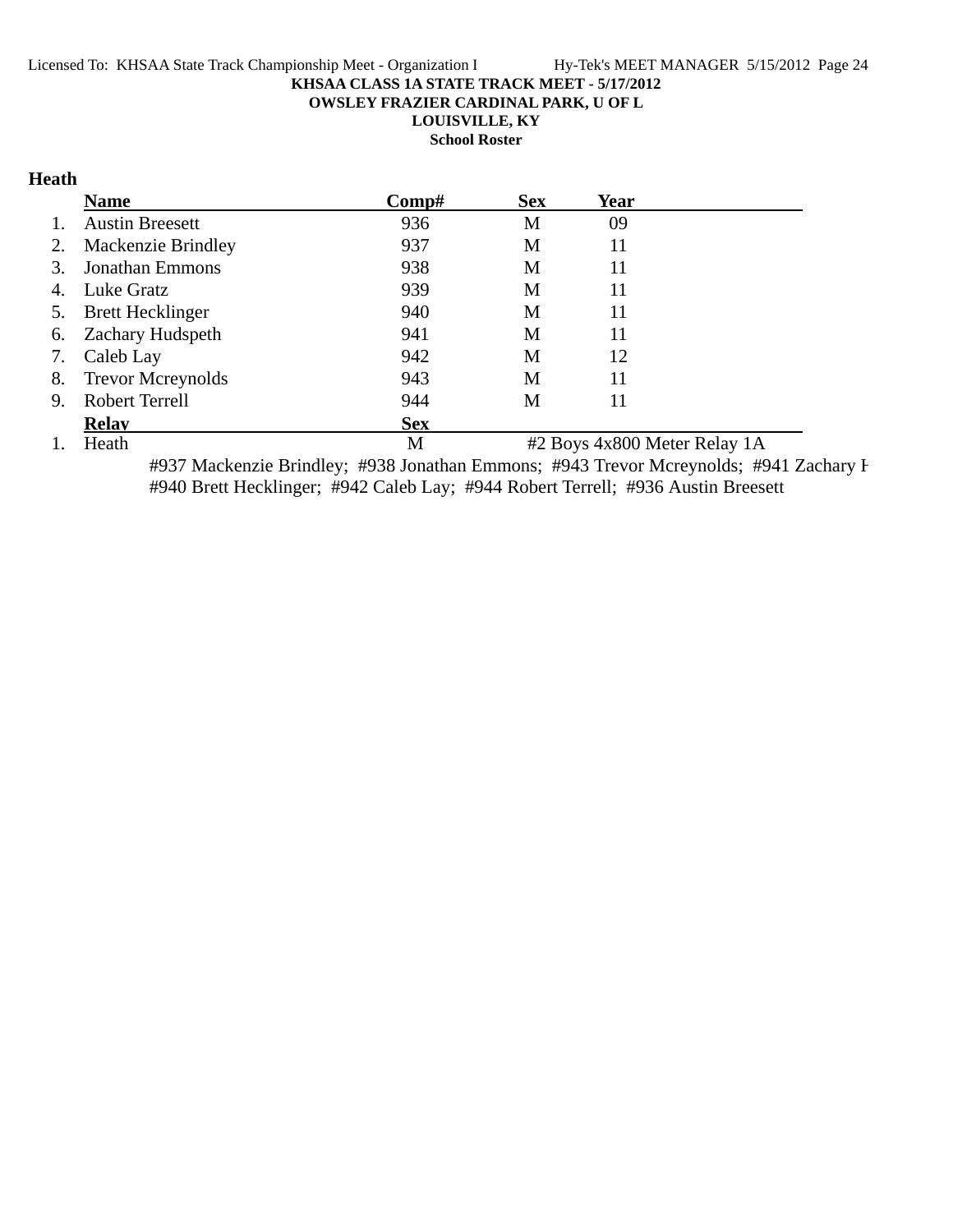**KHSAA CLASS 1A STATE TRACK MEET - 5/17/2012**
**OWSLEY FRAZIER CARDINAL PARK, U OF L**
**LOUISVILLE, KY**
**School Roster**

## Heath

| | Name | Comp# | Sex | Year |
|---|---|---|---|---|
| 1. | Austin Breesett | 936 | M | 09 |
| 2. | Mackenzie Brindley | 937 | M | 11 |
| 3. | Jonathan Emmons | 938 | M | 11 |
| 4. | Luke Gratz | 939 | M | 11 |
| 5. | Brett Hecklinger | 940 | M | 11 |
| 6. | Zachary Hudspeth | 941 | M | 11 |
| 7. | Caleb Lay | 942 | M | 12 |
| 8. | Trevor Mcreynolds | 943 | M | 11 |
| 9. | Robert Terrell | 944 | M | 11 |

| | Relay | Sex | |
|---|---|---|---|
| 1. | Heath | M | #2 Boys 4x800 Meter Relay 1A |

#937 Mackenzie Brindley; #938 Jonathan Emmons; #943 Trevor Mcreynolds; #941 Zachary H
#940 Brett Hecklinger; #942 Caleb Lay; #944 Robert Terrell; #936 Austin Breesett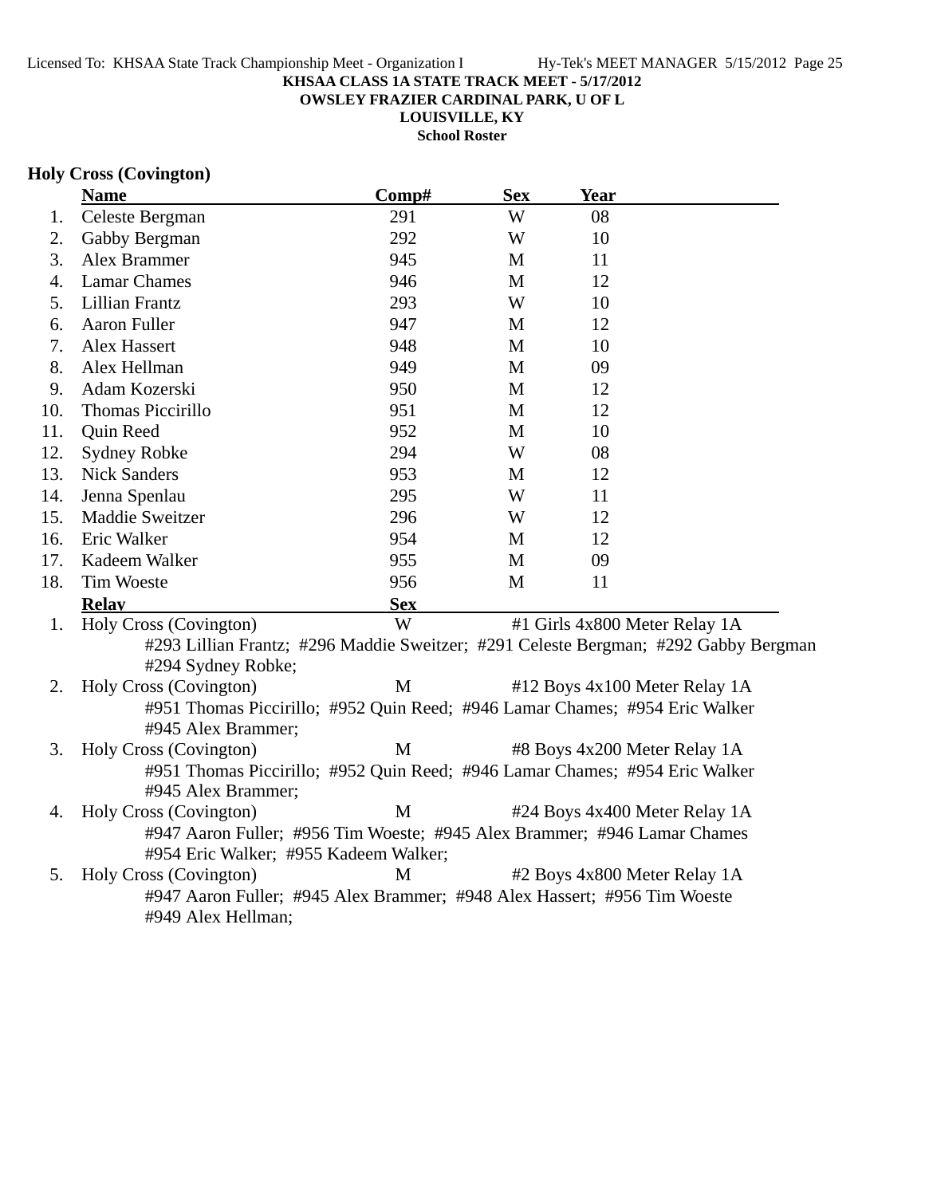**KHSAA CLASS 1A STATE TRACK MEET - 5/17/2012**
**OWSLEY FRAZIER CARDINAL PARK, U OF L**
**LOUISVILLE, KY**
**School Roster**

### Holy Cross (Covington)

| | Name | Comp# | Sex | Year |
|---|---|---|---|---|
| 1. | Celeste Bergman | 291 | W | 08 |
| 2. | Gabby Bergman | 292 | W | 10 |
| 3. | Alex Brammer | 945 | M | 11 |
| 4. | Lamar Chames | 946 | M | 12 |
| 5. | Lillian Frantz | 293 | W | 10 |
| 6. | Aaron Fuller | 947 | M | 12 |
| 7. | Alex Hassert | 948 | M | 10 |
| 8. | Alex Hellman | 949 | M | 09 |
| 9. | Adam Kozerski | 950 | M | 12 |
| 10. | Thomas Piccirillo | 951 | M | 12 |
| 11. | Quin Reed | 952 | M | 10 |
| 12. | Sydney Robke | 294 | W | 08 |
| 13. | Nick Sanders | 953 | M | 12 |
| 14. | Jenna Spenlau | 295 | W | 11 |
| 15. | Maddie Sweitzer | 296 | W | 12 |
| 16. | Eric Walker | 954 | M | 12 |
| 17. | Kadeem Walker | 955 | M | 09 |
| 18. | Tim Woeste | 956 | M | 11 |

| | Relay | Sex | |
|---|---|---|---|
| 1. | Holy Cross (Covington) | W | #1 Girls 4x800 Meter Relay 1A |
| | #293 Lillian Frantz; #296 Maddie Sweitzer; #291 Celeste Bergman; #292 Gabby Bergman #294 Sydney Robke; | | |
| 2. | Holy Cross (Covington) | M | #12 Boys 4x100 Meter Relay 1A |
| | #951 Thomas Piccirillo; #952 Quin Reed; #946 Lamar Chames; #954 Eric Walker #945 Alex Brammer; | | |
| 3. | Holy Cross (Covington) | M | #8 Boys 4x200 Meter Relay 1A |
| | #951 Thomas Piccirillo; #952 Quin Reed; #946 Lamar Chames; #954 Eric Walker #945 Alex Brammer; | | |
| 4. | Holy Cross (Covington) | M | #24 Boys 4x400 Meter Relay 1A |
| | #947 Aaron Fuller; #956 Tim Woeste; #945 Alex Brammer; #946 Lamar Chames #954 Eric Walker; #955 Kadeem Walker; | | |
| 5. | Holy Cross (Covington) | M | #2 Boys 4x800 Meter Relay 1A |
| | #947 Aaron Fuller; #945 Alex Brammer; #948 Alex Hassert; #956 Tim Woeste #949 Alex Hellman; | | |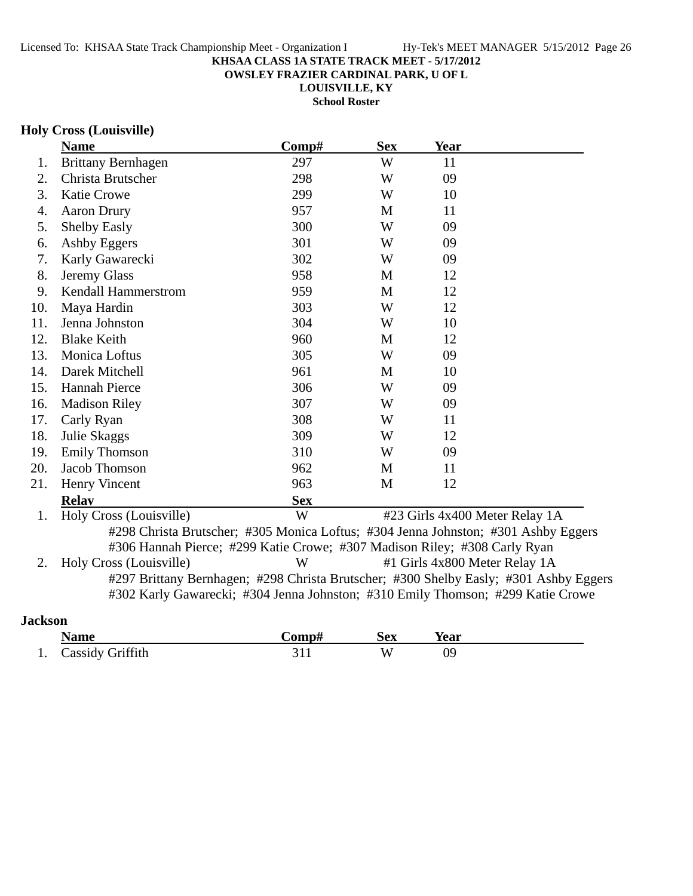**KHSAA CLASS 1A STATE TRACK MEET - 5/17/2012**
**OWSLEY FRAZIER CARDINAL PARK, U OF L**
**LOUISVILLE, KY**
**School Roster**

## Holy Cross (Louisville)

| | Name | Comp# | Sex | Year |
|---|---|---|---|---|
| 1. | Brittany Bernhagen | 297 | W | 11 |
| 2. | Christa Brutscher | 298 | W | 09 |
| 3. | Katie Crowe | 299 | W | 10 |
| 4. | Aaron Drury | 957 | M | 11 |
| 5. | Shelby Easly | 300 | W | 09 |
| 6. | Ashby Eggers | 301 | W | 09 |
| 7. | Karly Gawarecki | 302 | W | 09 |
| 8. | Jeremy Glass | 958 | M | 12 |
| 9. | Kendall Hammerstrom | 959 | M | 12 |
| 10. | Maya Hardin | 303 | W | 12 |
| 11. | Jenna Johnston | 304 | W | 10 |
| 12. | Blake Keith | 960 | M | 12 |
| 13. | Monica Loftus | 305 | W | 09 |
| 14. | Darek Mitchell | 961 | M | 10 |
| 15. | Hannah Pierce | 306 | W | 09 |
| 16. | Madison Riley | 307 | W | 09 |
| 17. | Carly Ryan | 308 | W | 11 |
| 18. | Julie Skaggs | 309 | W | 12 |
| 19. | Emily Thomson | 310 | W | 09 |
| 20. | Jacob Thomson | 962 | M | 11 |
| 21. | Henry Vincent | 963 | M | 12 |

| | Relay | Sex | Event |
|---|---|---|---|
| 1. | Holy Cross (Louisville) | W | #23 Girls 4x400 Meter Relay 1A |
| | #298 Christa Brutscher; #305 Monica Loftus; #304 Jenna Johnston; #301 Ashby Eggers; #306 Hannah Pierce; #299 Katie Crowe; #307 Madison Riley; #308 Carly Ryan | | |
| 2. | Holy Cross (Louisville) | W | #1 Girls 4x800 Meter Relay 1A |
| | #297 Brittany Bernhagen; #298 Christa Brutscher; #300 Shelby Easly; #301 Ashby Eggers; #302 Karly Gawarecki; #304 Jenna Johnston; #310 Emily Thomson; #299 Katie Crowe | | |

## Jackson

| | Name | Comp# | Sex | Year |
|---|---|---|---|---|
| 1. | Cassidy Griffith | 311 | W | 09 |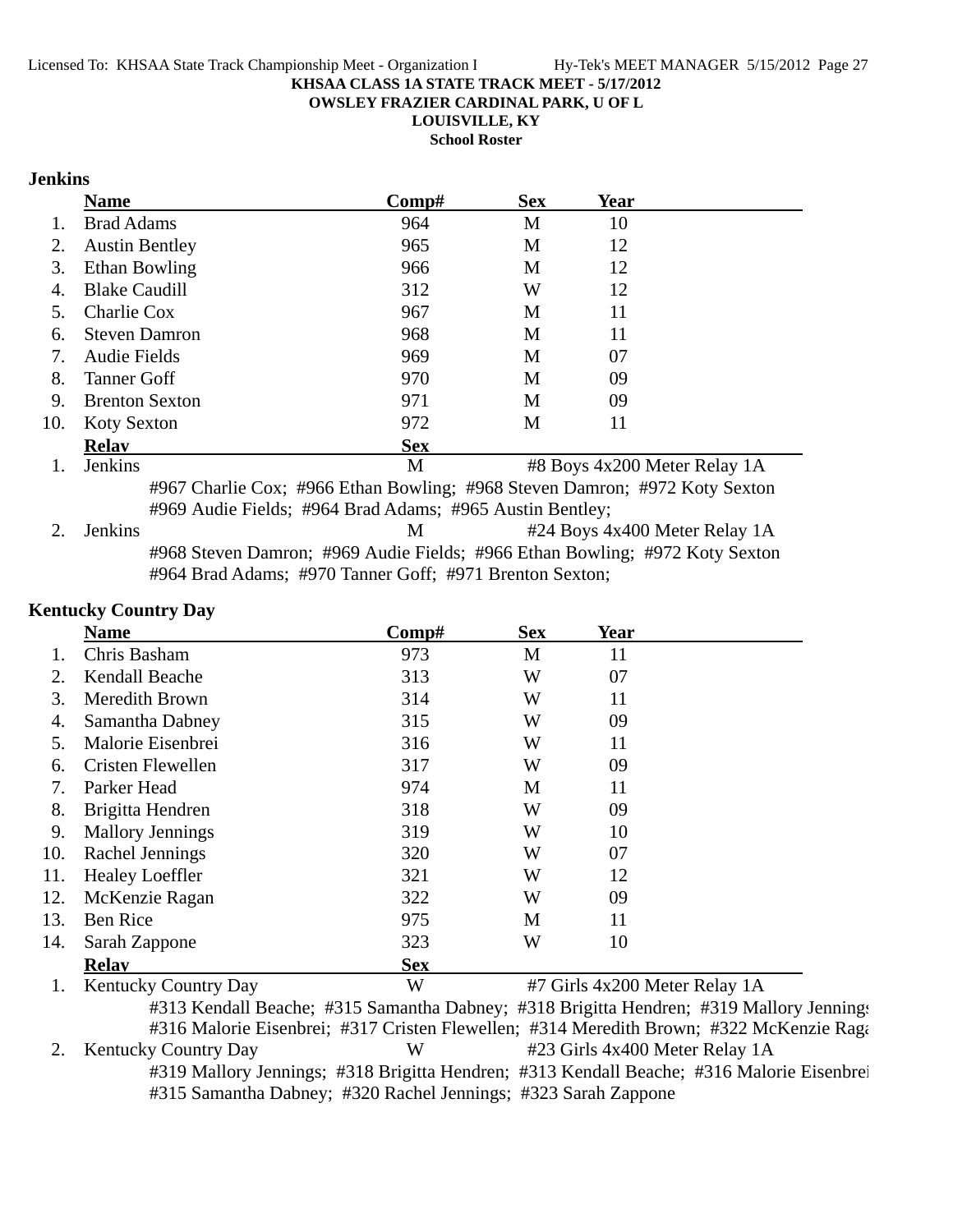**KHSAA CLASS 1A STATE TRACK MEET - 5/17/2012**
**OWSLEY FRAZIER CARDINAL PARK, U OF L**
**LOUISVILLE, KY**
**School Roster**

## Jenkins

| | Name | Comp# | Sex | Year |
|---|---|---|---|---|
| 1. | Brad Adams | 964 | M | 10 |
| 2. | Austin Bentley | 965 | M | 12 |
| 3. | Ethan Bowling | 966 | M | 12 |
| 4. | Blake Caudill | 312 | W | 12 |
| 5. | Charlie Cox | 967 | M | 11 |
| 6. | Steven Damron | 968 | M | 11 |
| 7. | Audie Fields | 969 | M | 07 |
| 8. | Tanner Goff | 970 | M | 09 |
| 9. | Brenton Sexton | 971 | M | 09 |
| 10. | Koty Sexton | 972 | M | 11 |

| | Relay | Sex | Event |
|---|---|---|---|
| 1. | Jenkins | M | #8 Boys 4x200 Meter Relay 1A |
| | #967 Charlie Cox; #966 Ethan Bowling; #968 Steven Damron; #972 Koty Sexton #969 Audie Fields; #964 Brad Adams; #965 Austin Bentley; | | |
| 2. | Jenkins | M | #24 Boys 4x400 Meter Relay 1A |
| | #968 Steven Damron; #969 Audie Fields; #966 Ethan Bowling; #972 Koty Sexton #964 Brad Adams; #970 Tanner Goff; #971 Brenton Sexton; | | |

## Kentucky Country Day

| | Name | Comp# | Sex | Year |
|---|---|---|---|---|
| 1. | Chris Basham | 973 | M | 11 |
| 2. | Kendall Beache | 313 | W | 07 |
| 3. | Meredith Brown | 314 | W | 11 |
| 4. | Samantha Dabney | 315 | W | 09 |
| 5. | Malorie Eisenbrei | 316 | W | 11 |
| 6. | Cristen Flewellen | 317 | W | 09 |
| 7. | Parker Head | 974 | M | 11 |
| 8. | Brigitta Hendren | 318 | W | 09 |
| 9. | Mallory Jennings | 319 | W | 10 |
| 10. | Rachel Jennings | 320 | W | 07 |
| 11. | Healey Loeffler | 321 | W | 12 |
| 12. | McKenzie Ragan | 322 | W | 09 |
| 13. | Ben Rice | 975 | M | 11 |
| 14. | Sarah Zappone | 323 | W | 10 |

| | Relay | Sex | Event |
|---|---|---|---|
| 1. | Kentucky Country Day | W | #7 Girls 4x200 Meter Relay 1A |
| | #313 Kendall Beache; #315 Samantha Dabney; #318 Brigitta Hendren; #319 Mallory Jennings #316 Malorie Eisenbrei; #317 Cristen Flewellen; #314 Meredith Brown; #322 McKenzie Raga | | |
| 2. | Kentucky Country Day | W | #23 Girls 4x400 Meter Relay 1A |
| | #319 Mallory Jennings; #318 Brigitta Hendren; #313 Kendall Beache; #316 Malorie Eisenbrei #315 Samantha Dabney; #320 Rachel Jennings; #323 Sarah Zappone | | |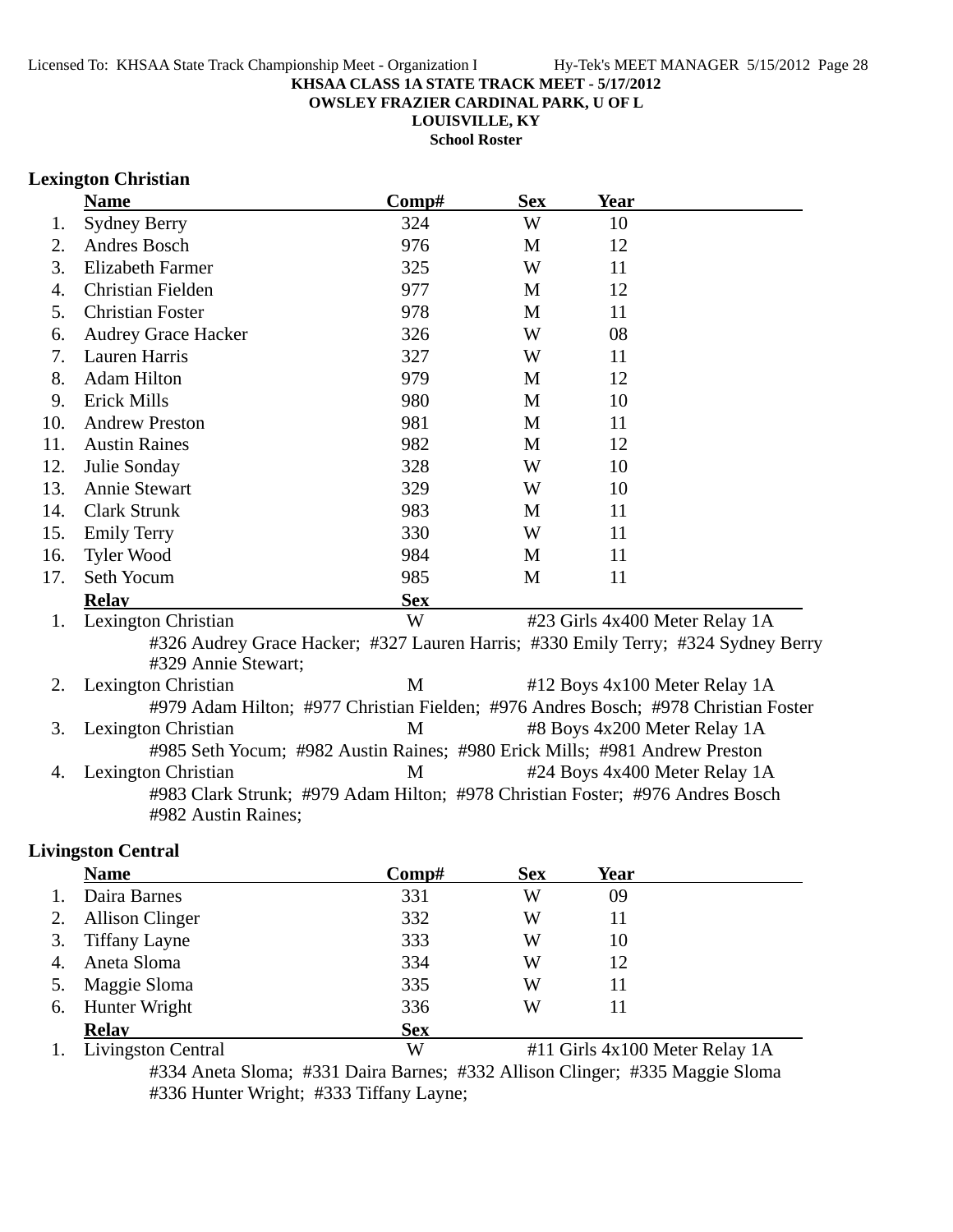KHSAA CLASS 1A STATE TRACK MEET - 5/17/2012
OWSLEY FRAZIER CARDINAL PARK, U OF L
LOUISVILLE, KY
School Roster

## Lexington Christian

| | Name | Comp# | Sex | Year |
|---|---|---|---|---|
| 1. | Sydney Berry | 324 | W | 10 |
| 2. | Andres Bosch | 976 | M | 12 |
| 3. | Elizabeth Farmer | 325 | W | 11 |
| 4. | Christian Fielden | 977 | M | 12 |
| 5. | Christian Foster | 978 | M | 11 |
| 6. | Audrey Grace Hacker | 326 | W | 08 |
| 7. | Lauren Harris | 327 | W | 11 |
| 8. | Adam Hilton | 979 | M | 12 |
| 9. | Erick Mills | 980 | M | 10 |
| 10. | Andrew Preston | 981 | M | 11 |
| 11. | Austin Raines | 982 | M | 12 |
| 12. | Julie Sonday | 328 | W | 10 |
| 13. | Annie Stewart | 329 | W | 10 |
| 14. | Clark Strunk | 983 | M | 11 |
| 15. | Emily Terry | 330 | W | 11 |
| 16. | Tyler Wood | 984 | M | 11 |
| 17. | Seth Yocum | 985 | M | 11 |

| | Relay | Sex | |
|---|---|---|---|
| 1. | Lexington Christian | W | #23 Girls 4x400 Meter Relay 1A |
| | #326 Audrey Grace Hacker; #327 Lauren Harris; #330 Emily Terry; #324 Sydney Berry #329 Annie Stewart; | | |
| 2. | Lexington Christian | M | #12 Boys 4x100 Meter Relay 1A |
| | #979 Adam Hilton; #977 Christian Fielden; #976 Andres Bosch; #978 Christian Foster | | |
| 3. | Lexington Christian | M | #8 Boys 4x200 Meter Relay 1A |
| | #985 Seth Yocum; #982 Austin Raines; #980 Erick Mills; #981 Andrew Preston | | |
| 4. | Lexington Christian | M | #24 Boys 4x400 Meter Relay 1A |
| | #983 Clark Strunk; #979 Adam Hilton; #978 Christian Foster; #976 Andres Bosch #982 Austin Raines; | | |

## Livingston Central

| | Name | Comp# | Sex | Year |
|---|---|---|---|---|
| 1. | Daira Barnes | 331 | W | 09 |
| 2. | Allison Clinger | 332 | W | 11 |
| 3. | Tiffany Layne | 333 | W | 10 |
| 4. | Aneta Sloma | 334 | W | 12 |
| 5. | Maggie Sloma | 335 | W | 11 |
| 6. | Hunter Wright | 336 | W | 11 |

| | Relay | Sex | |
|---|---|---|---|
| 1. | Livingston Central | W | #11 Girls 4x100 Meter Relay 1A |
| | #334 Aneta Sloma; #331 Daira Barnes; #332 Allison Clinger; #335 Maggie Sloma #336 Hunter Wright; #333 Tiffany Layne; | | |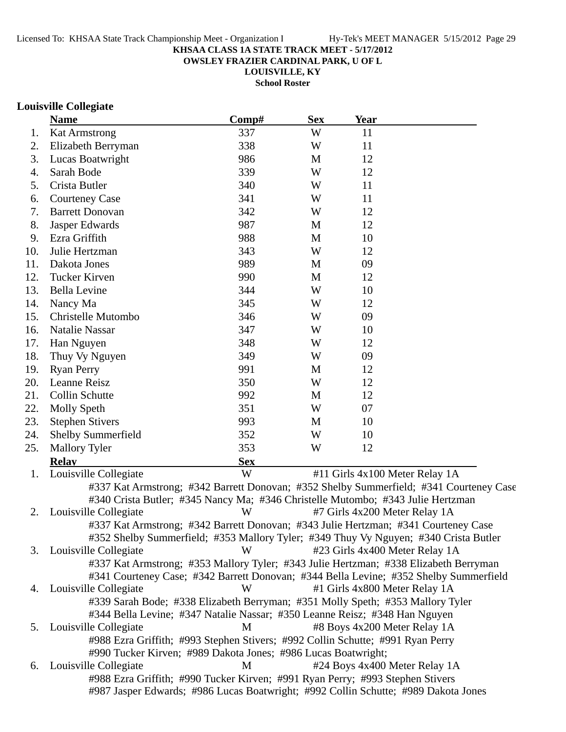**KHSAA CLASS 1A STATE TRACK MEET - 5/17/2012**
**OWSLEY FRAZIER CARDINAL PARK, U OF L**
**LOUISVILLE, KY**
**School Roster**

## Louisville Collegiate

| | Name | Comp# | Sex | Year |
|---|---|---|---|---|
| 1. | Kat Armstrong | 337 | W | 11 |
| 2. | Elizabeth Berryman | 338 | W | 11 |
| 3. | Lucas Boatwright | 986 | M | 12 |
| 4. | Sarah Bode | 339 | W | 12 |
| 5. | Crista Butler | 340 | W | 11 |
| 6. | Courteney Case | 341 | W | 11 |
| 7. | Barrett Donovan | 342 | W | 12 |
| 8. | Jasper Edwards | 987 | M | 12 |
| 9. | Ezra Griffith | 988 | M | 10 |
| 10. | Julie Hertzman | 343 | W | 12 |
| 11. | Dakota Jones | 989 | M | 09 |
| 12. | Tucker Kirven | 990 | M | 12 |
| 13. | Bella Levine | 344 | W | 10 |
| 14. | Nancy Ma | 345 | W | 12 |
| 15. | Christelle Mutombo | 346 | W | 09 |
| 16. | Natalie Nassar | 347 | W | 10 |
| 17. | Han Nguyen | 348 | W | 12 |
| 18. | Thuy Vy Nguyen | 349 | W | 09 |
| 19. | Ryan Perry | 991 | M | 12 |
| 20. | Leanne Reisz | 350 | W | 12 |
| 21. | Collin Schutte | 992 | M | 12 |
| 22. | Molly Speth | 351 | W | 07 |
| 23. | Stephen Stivers | 993 | M | 10 |
| 24. | Shelby Summerfield | 352 | W | 10 |
| 25. | Mallory Tyler | 353 | W | 12 |

| | Relay | Sex | Event |
|---|---|---|---|
| 1. | Louisville Collegiate | W | #11 Girls 4x100 Meter Relay 1A |
| | #337 Kat Armstrong; #342 Barrett Donovan; #352 Shelby Summerfield; #341 Courteney Case; #340 Crista Butler; #345 Nancy Ma; #346 Christelle Mutombo; #343 Julie Hertzman | | |
| 2. | Louisville Collegiate | W | #7 Girls 4x200 Meter Relay 1A |
| | #337 Kat Armstrong; #342 Barrett Donovan; #343 Julie Hertzman; #341 Courteney Case; #352 Shelby Summerfield; #353 Mallory Tyler; #349 Thuy Vy Nguyen; #340 Crista Butler | | |
| 3. | Louisville Collegiate | W | #23 Girls 4x400 Meter Relay 1A |
| | #337 Kat Armstrong; #353 Mallory Tyler; #343 Julie Hertzman; #338 Elizabeth Berryman; #341 Courteney Case; #342 Barrett Donovan; #344 Bella Levine; #352 Shelby Summerfield | | |
| 4. | Louisville Collegiate | W | #1 Girls 4x800 Meter Relay 1A |
| | #339 Sarah Bode; #338 Elizabeth Berryman; #351 Molly Speth; #353 Mallory Tyler; #344 Bella Levine; #347 Natalie Nassar; #350 Leanne Reisz; #348 Han Nguyen | | |
| 5. | Louisville Collegiate | M | #8 Boys 4x200 Meter Relay 1A |
| | #988 Ezra Griffith; #993 Stephen Stivers; #992 Collin Schutte; #991 Ryan Perry; #990 Tucker Kirven; #989 Dakota Jones; #986 Lucas Boatwright; | | |
| 6. | Louisville Collegiate | M | #24 Boys 4x400 Meter Relay 1A |
| | #988 Ezra Griffith; #990 Tucker Kirven; #991 Ryan Perry; #993 Stephen Stivers; #987 Jasper Edwards; #986 Lucas Boatwright; #992 Collin Schutte; #989 Dakota Jones | | |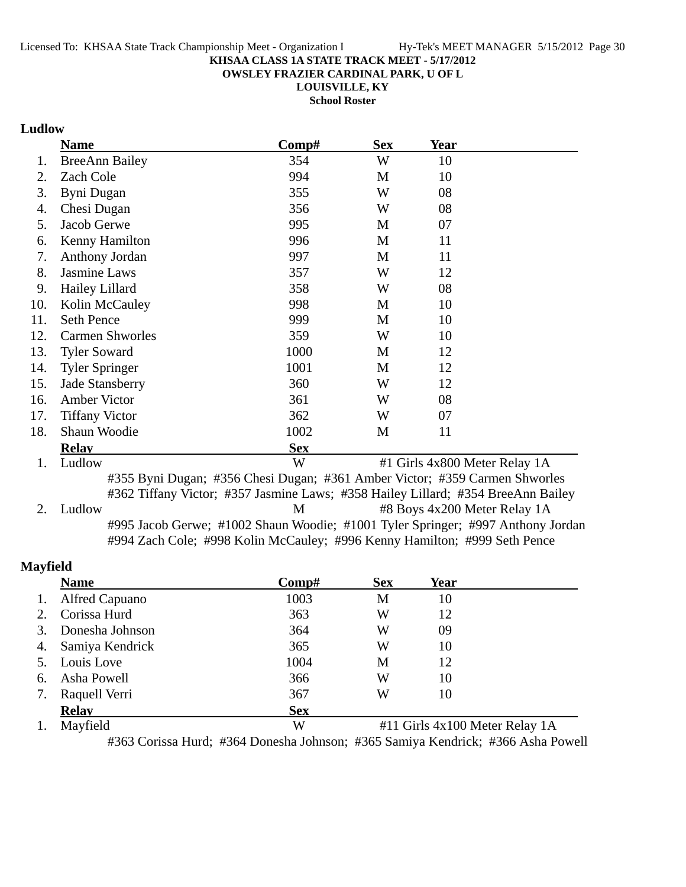**KHSAA CLASS 1A STATE TRACK MEET - 5/17/2012**
**OWSLEY FRAZIER CARDINAL PARK, U OF L**
**LOUISVILLE, KY**
**School Roster**

## Ludlow

| | Name | Comp# | Sex | Year |
|---|---|---|---|---|
| 1. | BreeAnn Bailey | 354 | W | 10 |
| 2. | Zach Cole | 994 | M | 10 |
| 3. | Byni Dugan | 355 | W | 08 |
| 4. | Chesi Dugan | 356 | W | 08 |
| 5. | Jacob Gerwe | 995 | M | 07 |
| 6. | Kenny Hamilton | 996 | M | 11 |
| 7. | Anthony Jordan | 997 | M | 11 |
| 8. | Jasmine Laws | 357 | W | 12 |
| 9. | Hailey Lillard | 358 | W | 08 |
| 10. | Kolin McCauley | 998 | M | 10 |
| 11. | Seth Pence | 999 | M | 10 |
| 12. | Carmen Shworles | 359 | W | 10 |
| 13. | Tyler Soward | 1000 | M | 12 |
| 14. | Tyler Springer | 1001 | M | 12 |
| 15. | Jade Stansberry | 360 | W | 12 |
| 16. | Amber Victor | 361 | W | 08 |
| 17. | Tiffany Victor | 362 | W | 07 |
| 18. | Shaun Woodie | 1002 | M | 11 |

| | Relay | Sex | |
|---|---|---|---|
| 1. | Ludlow | W | #1 Girls 4x800 Meter Relay 1A |

#355 Byni Dugan; #356 Chesi Dugan; #361 Amber Victor; #359 Carmen Shworles
#362 Tiffany Victor; #357 Jasmine Laws; #358 Hailey Lillard; #354 BreeAnn Bailey

| | Relay | Sex | |
|---|---|---|---|
| 2. | Ludlow | M | #8 Boys 4x200 Meter Relay 1A |

#995 Jacob Gerwe; #1002 Shaun Woodie; #1001 Tyler Springer; #997 Anthony Jordan
#994 Zach Cole; #998 Kolin McCauley; #996 Kenny Hamilton; #999 Seth Pence

## Mayfield

| | Name | Comp# | Sex | Year |
|---|---|---|---|---|
| 1. | Alfred Capuano | 1003 | M | 10 |
| 2. | Corissa Hurd | 363 | W | 12 |
| 3. | Donesha Johnson | 364 | W | 09 |
| 4. | Samiya Kendrick | 365 | W | 10 |
| 5. | Louis Love | 1004 | M | 12 |
| 6. | Asha Powell | 366 | W | 10 |
| 7. | Raquell Verri | 367 | W | 10 |

| | Relay | Sex | |
|---|---|---|---|
| 1. | Mayfield | W | #11 Girls 4x100 Meter Relay 1A |

#363 Corissa Hurd; #364 Donesha Johnson; #365 Samiya Kendrick; #366 Asha Powell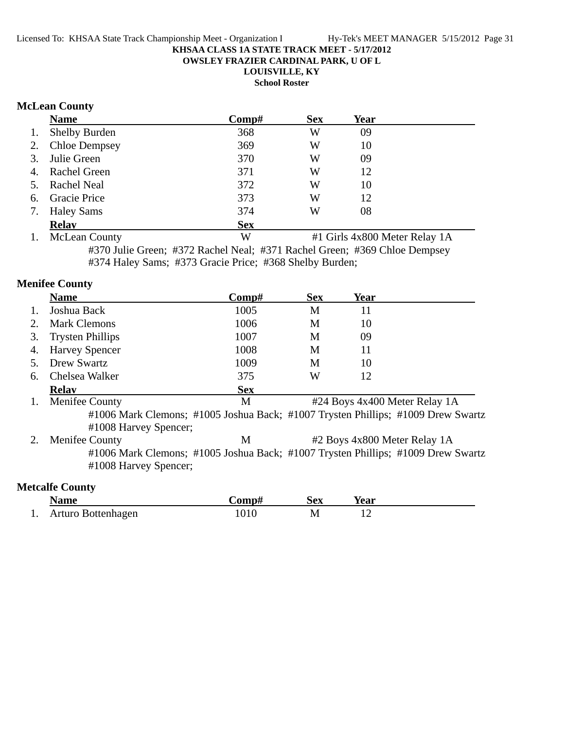**KHSAA CLASS 1A STATE TRACK MEET - 5/17/2012**
**OWSLEY FRAZIER CARDINAL PARK, U OF L**
**LOUISVILLE, KY**
**School Roster**

## McLean County

| | Name | Comp# | Sex | Year |
|---|---|---|---|---|
| 1. | Shelby Burden | 368 | W | 09 |
| 2. | Chloe Dempsey | 369 | W | 10 |
| 3. | Julie Green | 370 | W | 09 |
| 4. | Rachel Green | 371 | W | 12 |
| 5. | Rachel Neal | 372 | W | 10 |
| 6. | Gracie Price | 373 | W | 12 |
| 7. | Haley Sams | 374 | W | 08 |

| | Relay | Sex | |
|---|---|---|---|
| 1. | McLean County | W | #1 Girls 4x800 Meter Relay 1A |

#370 Julie Green; #372 Rachel Neal; #371 Rachel Green; #369 Chloe Dempsey
#374 Haley Sams; #373 Gracie Price; #368 Shelby Burden;

## Menifee County

| | Name | Comp# | Sex | Year |
|---|---|---|---|---|
| 1. | Joshua Back | 1005 | M | 11 |
| 2. | Mark Clemons | 1006 | M | 10 |
| 3. | Trysten Phillips | 1007 | M | 09 |
| 4. | Harvey Spencer | 1008 | M | 11 |
| 5. | Drew Swartz | 1009 | M | 10 |
| 6. | Chelsea Walker | 375 | W | 12 |

| | Relay | Sex | |
|---|---|---|---|
| 1. | Menifee County | M | #24 Boys 4x400 Meter Relay 1A |

#1006 Mark Clemons; #1005 Joshua Back; #1007 Trysten Phillips; #1009 Drew Swartz
#1008 Harvey Spencer;

| | Relay | Sex | |
|---|---|---|---|
| 2. | Menifee County | M | #2 Boys 4x800 Meter Relay 1A |

#1006 Mark Clemons; #1005 Joshua Back; #1007 Trysten Phillips; #1009 Drew Swartz
#1008 Harvey Spencer;

## Metcalfe County

| | Name | Comp# | Sex | Year |
|---|---|---|---|---|
| 1. | Arturo Bottenhagen | 1010 | M | 12 |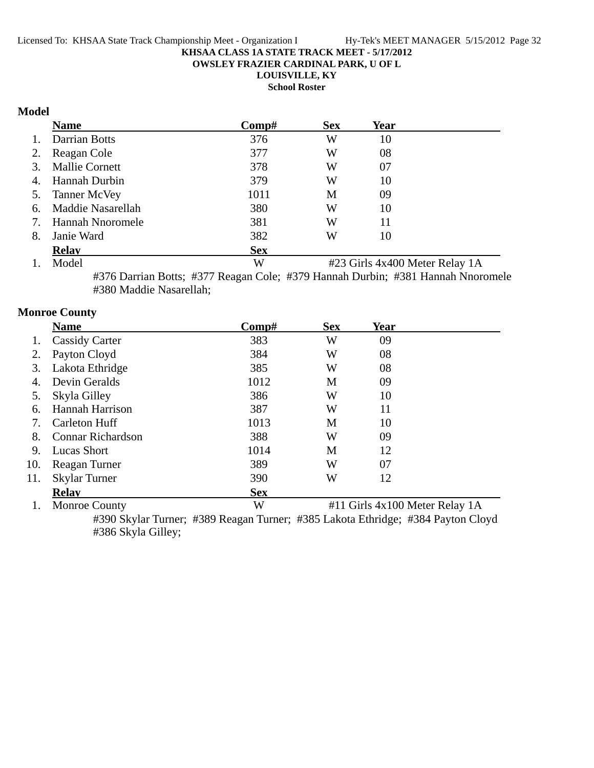KHSAA CLASS 1A STATE TRACK MEET - 5/17/2012
OWSLEY FRAZIER CARDINAL PARK, U OF L
LOUISVILLE, KY
School Roster

## Model

| | Name | Comp# | Sex | Year |
|---|---|---|---|---|
| 1. | Darrian Botts | 376 | W | 10 |
| 2. | Reagan Cole | 377 | W | 08 |
| 3. | Mallie Cornett | 378 | W | 07 |
| 4. | Hannah Durbin | 379 | W | 10 |
| 5. | Tanner McVey | 1011 | M | 09 |
| 6. | Maddie Nasarellah | 380 | W | 10 |
| 7. | Hannah Nnoromele | 381 | W | 11 |
| 8. | Janie Ward | 382 | W | 10 |

| | Relay | Sex | |
|---|---|---|---|
| 1. | Model | W | #23 Girls 4x400 Meter Relay 1A |

#376 Darrian Botts; #377 Reagan Cole; #379 Hannah Durbin; #381 Hannah Nnoromele
#380 Maddie Nasarellah;

## Monroe County

| | Name | Comp# | Sex | Year |
|---|---|---|---|---|
| 1. | Cassidy Carter | 383 | W | 09 |
| 2. | Payton Cloyd | 384 | W | 08 |
| 3. | Lakota Ethridge | 385 | W | 08 |
| 4. | Devin Geralds | 1012 | M | 09 |
| 5. | Skyla Gilley | 386 | W | 10 |
| 6. | Hannah Harrison | 387 | W | 11 |
| 7. | Carleton Huff | 1013 | M | 10 |
| 8. | Connar Richardson | 388 | W | 09 |
| 9. | Lucas Short | 1014 | M | 12 |
| 10. | Reagan Turner | 389 | W | 07 |
| 11. | Skylar Turner | 390 | W | 12 |

| | Relay | Sex | |
|---|---|---|---|
| 1. | Monroe County | W | #11 Girls 4x100 Meter Relay 1A |

#390 Skylar Turner; #389 Reagan Turner; #385 Lakota Ethridge; #384 Payton Cloyd
#386 Skyla Gilley;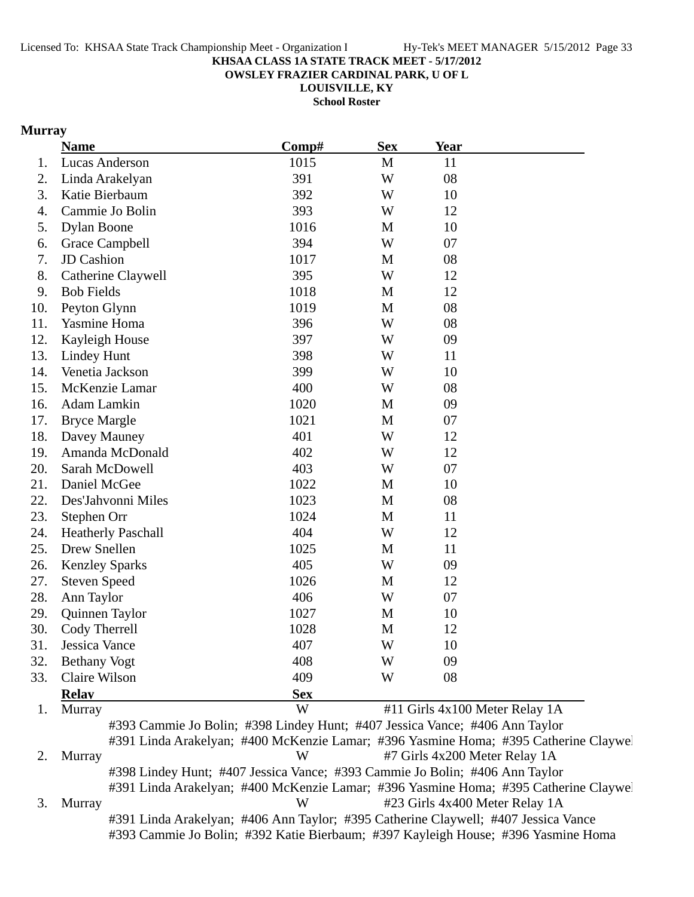Licensed To: KHSAA State Track Championship Meet - Organization I Hy-Tek's MEET MANAGER 5/15/2012 Page 33

**KHSAA CLASS 1A STATE TRACK MEET - 5/17/2012**

**OWSLEY FRAZIER CARDINAL PARK, U OF L**

**LOUISVILLE, KY**

**School Roster**

## Murray

| | Name | Comp# | Sex | Year |
|---|---|---|---|---|
| 1. | Lucas Anderson | 1015 | M | 11 |
| 2. | Linda Arakelyan | 391 | W | 08 |
| 3. | Katie Bierbaum | 392 | W | 10 |
| 4. | Cammie Jo Bolin | 393 | W | 12 |
| 5. | Dylan Boone | 1016 | M | 10 |
| 6. | Grace Campbell | 394 | W | 07 |
| 7. | JD Cashion | 1017 | M | 08 |
| 8. | Catherine Claywell | 395 | W | 12 |
| 9. | Bob Fields | 1018 | M | 12 |
| 10. | Peyton Glynn | 1019 | M | 08 |
| 11. | Yasmine Homa | 396 | W | 08 |
| 12. | Kayleigh House | 397 | W | 09 |
| 13. | Lindey Hunt | 398 | W | 11 |
| 14. | Venetia Jackson | 399 | W | 10 |
| 15. | McKenzie Lamar | 400 | W | 08 |
| 16. | Adam Lamkin | 1020 | M | 09 |
| 17. | Bryce Margle | 1021 | M | 07 |
| 18. | Davey Mauney | 401 | W | 12 |
| 19. | Amanda McDonald | 402 | W | 12 |
| 20. | Sarah McDowell | 403 | W | 07 |
| 21. | Daniel McGee | 1022 | M | 10 |
| 22. | Des'Jahvonni Miles | 1023 | M | 08 |
| 23. | Stephen Orr | 1024 | M | 11 |
| 24. | Heatherly Paschall | 404 | W | 12 |
| 25. | Drew Snellen | 1025 | M | 11 |
| 26. | Kenzley Sparks | 405 | W | 09 |
| 27. | Steven Speed | 1026 | M | 12 |
| 28. | Ann Taylor | 406 | W | 07 |
| 29. | Quinnen Taylor | 1027 | M | 10 |
| 30. | Cody Therrell | 1028 | M | 12 |
| 31. | Jessica Vance | 407 | W | 10 |
| 32. | Bethany Vogt | 408 | W | 09 |
| 33. | Claire Wilson | 409 | W | 08 |

| | Relay | Sex | Event |
|---|---|---|---|
| 1. | Murray | W | #11 Girls 4x100 Meter Relay 1A |
| | #393 Cammie Jo Bolin; #398 Lindey Hunt; #407 Jessica Vance; #406 Ann Taylor | | |
| | #391 Linda Arakelyan; #400 McKenzie Lamar; #396 Yasmine Homa; #395 Catherine Claywel | | |
| 2. | Murray | W | #7 Girls 4x200 Meter Relay 1A |
| | #398 Lindey Hunt; #407 Jessica Vance; #393 Cammie Jo Bolin; #406 Ann Taylor | | |
| | #391 Linda Arakelyan; #400 McKenzie Lamar; #396 Yasmine Homa; #395 Catherine Claywel | | |
| 3. | Murray | W | #23 Girls 4x400 Meter Relay 1A |
| | #391 Linda Arakelyan; #406 Ann Taylor; #395 Catherine Claywell; #407 Jessica Vance | | |
| | #393 Cammie Jo Bolin; #392 Katie Bierbaum; #397 Kayleigh House; #396 Yasmine Homa | | |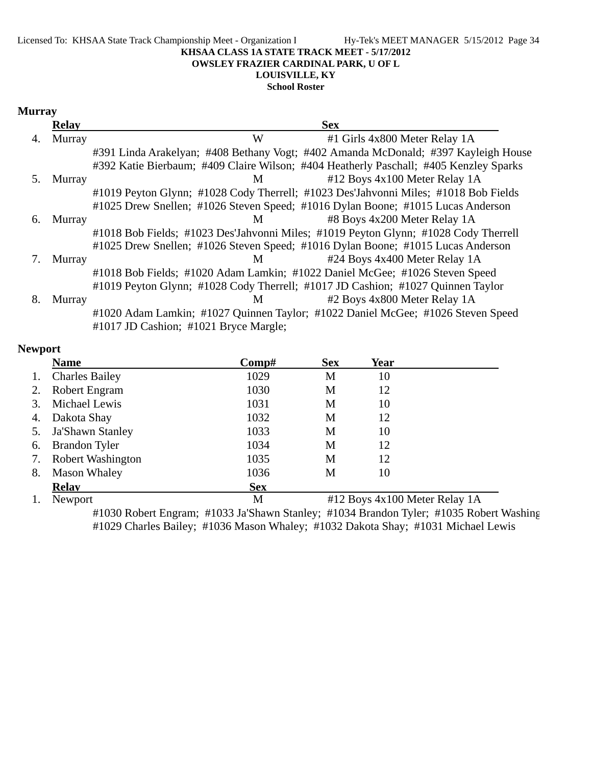**KHSAA CLASS 1A STATE TRACK MEET - 5/17/2012**
**OWSLEY FRAZIER CARDINAL PARK, U OF L**
**LOUISVILLE, KY**
**School Roster**

## Murray

| | Relay | Sex | |
|---|---|---|---|
| 4. | Murray | W | #1 Girls 4x800 Meter Relay 1A |
| | #391 Linda Arakelyan; #408 Bethany Vogt; #402 Amanda McDonald; #397 Kayleigh House<br>#392 Katie Bierbaum; #409 Claire Wilson; #404 Heatherly Paschall; #405 Kenzley Sparks | | |
| 5. | Murray | M | #12 Boys 4x100 Meter Relay 1A |
| | #1019 Peyton Glynn; #1028 Cody Therrell; #1023 Des'Jahvonni Miles; #1018 Bob Fields<br>#1025 Drew Snellen; #1026 Steven Speed; #1016 Dylan Boone; #1015 Lucas Anderson | | |
| 6. | Murray | M | #8 Boys 4x200 Meter Relay 1A |
| | #1018 Bob Fields; #1023 Des'Jahvonni Miles; #1019 Peyton Glynn; #1028 Cody Therrell<br>#1025 Drew Snellen; #1026 Steven Speed; #1016 Dylan Boone; #1015 Lucas Anderson | | |
| 7. | Murray | M | #24 Boys 4x400 Meter Relay 1A |
| | #1018 Bob Fields; #1020 Adam Lamkin; #1022 Daniel McGee; #1026 Steven Speed<br>#1019 Peyton Glynn; #1028 Cody Therrell; #1017 JD Cashion; #1027 Quinnen Taylor | | |
| 8. | Murray | M | #2 Boys 4x800 Meter Relay 1A |
| | #1020 Adam Lamkin; #1027 Quinnen Taylor; #1022 Daniel McGee; #1026 Steven Speed<br>#1017 JD Cashion; #1021 Bryce Margle; | | |

## Newport

| | Name | Comp# | Sex | Year |
|---|---|---|---|---|
| 1. | Charles Bailey | 1029 | M | 10 |
| 2. | Robert Engram | 1030 | M | 12 |
| 3. | Michael Lewis | 1031 | M | 10 |
| 4. | Dakota Shay | 1032 | M | 12 |
| 5. | Ja'Shawn Stanley | 1033 | M | 10 |
| 6. | Brandon Tyler | 1034 | M | 12 |
| 7. | Robert Washington | 1035 | M | 12 |
| 8. | Mason Whaley | 1036 | M | 10 |

| | Relay | Sex | |
|---|---|---|---|
| 1. | Newport | M | #12 Boys 4x100 Meter Relay 1A |
| | #1030 Robert Engram; #1033 Ja'Shawn Stanley; #1034 Brandon Tyler; #1035 Robert Washing<br>#1029 Charles Bailey; #1036 Mason Whaley; #1032 Dakota Shay; #1031 Michael Lewis | | |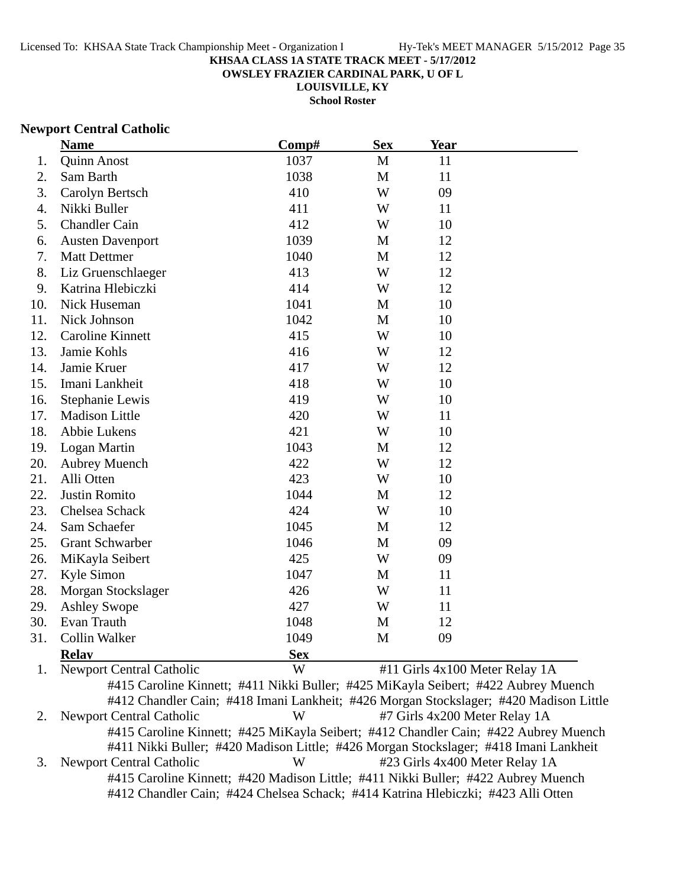KHSAA CLASS 1A STATE TRACK MEET - 5/17/2012
OWSLEY FRAZIER CARDINAL PARK, U OF L
LOUISVILLE, KY
School Roster

## Newport Central Catholic

| | Name | Comp# | Sex | Year |
|---|---|---|---|---|
| 1. | Quinn Anost | 1037 | M | 11 |
| 2. | Sam Barth | 1038 | M | 11 |
| 3. | Carolyn Bertsch | 410 | W | 09 |
| 4. | Nikki Buller | 411 | W | 11 |
| 5. | Chandler Cain | 412 | W | 10 |
| 6. | Austen Davenport | 1039 | M | 12 |
| 7. | Matt Dettmer | 1040 | M | 12 |
| 8. | Liz Gruenschlaeger | 413 | W | 12 |
| 9. | Katrina Hlebiczki | 414 | W | 12 |
| 10. | Nick Huseman | 1041 | M | 10 |
| 11. | Nick Johnson | 1042 | M | 10 |
| 12. | Caroline Kinnett | 415 | W | 10 |
| 13. | Jamie Kohls | 416 | W | 12 |
| 14. | Jamie Kruer | 417 | W | 12 |
| 15. | Imani Lankheit | 418 | W | 10 |
| 16. | Stephanie Lewis | 419 | W | 10 |
| 17. | Madison Little | 420 | W | 11 |
| 18. | Abbie Lukens | 421 | W | 10 |
| 19. | Logan Martin | 1043 | M | 12 |
| 20. | Aubrey Muench | 422 | W | 12 |
| 21. | Alli Otten | 423 | W | 10 |
| 22. | Justin Romito | 1044 | M | 12 |
| 23. | Chelsea Schack | 424 | W | 10 |
| 24. | Sam Schaefer | 1045 | M | 12 |
| 25. | Grant Schwarber | 1046 | M | 09 |
| 26. | MiKayla Seibert | 425 | W | 09 |
| 27. | Kyle Simon | 1047 | M | 11 |
| 28. | Morgan Stockslager | 426 | W | 11 |
| 29. | Ashley Swope | 427 | W | 11 |
| 30. | Evan Trauth | 1048 | M | 12 |
| 31. | Collin Walker | 1049 | M | 09 |

| | Relay | Sex | |
|---|---|---|---|
| 1. | Newport Central Catholic | W | #11 Girls 4x100 Meter Relay 1A |

#415 Caroline Kinnett; #411 Nikki Buller; #425 MiKayla Seibert; #422 Aubrey Muench
#412 Chandler Cain; #418 Imani Lankheit; #426 Morgan Stockslager; #420 Madison Little

| | Relay | Sex | |
|---|---|---|---|
| 2. | Newport Central Catholic | W | #7 Girls 4x200 Meter Relay 1A |

#415 Caroline Kinnett; #425 MiKayla Seibert; #412 Chandler Cain; #422 Aubrey Muench
#411 Nikki Buller; #420 Madison Little; #426 Morgan Stockslager; #418 Imani Lankheit

| | Relay | Sex | |
|---|---|---|---|
| 3. | Newport Central Catholic | W | #23 Girls 4x400 Meter Relay 1A |

#415 Caroline Kinnett; #420 Madison Little; #411 Nikki Buller; #422 Aubrey Muench
#412 Chandler Cain; #424 Chelsea Schack; #414 Katrina Hlebiczki; #423 Alli Otten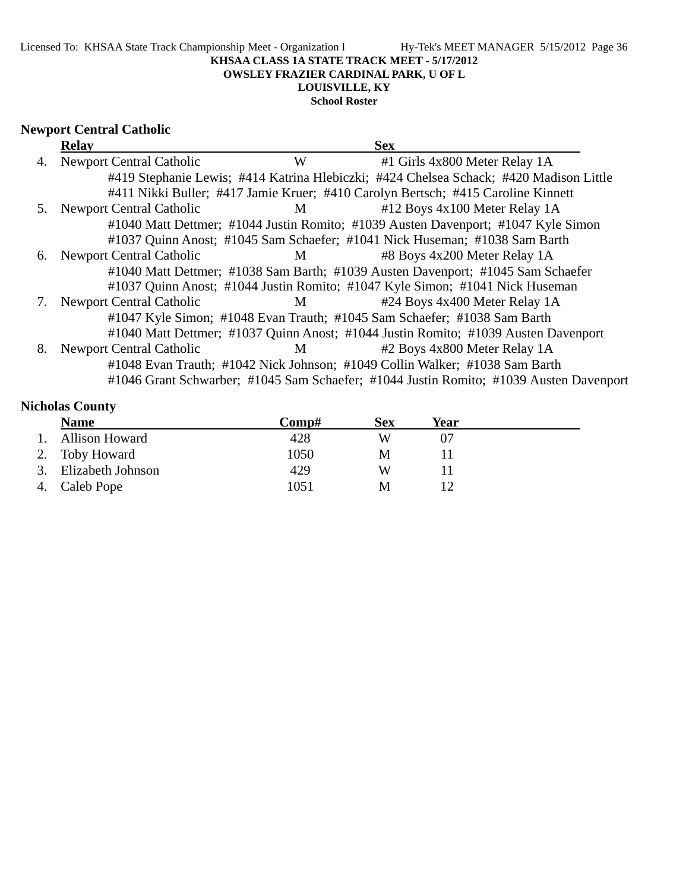**KHSAA CLASS 1A STATE TRACK MEET - 5/17/2012**
**OWSLEY FRAZIER CARDINAL PARK, U OF L**
**LOUISVILLE, KY**
**School Roster**

## Newport Central Catholic

| | Relay | Sex | |
|---|---|---|---|
| 4. | Newport Central Catholic | W | #1 Girls 4x800 Meter Relay 1A |
| | #419 Stephanie Lewis; #414 Katrina Hlebiczki; #424 Chelsea Schack; #420 Madison Little | | |
| | #411 Nikki Buller; #417 Jamie Kruer; #410 Carolyn Bertsch; #415 Caroline Kinnett | | |
| 5. | Newport Central Catholic | M | #12 Boys 4x100 Meter Relay 1A |
| | #1040 Matt Dettmer; #1044 Justin Romito; #1039 Austen Davenport; #1047 Kyle Simon | | |
| | #1037 Quinn Anost; #1045 Sam Schaefer; #1041 Nick Huseman; #1038 Sam Barth | | |
| 6. | Newport Central Catholic | M | #8 Boys 4x200 Meter Relay 1A |
| | #1040 Matt Dettmer; #1038 Sam Barth; #1039 Austen Davenport; #1045 Sam Schaefer | | |
| | #1037 Quinn Anost; #1044 Justin Romito; #1047 Kyle Simon; #1041 Nick Huseman | | |
| 7. | Newport Central Catholic | M | #24 Boys 4x400 Meter Relay 1A |
| | #1047 Kyle Simon; #1048 Evan Trauth; #1045 Sam Schaefer; #1038 Sam Barth | | |
| | #1040 Matt Dettmer; #1037 Quinn Anost; #1044 Justin Romito; #1039 Austen Davenport | | |
| 8. | Newport Central Catholic | M | #2 Boys 4x800 Meter Relay 1A |
| | #1048 Evan Trauth; #1042 Nick Johnson; #1049 Collin Walker; #1038 Sam Barth | | |
| | #1046 Grant Schwarber; #1045 Sam Schaefer; #1044 Justin Romito; #1039 Austen Davenport | | |

## Nicholas County

| | Name | Comp# | Sex | Year |
|---|---|---|---|---|
| 1. | Allison Howard | 428 | W | 07 |
| 2. | Toby Howard | 1050 | M | 11 |
| 3. | Elizabeth Johnson | 429 | W | 11 |
| 4. | Caleb Pope | 1051 | M | 12 |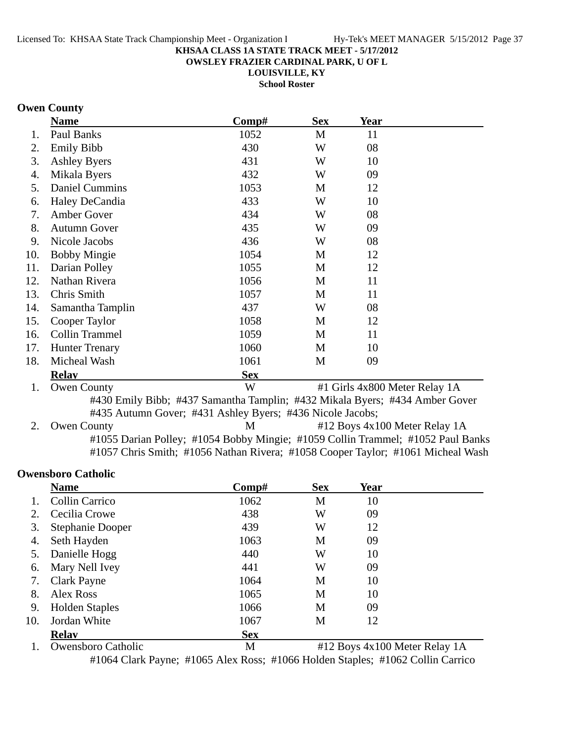**KHSAA CLASS 1A STATE TRACK MEET - 5/17/2012**
**OWSLEY FRAZIER CARDINAL PARK, U OF L**
**LOUISVILLE, KY**
**School Roster**

## Owen County

| | Name | Comp# | Sex | Year |
|---|---|---|---|---|
| 1. | Paul Banks | 1052 | M | 11 |
| 2. | Emily Bibb | 430 | W | 08 |
| 3. | Ashley Byers | 431 | W | 10 |
| 4. | Mikala Byers | 432 | W | 09 |
| 5. | Daniel Cummins | 1053 | M | 12 |
| 6. | Haley DeCandia | 433 | W | 10 |
| 7. | Amber Gover | 434 | W | 08 |
| 8. | Autumn Gover | 435 | W | 09 |
| 9. | Nicole Jacobs | 436 | W | 08 |
| 10. | Bobby Mingie | 1054 | M | 12 |
| 11. | Darian Polley | 1055 | M | 12 |
| 12. | Nathan Rivera | 1056 | M | 11 |
| 13. | Chris Smith | 1057 | M | 11 |
| 14. | Samantha Tamplin | 437 | W | 08 |
| 15. | Cooper Taylor | 1058 | M | 12 |
| 16. | Collin Trammel | 1059 | M | 11 |
| 17. | Hunter Trenary | 1060 | M | 10 |
| 18. | Micheal Wash | 1061 | M | 09 |

| | Relay | Sex | Event |
|---|---|---|---|
| 1. | Owen County | W | #1 Girls 4x800 Meter Relay 1A |
| 2. | Owen County | M | #12 Boys 4x100 Meter Relay 1A |

1. Owen County — #430 Emily Bibb; #437 Samantha Tamplin; #432 Mikala Byers; #434 Amber Gover; #435 Autumn Gover; #431 Ashley Byers; #436 Nicole Jacobs;
2. Owen County — #1055 Darian Polley; #1054 Bobby Mingie; #1059 Collin Trammel; #1052 Paul Banks; #1057 Chris Smith; #1056 Nathan Rivera; #1058 Cooper Taylor; #1061 Micheal Wash

## Owensboro Catholic

| | Name | Comp# | Sex | Year |
|---|---|---|---|---|
| 1. | Collin Carrico | 1062 | M | 10 |
| 2. | Cecilia Crowe | 438 | W | 09 |
| 3. | Stephanie Dooper | 439 | W | 12 |
| 4. | Seth Hayden | 1063 | M | 09 |
| 5. | Danielle Hogg | 440 | W | 10 |
| 6. | Mary Nell Ivey | 441 | W | 09 |
| 7. | Clark Payne | 1064 | M | 10 |
| 8. | Alex Ross | 1065 | M | 10 |
| 9. | Holden Staples | 1066 | M | 09 |
| 10. | Jordan White | 1067 | M | 12 |

| | Relay | Sex | Event |
|---|---|---|---|
| 1. | Owensboro Catholic | M | #12 Boys 4x100 Meter Relay 1A |

1. Owensboro Catholic — #1064 Clark Payne; #1065 Alex Ross; #1066 Holden Staples; #1062 Collin Carrico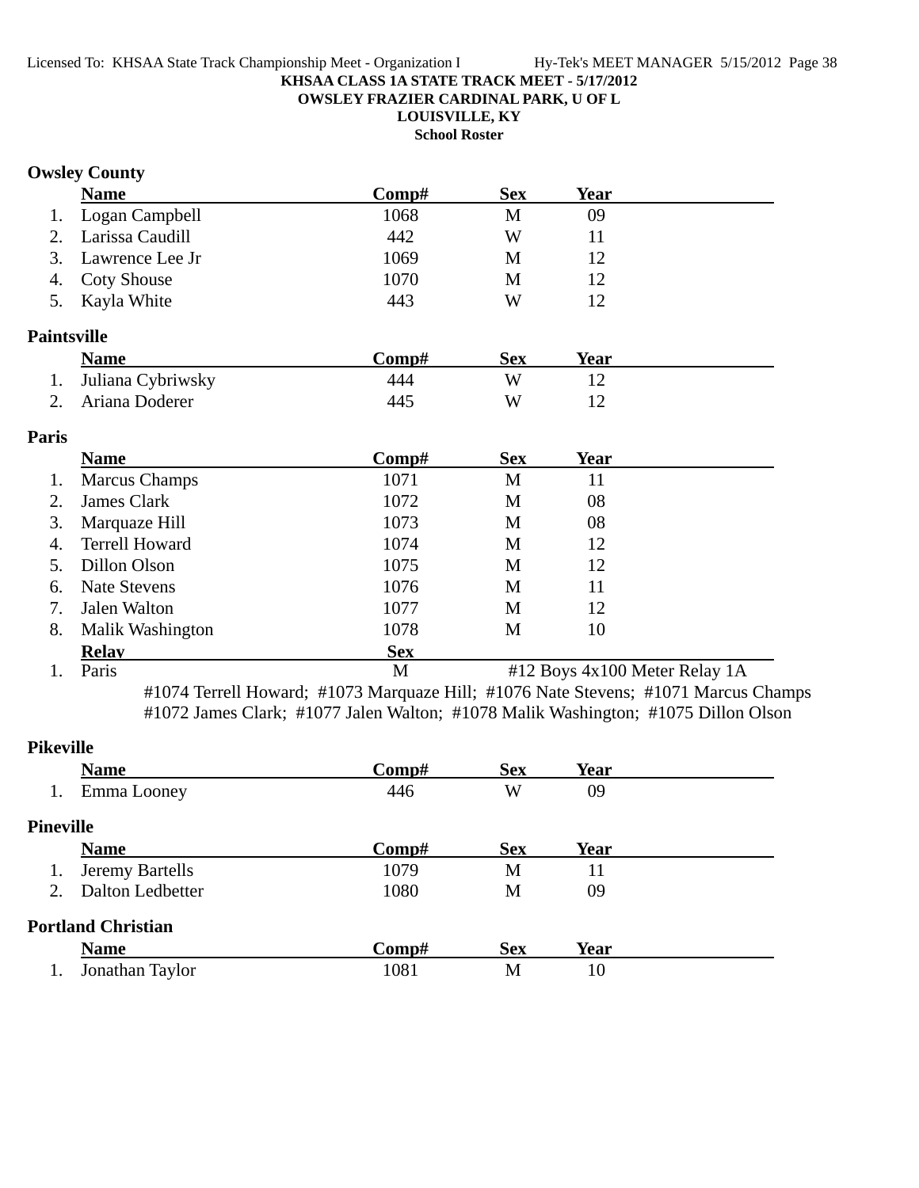**KHSAA CLASS 1A STATE TRACK MEET - 5/17/2012**
**OWSLEY FRAZIER CARDINAL PARK, U OF L**
**LOUISVILLE, KY**
**School Roster**

## Owsley County

| | Name | Comp# | Sex | Year |
|---|---|---|---|---|
| 1. | Logan Campbell | 1068 | M | 09 |
| 2. | Larissa Caudill | 442 | W | 11 |
| 3. | Lawrence Lee Jr | 1069 | M | 12 |
| 4. | Coty Shouse | 1070 | M | 12 |
| 5. | Kayla White | 443 | W | 12 |

## Paintsville

| | Name | Comp# | Sex | Year |
|---|---|---|---|---|
| 1. | Juliana Cybriwsky | 444 | W | 12 |
| 2. | Ariana Doderer | 445 | W | 12 |

## Paris

| | Name | Comp# | Sex | Year |
|---|---|---|---|---|
| 1. | Marcus Champs | 1071 | M | 11 |
| 2. | James Clark | 1072 | M | 08 |
| 3. | Marquaze Hill | 1073 | M | 08 |
| 4. | Terrell Howard | 1074 | M | 12 |
| 5. | Dillon Olson | 1075 | M | 12 |
| 6. | Nate Stevens | 1076 | M | 11 |
| 7. | Jalen Walton | 1077 | M | 12 |
| 8. | Malik Washington | 1078 | M | 10 |

| | Relay | Sex | |
|---|---|---|---|
| 1. | Paris | M | #12 Boys 4x100 Meter Relay 1A |

#1074 Terrell Howard; #1073 Marquaze Hill; #1076 Nate Stevens; #1071 Marcus Champs
#1072 James Clark; #1077 Jalen Walton; #1078 Malik Washington; #1075 Dillon Olson

## Pikeville

| | Name | Comp# | Sex | Year |
|---|---|---|---|---|
| 1. | Emma Looney | 446 | W | 09 |

## Pineville

| | Name | Comp# | Sex | Year |
|---|---|---|---|---|
| 1. | Jeremy Bartells | 1079 | M | 11 |
| 2. | Dalton Ledbetter | 1080 | M | 09 |

## Portland Christian

| | Name | Comp# | Sex | Year |
|---|---|---|---|---|
| 1. | Jonathan Taylor | 1081 | M | 10 |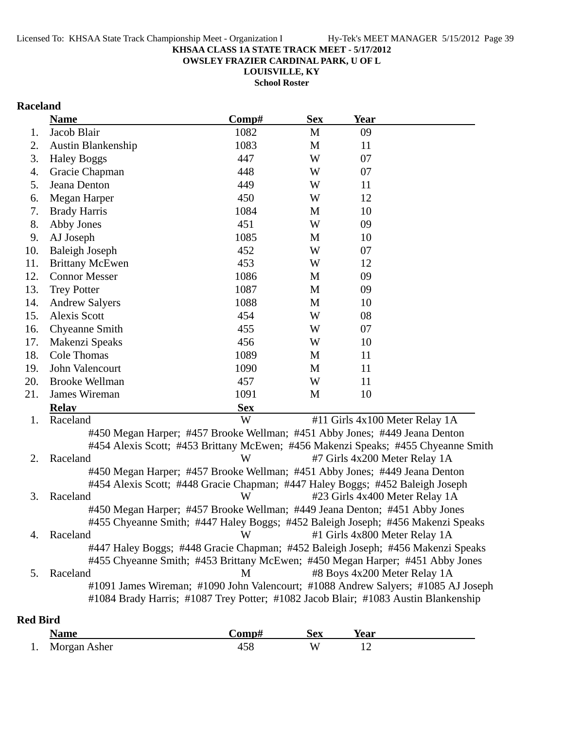KHSAA CLASS 1A STATE TRACK MEET - 5/17/2012
OWSLEY FRAZIER CARDINAL PARK, U OF L
LOUISVILLE, KY
School Roster

## Raceland

| | Name | Comp# | Sex | Year |
|---|---|---|---|---|
| 1. | Jacob Blair | 1082 | M | 09 |
| 2. | Austin Blankenship | 1083 | M | 11 |
| 3. | Haley Boggs | 447 | W | 07 |
| 4. | Gracie Chapman | 448 | W | 07 |
| 5. | Jeana Denton | 449 | W | 11 |
| 6. | Megan Harper | 450 | W | 12 |
| 7. | Brady Harris | 1084 | M | 10 |
| 8. | Abby Jones | 451 | W | 09 |
| 9. | AJ Joseph | 1085 | M | 10 |
| 10. | Baleigh Joseph | 452 | W | 07 |
| 11. | Brittany McEwen | 453 | W | 12 |
| 12. | Connor Messer | 1086 | M | 09 |
| 13. | Trey Potter | 1087 | M | 09 |
| 14. | Andrew Salyers | 1088 | M | 10 |
| 15. | Alexis Scott | 454 | W | 08 |
| 16. | Chyeanne Smith | 455 | W | 07 |
| 17. | Makenzi Speaks | 456 | W | 10 |
| 18. | Cole Thomas | 1089 | M | 11 |
| 19. | John Valencourt | 1090 | M | 11 |
| 20. | Brooke Wellman | 457 | W | 11 |
| 21. | James Wireman | 1091 | M | 10 |

| | Relay | Sex | Event |
|---|---|---|---|
| 1. | Raceland | W | #11 Girls 4x100 Meter Relay 1A |

#450 Megan Harper; #457 Brooke Wellman; #451 Abby Jones; #449 Jeana Denton
#454 Alexis Scott; #453 Brittany McEwen; #456 Makenzi Speaks; #455 Chyeanne Smith

| | Relay | Sex | Event |
|---|---|---|---|
| 2. | Raceland | W | #7 Girls 4x200 Meter Relay 1A |

#450 Megan Harper; #457 Brooke Wellman; #451 Abby Jones; #449 Jeana Denton
#454 Alexis Scott; #448 Gracie Chapman; #447 Haley Boggs; #452 Baleigh Joseph

| | Relay | Sex | Event |
|---|---|---|---|
| 3. | Raceland | W | #23 Girls 4x400 Meter Relay 1A |

#450 Megan Harper; #457 Brooke Wellman; #449 Jeana Denton; #451 Abby Jones
#455 Chyeanne Smith; #447 Haley Boggs; #452 Baleigh Joseph; #456 Makenzi Speaks

| | Relay | Sex | Event |
|---|---|---|---|
| 4. | Raceland | W | #1 Girls 4x800 Meter Relay 1A |

#447 Haley Boggs; #448 Gracie Chapman; #452 Baleigh Joseph; #456 Makenzi Speaks
#455 Chyeanne Smith; #453 Brittany McEwen; #450 Megan Harper; #451 Abby Jones

| | Relay | Sex | Event |
|---|---|---|---|
| 5. | Raceland | M | #8 Boys 4x200 Meter Relay 1A |

#1091 James Wireman; #1090 John Valencourt; #1088 Andrew Salyers; #1085 AJ Joseph
#1084 Brady Harris; #1087 Trey Potter; #1082 Jacob Blair; #1083 Austin Blankenship

## Red Bird

| | Name | Comp# | Sex | Year |
|---|---|---|---|---|
| 1. | Morgan Asher | 458 | W | 12 |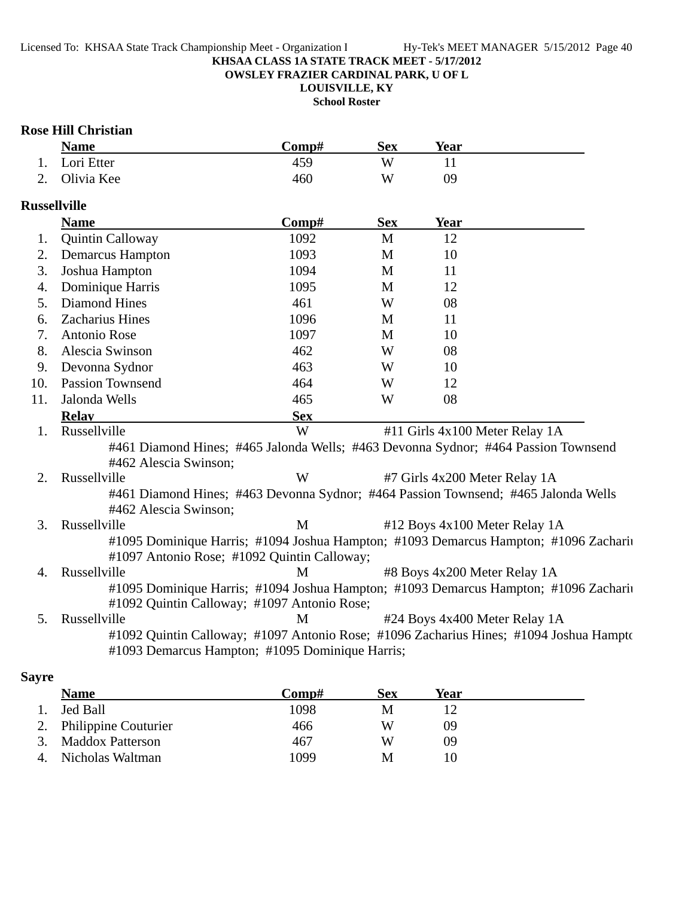**KHSAA CLASS 1A STATE TRACK MEET - 5/17/2012**
**OWSLEY FRAZIER CARDINAL PARK, U OF L**
**LOUISVILLE, KY**
**School Roster**

## Rose Hill Christian

| | Name | Comp# | Sex | Year |
|---|---|---|---|---|
| 1. | Lori Etter | 459 | W | 11 |
| 2. | Olivia Kee | 460 | W | 09 |

## Russellville

| | Name | Comp# | Sex | Year |
|---|---|---|---|---|
| 1. | Quintin Calloway | 1092 | M | 12 |
| 2. | Demarcus Hampton | 1093 | M | 10 |
| 3. | Joshua Hampton | 1094 | M | 11 |
| 4. | Dominique Harris | 1095 | M | 12 |
| 5. | Diamond Hines | 461 | W | 08 |
| 6. | Zacharius Hines | 1096 | M | 11 |
| 7. | Antonio Rose | 1097 | M | 10 |
| 8. | Alescia Swinson | 462 | W | 08 |
| 9. | Devonna Sydnor | 463 | W | 10 |
| 10. | Passion Townsend | 464 | W | 12 |
| 11. | Jalonda Wells | 465 | W | 08 |

| | Relay | Sex | Event |
|---|---|---|---|
| 1. | Russellville | W | #11 Girls 4x100 Meter Relay 1A |
| | #461 Diamond Hines; #465 Jalonda Wells; #463 Devonna Sydnor; #464 Passion Townsend; #462 Alescia Swinson; | | |
| 2. | Russellville | W | #7 Girls 4x200 Meter Relay 1A |
| | #461 Diamond Hines; #463 Devonna Sydnor; #464 Passion Townsend; #465 Jalonda Wells; #462 Alescia Swinson; | | |
| 3. | Russellville | M | #12 Boys 4x100 Meter Relay 1A |
| | #1095 Dominique Harris; #1094 Joshua Hampton; #1093 Demarcus Hampton; #1096 Zachariu #1097 Antonio Rose; #1092 Quintin Calloway; | | |
| 4. | Russellville | M | #8 Boys 4x200 Meter Relay 1A |
| | #1095 Dominique Harris; #1094 Joshua Hampton; #1093 Demarcus Hampton; #1096 Zachariu #1092 Quintin Calloway; #1097 Antonio Rose; | | |
| 5. | Russellville | M | #24 Boys 4x400 Meter Relay 1A |
| | #1092 Quintin Calloway; #1097 Antonio Rose; #1096 Zacharius Hines; #1094 Joshua Hampto #1093 Demarcus Hampton; #1095 Dominique Harris; | | |

## Sayre

| | Name | Comp# | Sex | Year |
|---|---|---|---|---|
| 1. | Jed Ball | 1098 | M | 12 |
| 2. | Philippine Couturier | 466 | W | 09 |
| 3. | Maddox Patterson | 467 | W | 09 |
| 4. | Nicholas Waltman | 1099 | M | 10 |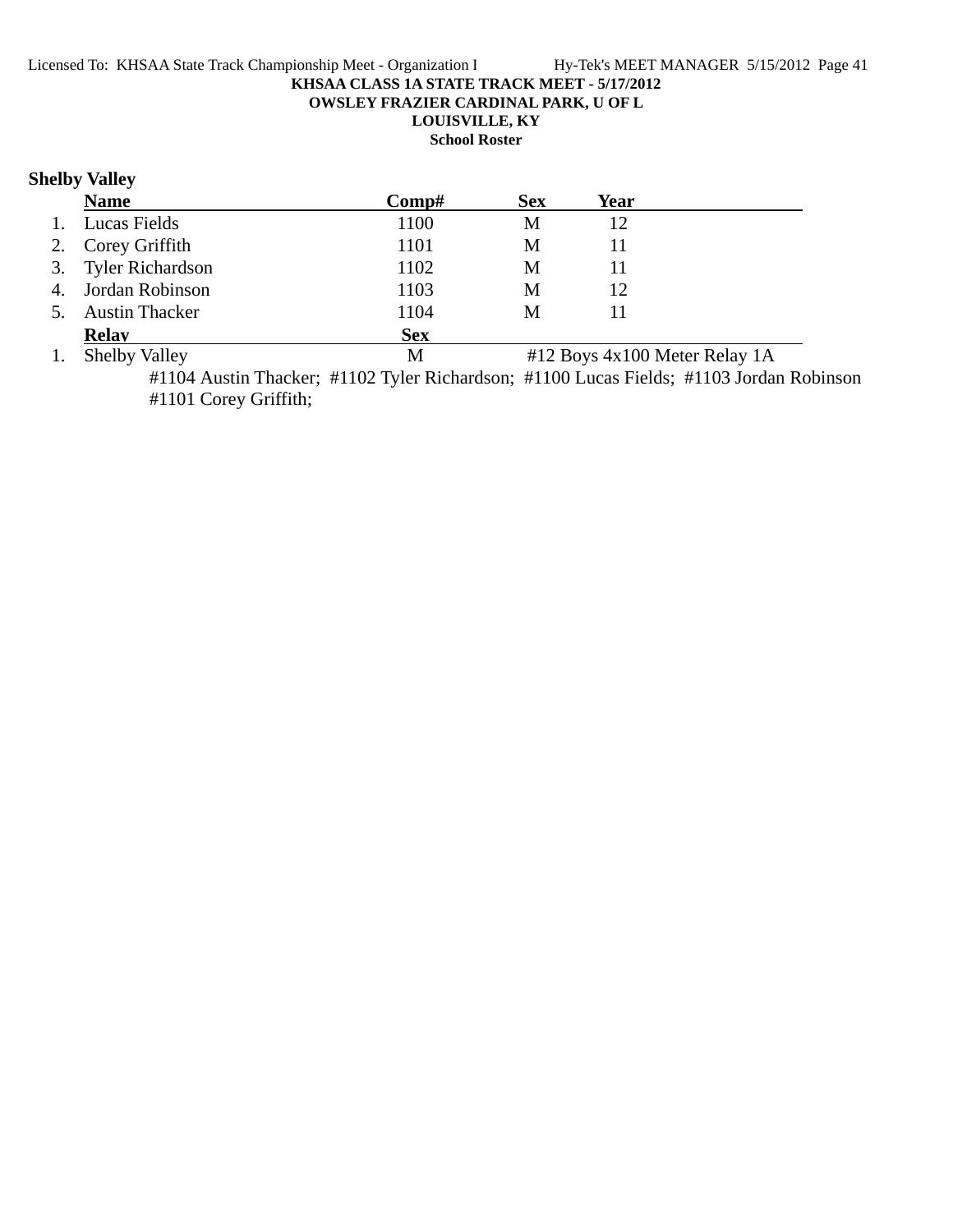**KHSAA CLASS 1A STATE TRACK MEET - 5/17/2012**
**OWSLEY FRAZIER CARDINAL PARK, U OF L**
**LOUISVILLE, KY**
**School Roster**

## Shelby Valley

| | Name | Comp# | Sex | Year |
|---|---|---|---|---|
| 1. | Lucas Fields | 1100 | M | 12 |
| 2. | Corey Griffith | 1101 | M | 11 |
| 3. | Tyler Richardson | 1102 | M | 11 |
| 4. | Jordan Robinson | 1103 | M | 12 |
| 5. | Austin Thacker | 1104 | M | 11 |

| | Relay | Sex | |
|---|---|---|---|
| 1. | Shelby Valley | M | #12 Boys 4x100 Meter Relay 1A |

#1104 Austin Thacker; #1102 Tyler Richardson; #1100 Lucas Fields; #1103 Jordan Robinson
#1101 Corey Griffith;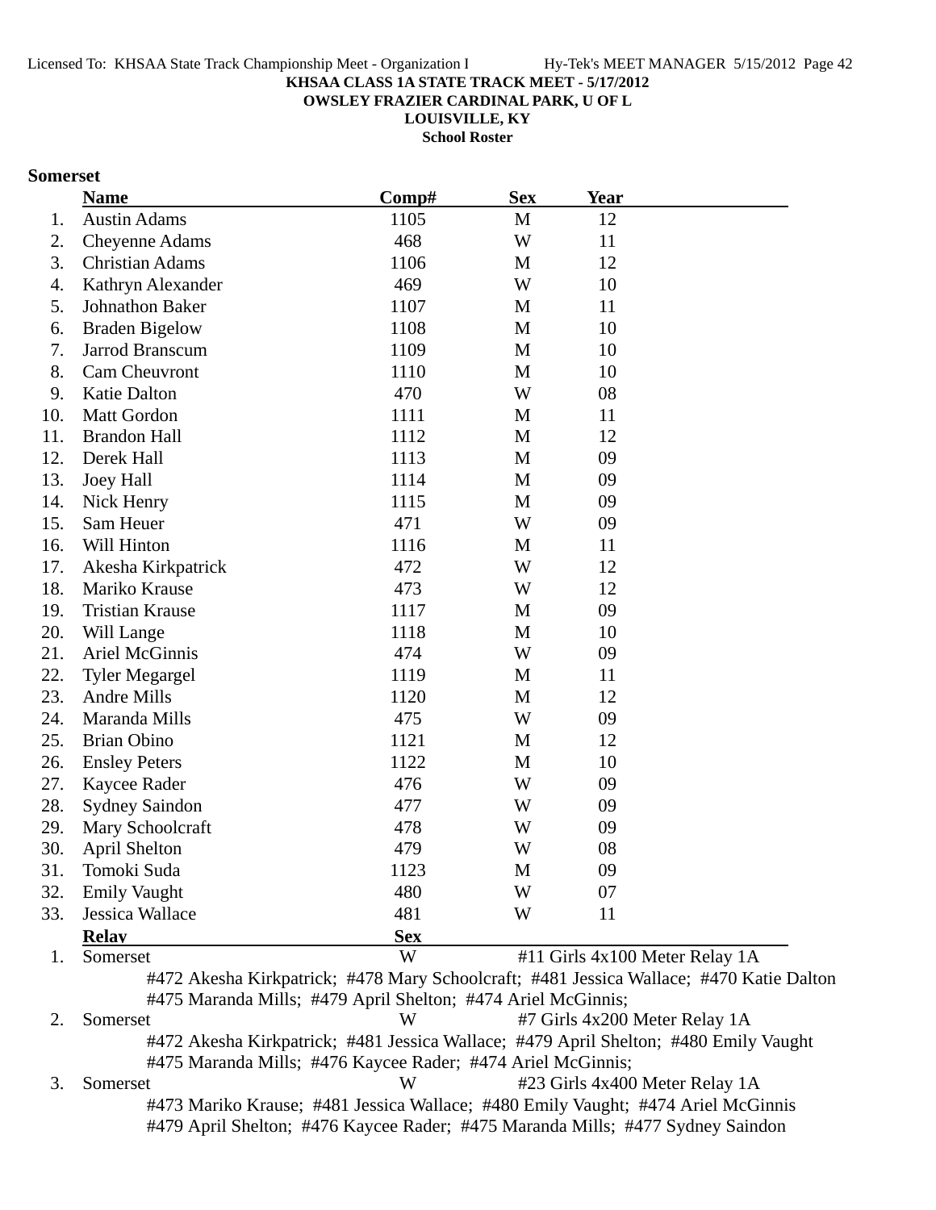**KHSAA CLASS 1A STATE TRACK MEET - 5/17/2012**
**OWSLEY FRAZIER CARDINAL PARK, U OF L**
**LOUISVILLE, KY**
**School Roster**

## Somerset

| | Name | Comp# | Sex | Year |
|---|---|---|---|---|
| 1. | Austin Adams | 1105 | M | 12 |
| 2. | Cheyenne Adams | 468 | W | 11 |
| 3. | Christian Adams | 1106 | M | 12 |
| 4. | Kathryn Alexander | 469 | W | 10 |
| 5. | Johnathon Baker | 1107 | M | 11 |
| 6. | Braden Bigelow | 1108 | M | 10 |
| 7. | Jarrod Branscum | 1109 | M | 10 |
| 8. | Cam Cheuvront | 1110 | M | 10 |
| 9. | Katie Dalton | 470 | W | 08 |
| 10. | Matt Gordon | 1111 | M | 11 |
| 11. | Brandon Hall | 1112 | M | 12 |
| 12. | Derek Hall | 1113 | M | 09 |
| 13. | Joey Hall | 1114 | M | 09 |
| 14. | Nick Henry | 1115 | M | 09 |
| 15. | Sam Heuer | 471 | W | 09 |
| 16. | Will Hinton | 1116 | M | 11 |
| 17. | Akesha Kirkpatrick | 472 | W | 12 |
| 18. | Mariko Krause | 473 | W | 12 |
| 19. | Tristian Krause | 1117 | M | 09 |
| 20. | Will Lange | 1118 | M | 10 |
| 21. | Ariel McGinnis | 474 | W | 09 |
| 22. | Tyler Megargel | 1119 | M | 11 |
| 23. | Andre Mills | 1120 | M | 12 |
| 24. | Maranda Mills | 475 | W | 09 |
| 25. | Brian Obino | 1121 | M | 12 |
| 26. | Ensley Peters | 1122 | M | 10 |
| 27. | Kaycee Rader | 476 | W | 09 |
| 28. | Sydney Saindon | 477 | W | 09 |
| 29. | Mary Schoolcraft | 478 | W | 09 |
| 30. | April Shelton | 479 | W | 08 |
| 31. | Tomoki Suda | 1123 | M | 09 |
| 32. | Emily Vaught | 480 | W | 07 |
| 33. | Jessica Wallace | 481 | W | 11 |

| | Relay | Sex | |
|---|---|---|---|
| 1. | Somerset | W | #11 Girls 4x100 Meter Relay 1A |
| | #472 Akesha Kirkpatrick; #478 Mary Schoolcraft; #481 Jessica Wallace; #470 Katie Dalton #475 Maranda Mills; #479 April Shelton; #474 Ariel McGinnis; | | |
| 2. | Somerset | W | #7 Girls 4x200 Meter Relay 1A |
| | #472 Akesha Kirkpatrick; #481 Jessica Wallace; #479 April Shelton; #480 Emily Vaught #475 Maranda Mills; #476 Kaycee Rader; #474 Ariel McGinnis; | | |
| 3. | Somerset | W | #23 Girls 4x400 Meter Relay 1A |
| | #473 Mariko Krause; #481 Jessica Wallace; #480 Emily Vaught; #474 Ariel McGinnis #479 April Shelton; #476 Kaycee Rader; #475 Maranda Mills; #477 Sydney Saindon | | |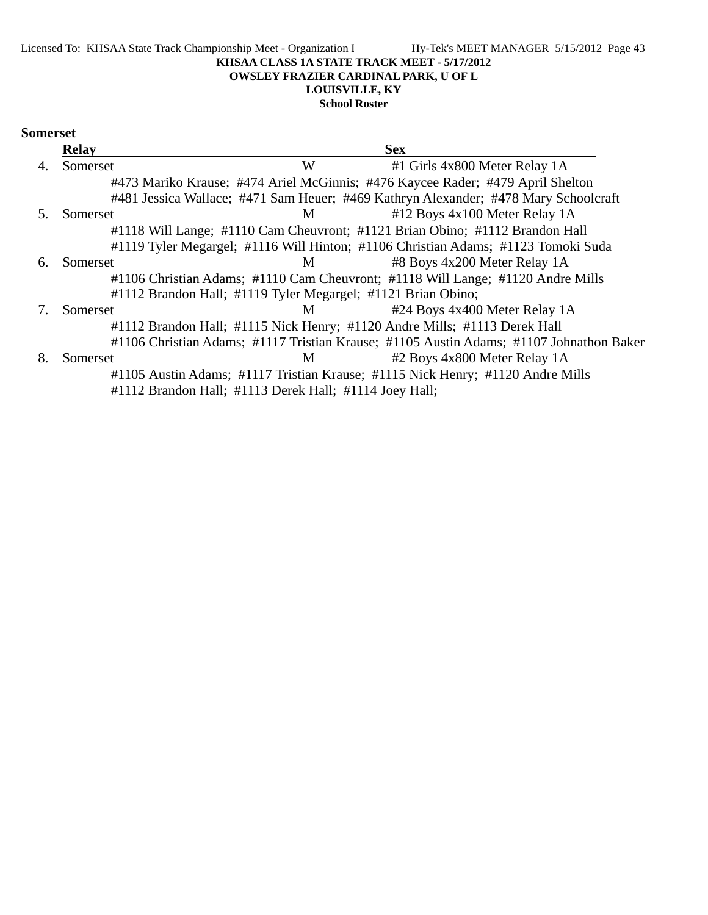# KHSAA CLASS 1A STATE TRACK MEET - 5/17/2012
**OWSLEY FRAZIER CARDINAL PARK, U OF L**
**LOUISVILLE, KY**
**School Roster**

## Somerset

| | Relay | Sex | |
|---|---|---|---|
| 4. | Somerset | W | #1 Girls 4x800 Meter Relay 1A |
| | #473 Mariko Krause; #474 Ariel McGinnis; #476 Kaycee Rader; #479 April Shelton | | |
| | #481 Jessica Wallace; #471 Sam Heuer; #469 Kathryn Alexander; #478 Mary Schoolcraft | | |
| 5. | Somerset | M | #12 Boys 4x100 Meter Relay 1A |
| | #1118 Will Lange; #1110 Cam Cheuvront; #1121 Brian Obino; #1112 Brandon Hall | | |
| | #1119 Tyler Megargel; #1116 Will Hinton; #1106 Christian Adams; #1123 Tomoki Suda | | |
| 6. | Somerset | M | #8 Boys 4x200 Meter Relay 1A |
| | #1106 Christian Adams; #1110 Cam Cheuvront; #1118 Will Lange; #1120 Andre Mills | | |
| | #1112 Brandon Hall; #1119 Tyler Megargel; #1121 Brian Obino; | | |
| 7. | Somerset | M | #24 Boys 4x400 Meter Relay 1A |
| | #1112 Brandon Hall; #1115 Nick Henry; #1120 Andre Mills; #1113 Derek Hall | | |
| | #1106 Christian Adams; #1117 Tristian Krause; #1105 Austin Adams; #1107 Johnathon Baker | | |
| 8. | Somerset | M | #2 Boys 4x800 Meter Relay 1A |
| | #1105 Austin Adams; #1117 Tristian Krause; #1115 Nick Henry; #1120 Andre Mills | | |
| | #1112 Brandon Hall; #1113 Derek Hall; #1114 Joey Hall; | | |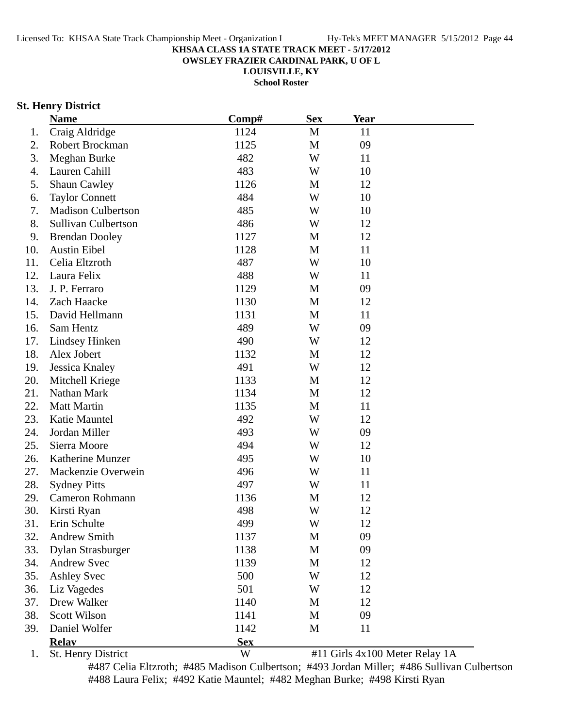KHSAA CLASS 1A STATE TRACK MEET - 5/17/2012
OWSLEY FRAZIER CARDINAL PARK, U OF L
LOUISVILLE, KY
School Roster

## St. Henry District

| | Name | Comp# | Sex | Year |
|---|---|---|---|---|
| 1. | Craig Aldridge | 1124 | M | 11 |
| 2. | Robert Brockman | 1125 | M | 09 |
| 3. | Meghan Burke | 482 | W | 11 |
| 4. | Lauren Cahill | 483 | W | 10 |
| 5. | Shaun Cawley | 1126 | M | 12 |
| 6. | Taylor Connett | 484 | W | 10 |
| 7. | Madison Culbertson | 485 | W | 10 |
| 8. | Sullivan Culbertson | 486 | W | 12 |
| 9. | Brendan Dooley | 1127 | M | 12 |
| 10. | Austin Eibel | 1128 | M | 11 |
| 11. | Celia Eltzroth | 487 | W | 10 |
| 12. | Laura Felix | 488 | W | 11 |
| 13. | J. P. Ferraro | 1129 | M | 09 |
| 14. | Zach Haacke | 1130 | M | 12 |
| 15. | David Hellmann | 1131 | M | 11 |
| 16. | Sam Hentz | 489 | W | 09 |
| 17. | Lindsey Hinken | 490 | W | 12 |
| 18. | Alex Jobert | 1132 | M | 12 |
| 19. | Jessica Knaley | 491 | W | 12 |
| 20. | Mitchell Kriege | 1133 | M | 12 |
| 21. | Nathan Mark | 1134 | M | 12 |
| 22. | Matt Martin | 1135 | M | 11 |
| 23. | Katie Mauntel | 492 | W | 12 |
| 24. | Jordan Miller | 493 | W | 09 |
| 25. | Sierra Moore | 494 | W | 12 |
| 26. | Katherine Munzer | 495 | W | 10 |
| 27. | Mackenzie Overwein | 496 | W | 11 |
| 28. | Sydney Pitts | 497 | W | 11 |
| 29. | Cameron Rohmann | 1136 | M | 12 |
| 30. | Kirsti Ryan | 498 | W | 12 |
| 31. | Erin Schulte | 499 | W | 12 |
| 32. | Andrew Smith | 1137 | M | 09 |
| 33. | Dylan Strasburger | 1138 | M | 09 |
| 34. | Andrew Svec | 1139 | M | 12 |
| 35. | Ashley Svec | 500 | W | 12 |
| 36. | Liz Vagedes | 501 | W | 12 |
| 37. | Drew Walker | 1140 | M | 12 |
| 38. | Scott Wilson | 1141 | M | 09 |
| 39. | Daniel Wolfer | 1142 | M | 11 |

| | Relay | Sex | |
|---|---|---|---|
| 1. | St. Henry District | W | #11 Girls 4x100 Meter Relay 1A |

#487 Celia Eltzroth; #485 Madison Culbertson; #493 Jordan Miller; #486 Sullivan Culbertson
#488 Laura Felix; #492 Katie Mauntel; #482 Meghan Burke; #498 Kirsti Ryan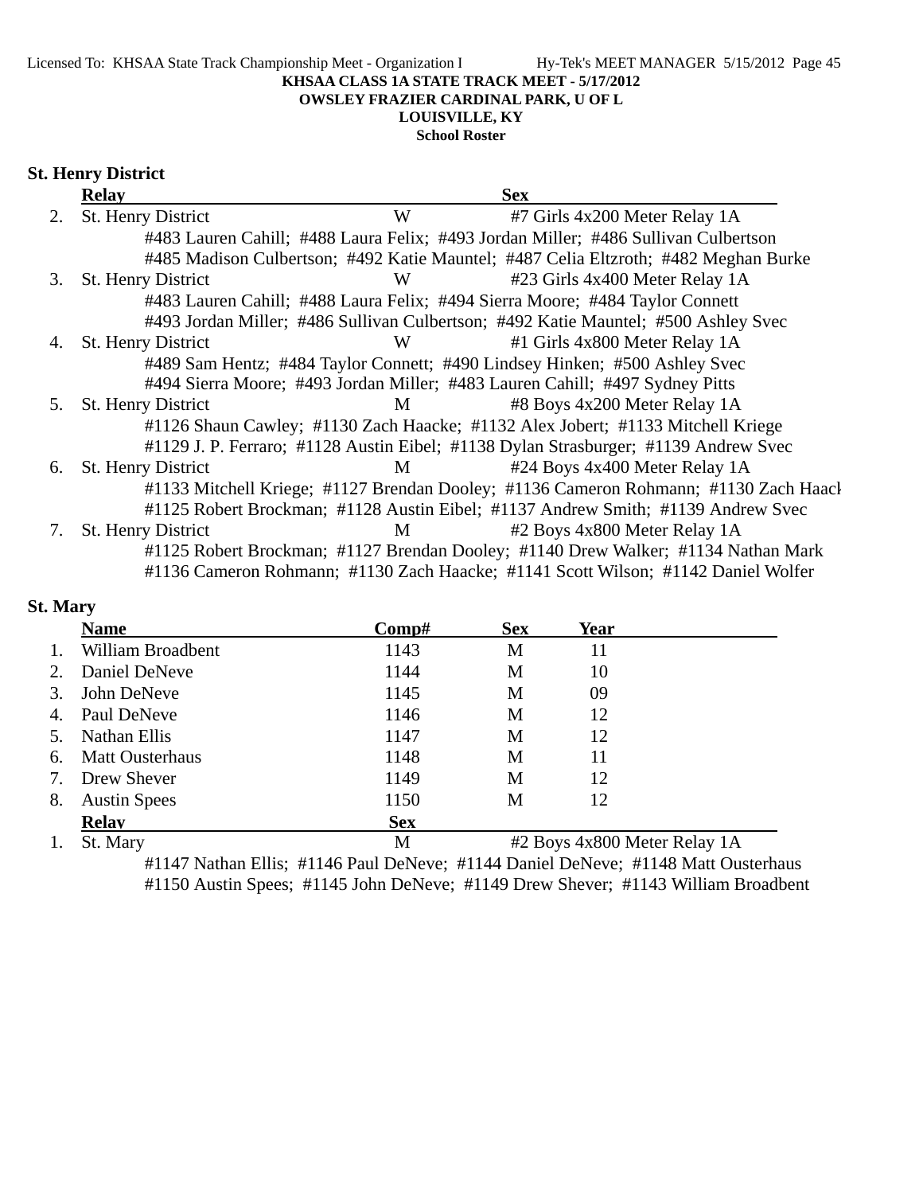**KHSAA CLASS 1A STATE TRACK MEET - 5/17/2012**
**OWSLEY FRAZIER CARDINAL PARK, U OF L**
**LOUISVILLE, KY**
**School Roster**

## St. Henry District

| | Relay | Sex | |
|---|---|---|---|
| 2. | St. Henry District | W | #7 Girls 4x200 Meter Relay 1A |
| | #483 Lauren Cahill; #488 Laura Felix; #493 Jordan Miller; #486 Sullivan Culbertson<br>#485 Madison Culbertson; #492 Katie Mauntel; #487 Celia Eltzroth; #482 Meghan Burke | | |
| 3. | St. Henry District | W | #23 Girls 4x400 Meter Relay 1A |
| | #483 Lauren Cahill; #488 Laura Felix; #494 Sierra Moore; #484 Taylor Connett<br>#493 Jordan Miller; #486 Sullivan Culbertson; #492 Katie Mauntel; #500 Ashley Svec | | |
| 4. | St. Henry District | W | #1 Girls 4x800 Meter Relay 1A |
| | #489 Sam Hentz; #484 Taylor Connett; #490 Lindsey Hinken; #500 Ashley Svec<br>#494 Sierra Moore; #493 Jordan Miller; #483 Lauren Cahill; #497 Sydney Pitts | | |
| 5. | St. Henry District | M | #8 Boys 4x200 Meter Relay 1A |
| | #1126 Shaun Cawley; #1130 Zach Haacke; #1132 Alex Jobert; #1133 Mitchell Kriege<br>#1129 J. P. Ferraro; #1128 Austin Eibel; #1138 Dylan Strasburger; #1139 Andrew Svec | | |
| 6. | St. Henry District | M | #24 Boys 4x400 Meter Relay 1A |
| | #1133 Mitchell Kriege; #1127 Brendan Dooley; #1136 Cameron Rohmann; #1130 Zach Haacl<br>#1125 Robert Brockman; #1128 Austin Eibel; #1137 Andrew Smith; #1139 Andrew Svec | | |
| 7. | St. Henry District | M | #2 Boys 4x800 Meter Relay 1A |
| | #1125 Robert Brockman; #1127 Brendan Dooley; #1140 Drew Walker; #1134 Nathan Mark<br>#1136 Cameron Rohmann; #1130 Zach Haacke; #1141 Scott Wilson; #1142 Daniel Wolfer | | |

## St. Mary

| | Name | Comp# | Sex | Year |
|---|---|---|---|---|
| 1. | William Broadbent | 1143 | M | 11 |
| 2. | Daniel DeNeve | 1144 | M | 10 |
| 3. | John DeNeve | 1145 | M | 09 |
| 4. | Paul DeNeve | 1146 | M | 12 |
| 5. | Nathan Ellis | 1147 | M | 12 |
| 6. | Matt Ousterhaus | 1148 | M | 11 |
| 7. | Drew Shever | 1149 | M | 12 |
| 8. | Austin Spees | 1150 | M | 12 |

| | Relay | Sex | |
|---|---|---|---|
| 1. | St. Mary | M | #2 Boys 4x800 Meter Relay 1A |
| | #1147 Nathan Ellis; #1146 Paul DeNeve; #1144 Daniel DeNeve; #1148 Matt Ousterhaus<br>#1150 Austin Spees; #1145 John DeNeve; #1149 Drew Shever; #1143 William Broadbent | | |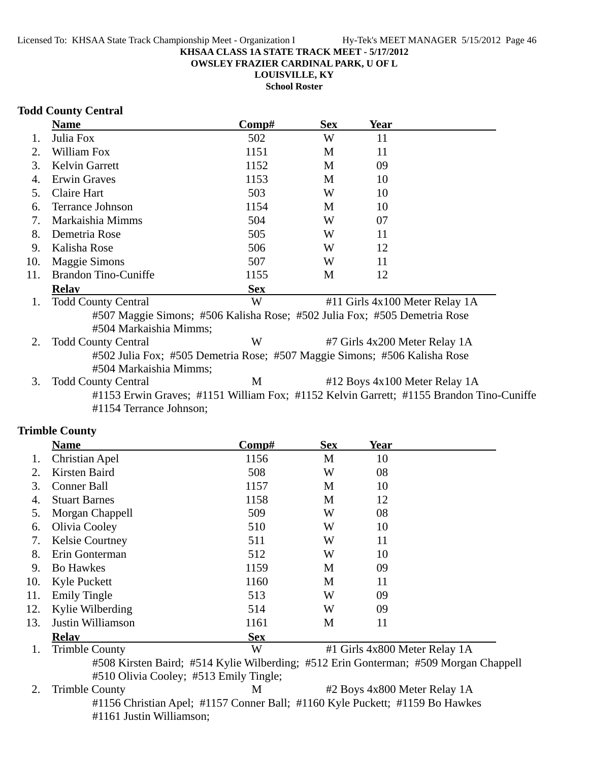**KHSAA CLASS 1A STATE TRACK MEET - 5/17/2012**
**OWSLEY FRAZIER CARDINAL PARK, U OF L**
**LOUISVILLE, KY**
**School Roster**

## Todd County Central

| | Name | Comp# | Sex | Year |
|---|---|---|---|---|
| 1. | Julia Fox | 502 | W | 11 |
| 2. | William Fox | 1151 | M | 11 |
| 3. | Kelvin Garrett | 1152 | M | 09 |
| 4. | Erwin Graves | 1153 | M | 10 |
| 5. | Claire Hart | 503 | W | 10 |
| 6. | Terrance Johnson | 1154 | M | 10 |
| 7. | Markaishia Mimms | 504 | W | 07 |
| 8. | Demetria Rose | 505 | W | 11 |
| 9. | Kalisha Rose | 506 | W | 12 |
| 10. | Maggie Simons | 507 | W | 11 |
| 11. | Brandon Tino-Cuniffe | 1155 | M | 12 |

| | Relay | Sex | Event |
|---|---|---|---|
| 1. | Todd County Central | W | #11 Girls 4x100 Meter Relay 1A |
| | #507 Maggie Simons; #506 Kalisha Rose; #502 Julia Fox; #505 Demetria Rose #504 Markaishia Mimms; | | |
| 2. | Todd County Central | W | #7 Girls 4x200 Meter Relay 1A |
| | #502 Julia Fox; #505 Demetria Rose; #507 Maggie Simons; #506 Kalisha Rose #504 Markaishia Mimms; | | |
| 3. | Todd County Central | M | #12 Boys 4x100 Meter Relay 1A |
| | #1153 Erwin Graves; #1151 William Fox; #1152 Kelvin Garrett; #1155 Brandon Tino-Cuniffe #1154 Terrance Johnson; | | |

## Trimble County

| | Name | Comp# | Sex | Year |
|---|---|---|---|---|
| 1. | Christian Apel | 1156 | M | 10 |
| 2. | Kirsten Baird | 508 | W | 08 |
| 3. | Conner Ball | 1157 | M | 10 |
| 4. | Stuart Barnes | 1158 | M | 12 |
| 5. | Morgan Chappell | 509 | W | 08 |
| 6. | Olivia Cooley | 510 | W | 10 |
| 7. | Kelsie Courtney | 511 | W | 11 |
| 8. | Erin Gonterman | 512 | W | 10 |
| 9. | Bo Hawkes | 1159 | M | 09 |
| 10. | Kyle Puckett | 1160 | M | 11 |
| 11. | Emily Tingle | 513 | W | 09 |
| 12. | Kylie Wilberding | 514 | W | 09 |
| 13. | Justin Williamson | 1161 | M | 11 |

| | Relay | Sex | Event |
|---|---|---|---|
| 1. | Trimble County | W | #1 Girls 4x800 Meter Relay 1A |
| | #508 Kirsten Baird; #514 Kylie Wilberding; #512 Erin Gonterman; #509 Morgan Chappell #510 Olivia Cooley; #513 Emily Tingle; | | |
| 2. | Trimble County | M | #2 Boys 4x800 Meter Relay 1A |
| | #1156 Christian Apel; #1157 Conner Ball; #1160 Kyle Puckett; #1159 Bo Hawkes #1161 Justin Williamson; | | |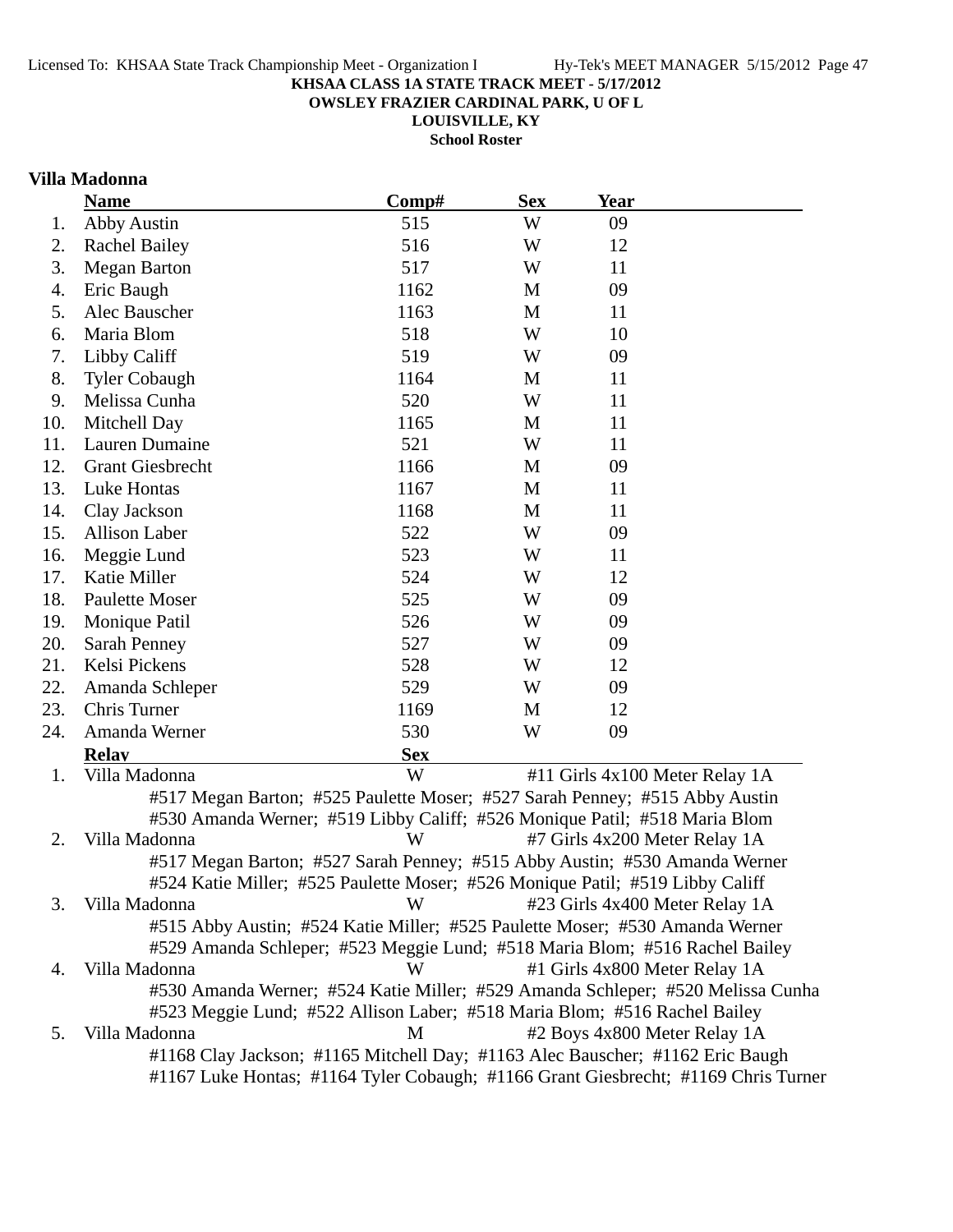**KHSAA CLASS 1A STATE TRACK MEET - 5/17/2012**
**OWSLEY FRAZIER CARDINAL PARK, U OF L**
**LOUISVILLE, KY**
**School Roster**

## Villa Madonna

| | Name | Comp# | Sex | Year |
|---|---|---|---|---|
| 1. | Abby Austin | 515 | W | 09 |
| 2. | Rachel Bailey | 516 | W | 12 |
| 3. | Megan Barton | 517 | W | 11 |
| 4. | Eric Baugh | 1162 | M | 09 |
| 5. | Alec Bauscher | 1163 | M | 11 |
| 6. | Maria Blom | 518 | W | 10 |
| 7. | Libby Califf | 519 | W | 09 |
| 8. | Tyler Cobaugh | 1164 | M | 11 |
| 9. | Melissa Cunha | 520 | W | 11 |
| 10. | Mitchell Day | 1165 | M | 11 |
| 11. | Lauren Dumaine | 521 | W | 11 |
| 12. | Grant Giesbrecht | 1166 | M | 09 |
| 13. | Luke Hontas | 1167 | M | 11 |
| 14. | Clay Jackson | 1168 | M | 11 |
| 15. | Allison Laber | 522 | W | 09 |
| 16. | Meggie Lund | 523 | W | 11 |
| 17. | Katie Miller | 524 | W | 12 |
| 18. | Paulette Moser | 525 | W | 09 |
| 19. | Monique Patil | 526 | W | 09 |
| 20. | Sarah Penney | 527 | W | 09 |
| 21. | Kelsi Pickens | 528 | W | 12 |
| 22. | Amanda Schleper | 529 | W | 09 |
| 23. | Chris Turner | 1169 | M | 12 |
| 24. | Amanda Werner | 530 | W | 09 |

| | Relay | Sex | Event |
|---|---|---|---|
| 1. | Villa Madonna | W | #11 Girls 4x100 Meter Relay 1A |
| | #517 Megan Barton; #525 Paulette Moser; #527 Sarah Penney; #515 Abby Austin; #530 Amanda Werner; #519 Libby Califf; #526 Monique Patil; #518 Maria Blom | | |
| 2. | Villa Madonna | W | #7 Girls 4x200 Meter Relay 1A |
| | #517 Megan Barton; #527 Sarah Penney; #515 Abby Austin; #530 Amanda Werner; #524 Katie Miller; #525 Paulette Moser; #526 Monique Patil; #519 Libby Califf | | |
| 3. | Villa Madonna | W | #23 Girls 4x400 Meter Relay 1A |
| | #515 Abby Austin; #524 Katie Miller; #525 Paulette Moser; #530 Amanda Werner; #529 Amanda Schleper; #523 Meggie Lund; #518 Maria Blom; #516 Rachel Bailey | | |
| 4. | Villa Madonna | W | #1 Girls 4x800 Meter Relay 1A |
| | #530 Amanda Werner; #524 Katie Miller; #529 Amanda Schleper; #520 Melissa Cunha; #523 Meggie Lund; #522 Allison Laber; #518 Maria Blom; #516 Rachel Bailey | | |
| 5. | Villa Madonna | M | #2 Boys 4x800 Meter Relay 1A |
| | #1168 Clay Jackson; #1165 Mitchell Day; #1163 Alec Bauscher; #1162 Eric Baugh; #1167 Luke Hontas; #1164 Tyler Cobaugh; #1166 Grant Giesbrecht; #1169 Chris Turner | | |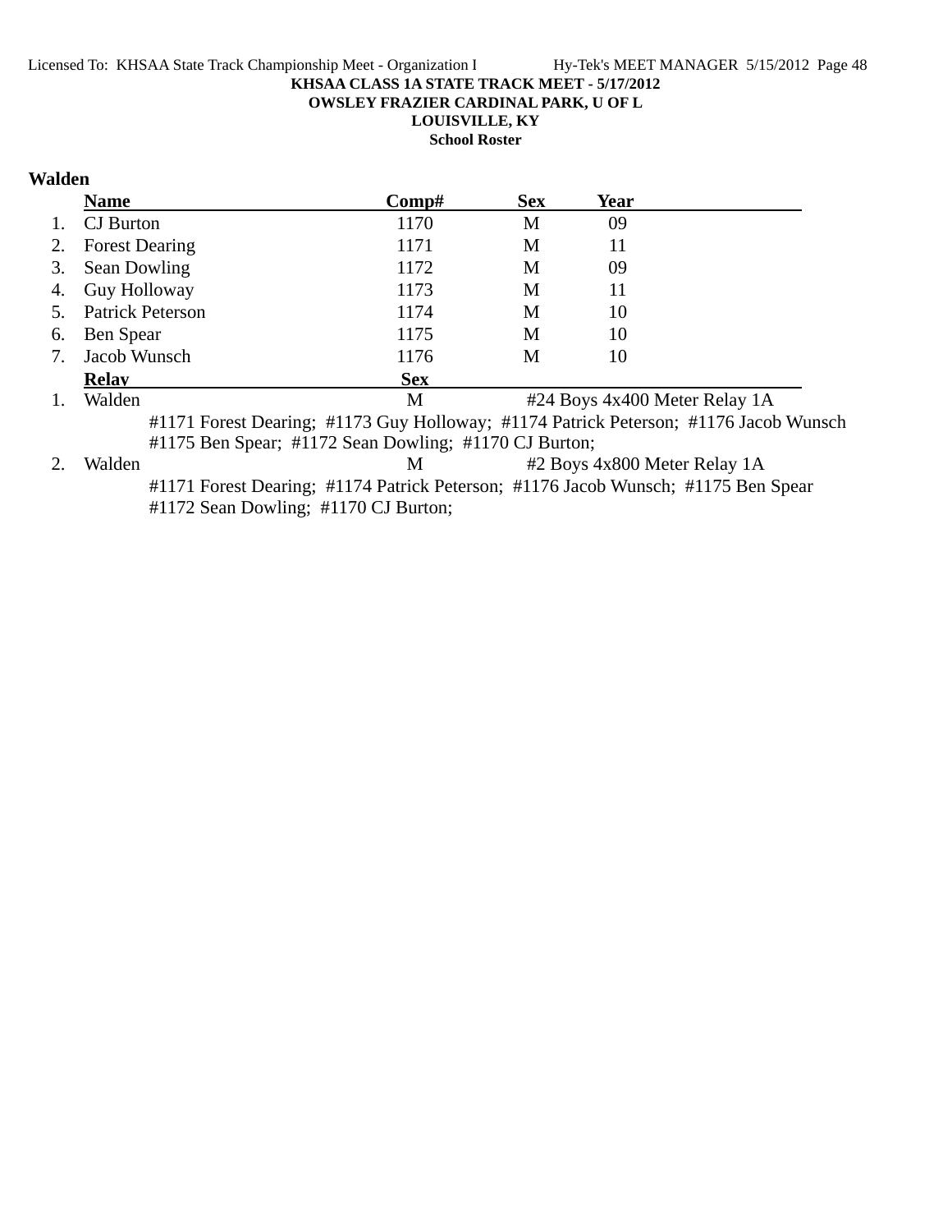**KHSAA CLASS 1A STATE TRACK MEET - 5/17/2012**
**OWSLEY FRAZIER CARDINAL PARK, U OF L**
**LOUISVILLE, KY**
**School Roster**

## Walden

| | Name | Comp# | Sex | Year |
|---|---|---|---|---|
| 1. | CJ Burton | 1170 | M | 09 |
| 2. | Forest Dearing | 1171 | M | 11 |
| 3. | Sean Dowling | 1172 | M | 09 |
| 4. | Guy Holloway | 1173 | M | 11 |
| 5. | Patrick Peterson | 1174 | M | 10 |
| 6. | Ben Spear | 1175 | M | 10 |
| 7. | Jacob Wunsch | 1176 | M | 10 |

| | Relay | Sex | Event |
|---|---|---|---|
| 1. | Walden | M | #24 Boys 4x400 Meter Relay 1A |
| | #1171 Forest Dearing; #1173 Guy Holloway; #1174 Patrick Peterson; #1176 Jacob Wunsch #1175 Ben Spear; #1172 Sean Dowling; #1170 CJ Burton; | | |
| 2. | Walden | M | #2 Boys 4x800 Meter Relay 1A |
| | #1171 Forest Dearing; #1174 Patrick Peterson; #1176 Jacob Wunsch; #1175 Ben Spear #1172 Sean Dowling; #1170 CJ Burton; | | |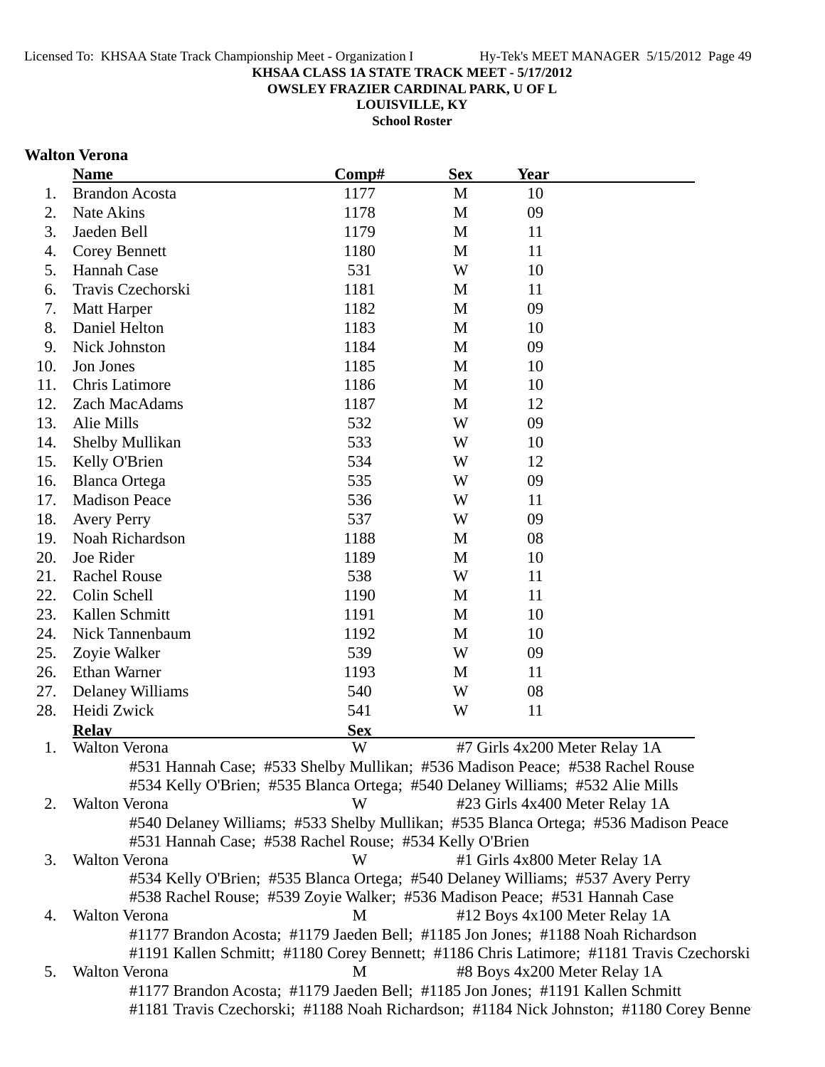**KHSAA CLASS 1A STATE TRACK MEET - 5/17/2012**
**OWSLEY FRAZIER CARDINAL PARK, U OF L**
**LOUISVILLE, KY**
**School Roster**

### Walton Verona

| | Name | Comp# | Sex | Year |
|---|---|---|---|---|
| 1. | Brandon Acosta | 1177 | M | 10 |
| 2. | Nate Akins | 1178 | M | 09 |
| 3. | Jaeden Bell | 1179 | M | 11 |
| 4. | Corey Bennett | 1180 | M | 11 |
| 5. | Hannah Case | 531 | W | 10 |
| 6. | Travis Czechorski | 1181 | M | 11 |
| 7. | Matt Harper | 1182 | M | 09 |
| 8. | Daniel Helton | 1183 | M | 10 |
| 9. | Nick Johnston | 1184 | M | 09 |
| 10. | Jon Jones | 1185 | M | 10 |
| 11. | Chris Latimore | 1186 | M | 10 |
| 12. | Zach MacAdams | 1187 | M | 12 |
| 13. | Alie Mills | 532 | W | 09 |
| 14. | Shelby Mullikan | 533 | W | 10 |
| 15. | Kelly O'Brien | 534 | W | 12 |
| 16. | Blanca Ortega | 535 | W | 09 |
| 17. | Madison Peace | 536 | W | 11 |
| 18. | Avery Perry | 537 | W | 09 |
| 19. | Noah Richardson | 1188 | M | 08 |
| 20. | Joe Rider | 1189 | M | 10 |
| 21. | Rachel Rouse | 538 | W | 11 |
| 22. | Colin Schell | 1190 | M | 11 |
| 23. | Kallen Schmitt | 1191 | M | 10 |
| 24. | Nick Tannenbaum | 1192 | M | 10 |
| 25. | Zoyie Walker | 539 | W | 09 |
| 26. | Ethan Warner | 1193 | M | 11 |
| 27. | Delaney Williams | 540 | W | 08 |
| 28. | Heidi Zwick | 541 | W | 11 |

| | Relay | Sex | Event |
|---|---|---|---|
| 1. | Walton Verona | W | #7 Girls 4x200 Meter Relay 1A |

#531 Hannah Case; #533 Shelby Mullikan; #536 Madison Peace; #538 Rachel Rouse
#534 Kelly O'Brien; #535 Blanca Ortega; #540 Delaney Williams; #532 Alie Mills

| | Relay | Sex | Event |
|---|---|---|---|
| 2. | Walton Verona | W | #23 Girls 4x400 Meter Relay 1A |

#540 Delaney Williams; #533 Shelby Mullikan; #535 Blanca Ortega; #536 Madison Peace
#531 Hannah Case; #538 Rachel Rouse; #534 Kelly O'Brien

| | Relay | Sex | Event |
|---|---|---|---|
| 3. | Walton Verona | W | #1 Girls 4x800 Meter Relay 1A |

#534 Kelly O'Brien; #535 Blanca Ortega; #540 Delaney Williams; #537 Avery Perry
#538 Rachel Rouse; #539 Zoyie Walker; #536 Madison Peace; #531 Hannah Case

| | Relay | Sex | Event |
|---|---|---|---|
| 4. | Walton Verona | M | #12 Boys 4x100 Meter Relay 1A |

#1177 Brandon Acosta; #1179 Jaeden Bell; #1185 Jon Jones; #1188 Noah Richardson
#1191 Kallen Schmitt; #1180 Corey Bennett; #1186 Chris Latimore; #1181 Travis Czechorski

| | Relay | Sex | Event |
|---|---|---|---|
| 5. | Walton Verona | M | #8 Boys 4x200 Meter Relay 1A |

#1177 Brandon Acosta; #1179 Jaeden Bell; #1185 Jon Jones; #1191 Kallen Schmitt
#1181 Travis Czechorski; #1188 Noah Richardson; #1184 Nick Johnston; #1180 Corey Benne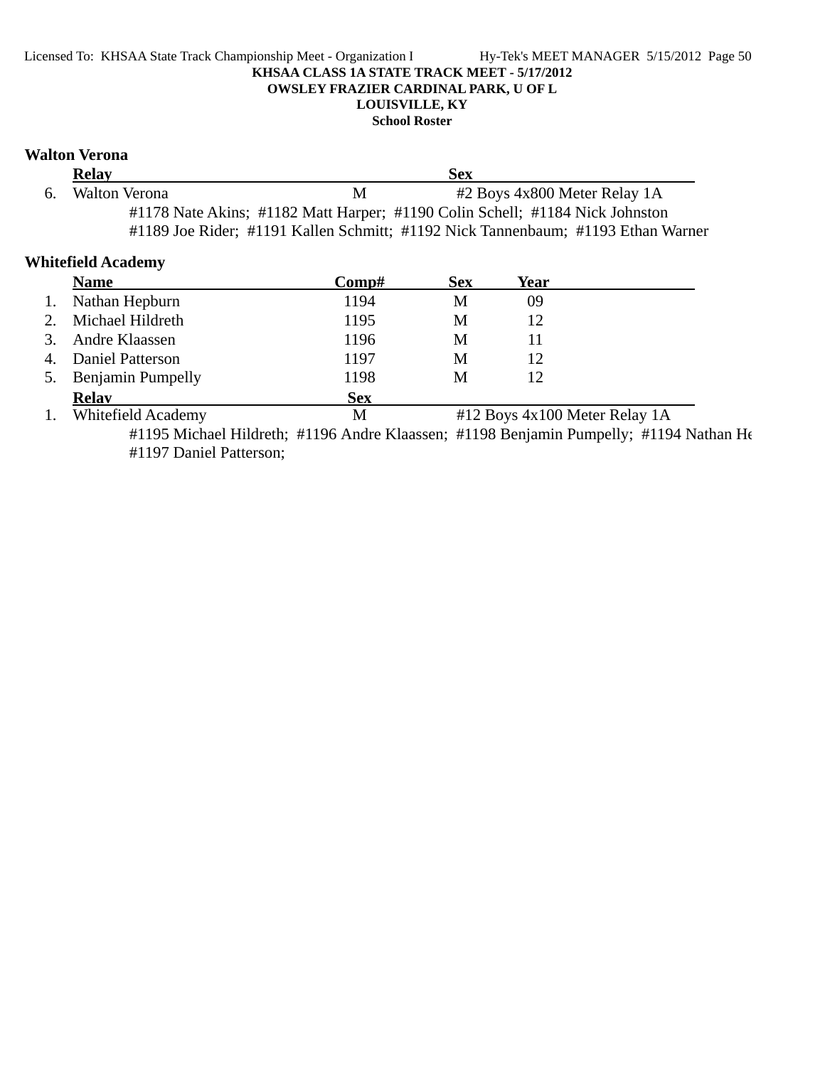**KHSAA CLASS 1A STATE TRACK MEET - 5/17/2012**
**OWSLEY FRAZIER CARDINAL PARK, U OF L**
**LOUISVILLE, KY**
**School Roster**

## Walton Verona

| | Relay | Sex | |
|---|---|---|---|
| 6. | Walton Verona | M | #2 Boys 4x800 Meter Relay 1A |

#1178 Nate Akins; #1182 Matt Harper; #1190 Colin Schell; #1184 Nick Johnston
#1189 Joe Rider; #1191 Kallen Schmitt; #1192 Nick Tannenbaum; #1193 Ethan Warner

## Whitefield Academy

| | Name | Comp# | Sex | Year |
|---|---|---|---|---|
| 1. | Nathan Hepburn | 1194 | M | 09 |
| 2. | Michael Hildreth | 1195 | M | 12 |
| 3. | Andre Klaassen | 1196 | M | 11 |
| 4. | Daniel Patterson | 1197 | M | 12 |
| 5. | Benjamin Pumpelly | 1198 | M | 12 |

| | Relay | Sex | |
|---|---|---|---|
| 1. | Whitefield Academy | M | #12 Boys 4x100 Meter Relay 1A |

#1195 Michael Hildreth; #1196 Andre Klaassen; #1198 Benjamin Pumpelly; #1194 Nathan He
#1197 Daniel Patterson;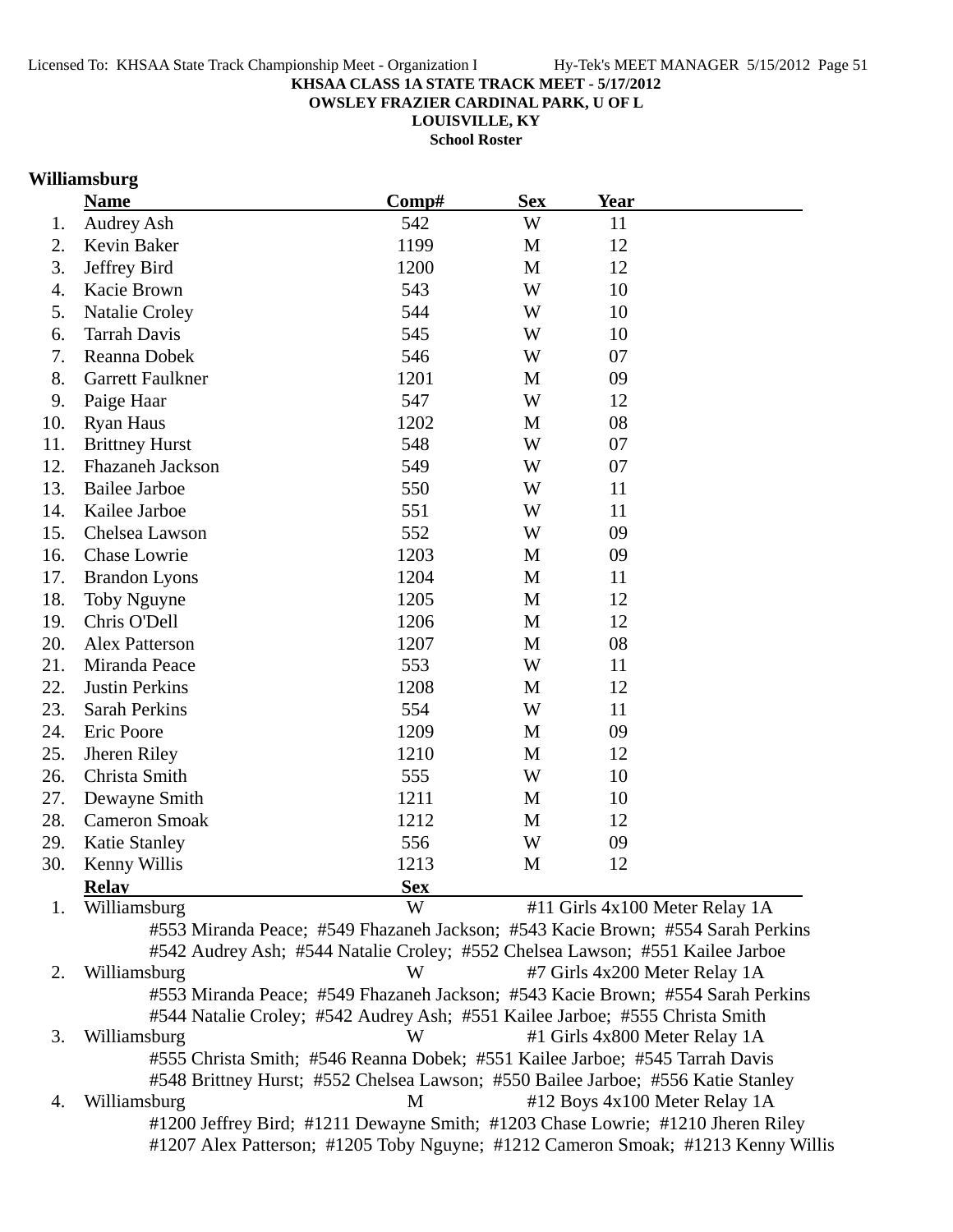**KHSAA CLASS 1A STATE TRACK MEET - 5/17/2012**
**OWSLEY FRAZIER CARDINAL PARK, U OF L**
**LOUISVILLE, KY**
**School Roster**

## Williamsburg

| | Name | Comp# | Sex | Year |
|---|---|---|---|---|
| 1. | Audrey Ash | 542 | W | 11 |
| 2. | Kevin Baker | 1199 | M | 12 |
| 3. | Jeffrey Bird | 1200 | M | 12 |
| 4. | Kacie Brown | 543 | W | 10 |
| 5. | Natalie Croley | 544 | W | 10 |
| 6. | Tarrah Davis | 545 | W | 10 |
| 7. | Reanna Dobek | 546 | W | 07 |
| 8. | Garrett Faulkner | 1201 | M | 09 |
| 9. | Paige Haar | 547 | W | 12 |
| 10. | Ryan Haus | 1202 | M | 08 |
| 11. | Brittney Hurst | 548 | W | 07 |
| 12. | Fhazaneh Jackson | 549 | W | 07 |
| 13. | Bailee Jarboe | 550 | W | 11 |
| 14. | Kailee Jarboe | 551 | W | 11 |
| 15. | Chelsea Lawson | 552 | W | 09 |
| 16. | Chase Lowrie | 1203 | M | 09 |
| 17. | Brandon Lyons | 1204 | M | 11 |
| 18. | Toby Nguyne | 1205 | M | 12 |
| 19. | Chris O'Dell | 1206 | M | 12 |
| 20. | Alex Patterson | 1207 | M | 08 |
| 21. | Miranda Peace | 553 | W | 11 |
| 22. | Justin Perkins | 1208 | M | 12 |
| 23. | Sarah Perkins | 554 | W | 11 |
| 24. | Eric Poore | 1209 | M | 09 |
| 25. | Jheren Riley | 1210 | M | 12 |
| 26. | Christa Smith | 555 | W | 10 |
| 27. | Dewayne Smith | 1211 | M | 10 |
| 28. | Cameron Smoak | 1212 | M | 12 |
| 29. | Katie Stanley | 556 | W | 09 |
| 30. | Kenny Willis | 1213 | M | 12 |

| | Relay | Sex | Event |
|---|---|---|---|
| 1. | Williamsburg | W | #11 Girls 4x100 Meter Relay 1A |
| | #553 Miranda Peace; #549 Fhazaneh Jackson; #543 Kacie Brown; #554 Sarah Perkins | | |
| | #542 Audrey Ash; #544 Natalie Croley; #552 Chelsea Lawson; #551 Kailee Jarboe | | |
| 2. | Williamsburg | W | #7 Girls 4x200 Meter Relay 1A |
| | #553 Miranda Peace; #549 Fhazaneh Jackson; #543 Kacie Brown; #554 Sarah Perkins | | |
| | #544 Natalie Croley; #542 Audrey Ash; #551 Kailee Jarboe; #555 Christa Smith | | |
| 3. | Williamsburg | W | #1 Girls 4x800 Meter Relay 1A |
| | #555 Christa Smith; #546 Reanna Dobek; #551 Kailee Jarboe; #545 Tarrah Davis | | |
| | #548 Brittney Hurst; #552 Chelsea Lawson; #550 Bailee Jarboe; #556 Katie Stanley | | |
| 4. | Williamsburg | M | #12 Boys 4x100 Meter Relay 1A |
| | #1200 Jeffrey Bird; #1211 Dewayne Smith; #1203 Chase Lowrie; #1210 Jheren Riley | | |
| | #1207 Alex Patterson; #1205 Toby Nguyne; #1212 Cameron Smoak; #1213 Kenny Willis | | |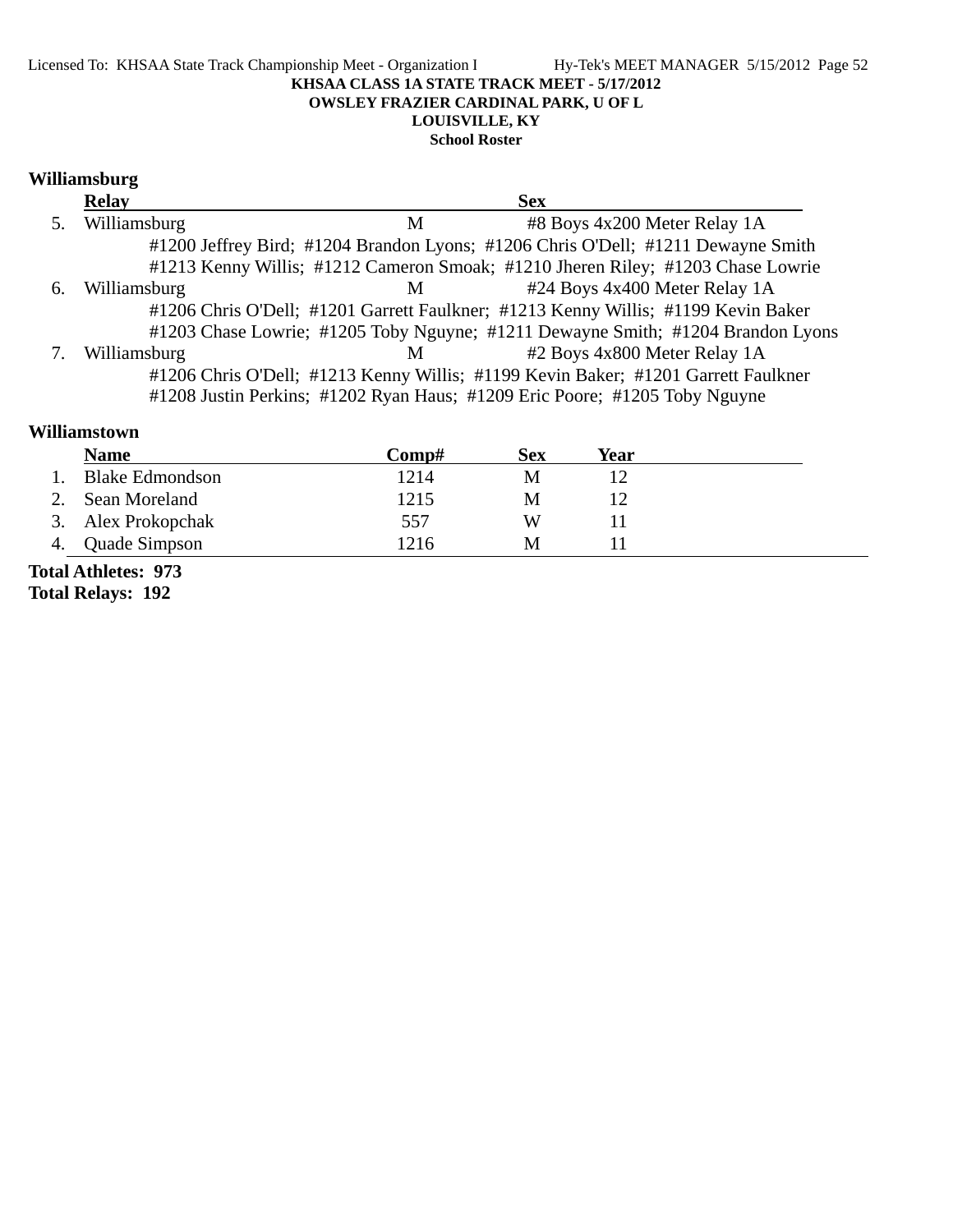KHSAA CLASS 1A STATE TRACK MEET - 5/17/2012
OWSLEY FRAZIER CARDINAL PARK, U OF L
LOUISVILLE, KY
School Roster

### Williamsburg

| | Relay | Sex | |
|---|---|---|---|
| 5. | Williamsburg | M | #8 Boys 4x200 Meter Relay 1A |
| | #1200 Jeffrey Bird; #1204 Brandon Lyons; #1206 Chris O'Dell; #1211 Dewayne Smith | | |
| | #1213 Kenny Willis; #1212 Cameron Smoak; #1210 Jheren Riley; #1203 Chase Lowrie | | |
| 6. | Williamsburg | M | #24 Boys 4x400 Meter Relay 1A |
| | #1206 Chris O'Dell; #1201 Garrett Faulkner; #1213 Kenny Willis; #1199 Kevin Baker | | |
| | #1203 Chase Lowrie; #1205 Toby Nguyne; #1211 Dewayne Smith; #1204 Brandon Lyons | | |
| 7. | Williamsburg | M | #2 Boys 4x800 Meter Relay 1A |
| | #1206 Chris O'Dell; #1213 Kenny Willis; #1199 Kevin Baker; #1201 Garrett Faulkner | | |
| | #1208 Justin Perkins; #1202 Ryan Haus; #1209 Eric Poore; #1205 Toby Nguyne | | |

### Williamstown

| | Name | Comp# | Sex | Year |
|---|---|---|---|---|
| 1. | Blake Edmondson | 1214 | M | 12 |
| 2. | Sean Moreland | 1215 | M | 12 |
| 3. | Alex Prokopchak | 557 | W | 11 |
| 4. | Quade Simpson | 1216 | M | 11 |

**Total Athletes: 973**
**Total Relays: 192**